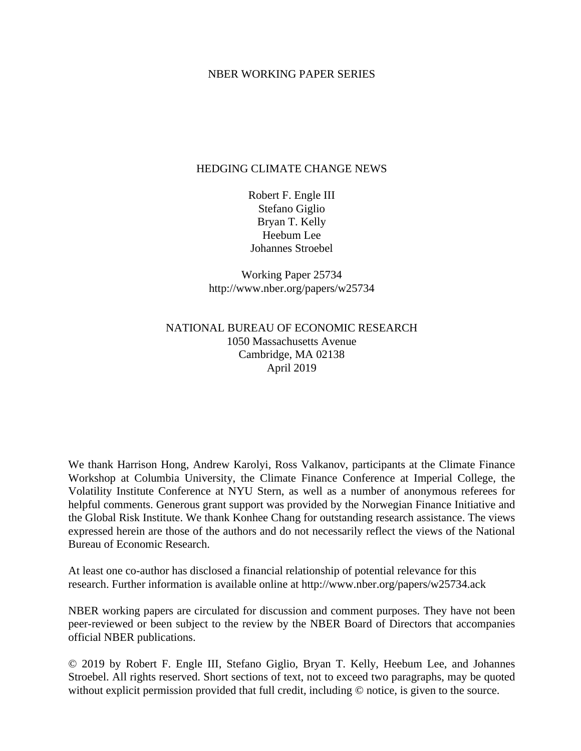NBER WORKING PAPER SERIES

# HEDGING CLIMATE CHANGE NEWS

Robert F. Engle III
Stefano Giglio
Bryan T. Kelly
Heebum Lee
Johannes Stroebel

Working Paper 25734
http://www.nber.org/papers/w25734

NATIONAL BUREAU OF ECONOMIC RESEARCH
1050 Massachusetts Avenue
Cambridge, MA 02138
April 2019

We thank Harrison Hong, Andrew Karolyi, Ross Valkanov, participants at the Climate Finance Workshop at Columbia University, the Climate Finance Conference at Imperial College, the Volatility Institute Conference at NYU Stern, as well as a number of anonymous referees for helpful comments. Generous grant support was provided by the Norwegian Finance Initiative and the Global Risk Institute. We thank Konhee Chang for outstanding research assistance. The views expressed herein are those of the authors and do not necessarily reflect the views of the National Bureau of Economic Research.

At least one co-author has disclosed a financial relationship of potential relevance for this research. Further information is available online at http://www.nber.org/papers/w25734.ack

NBER working papers are circulated for discussion and comment purposes. They have not been peer-reviewed or been subject to the review by the NBER Board of Directors that accompanies official NBER publications.

© 2019 by Robert F. Engle III, Stefano Giglio, Bryan T. Kelly, Heebum Lee, and Johannes Stroebel. All rights reserved. Short sections of text, not to exceed two paragraphs, may be quoted without explicit permission provided that full credit, including © notice, is given to the source.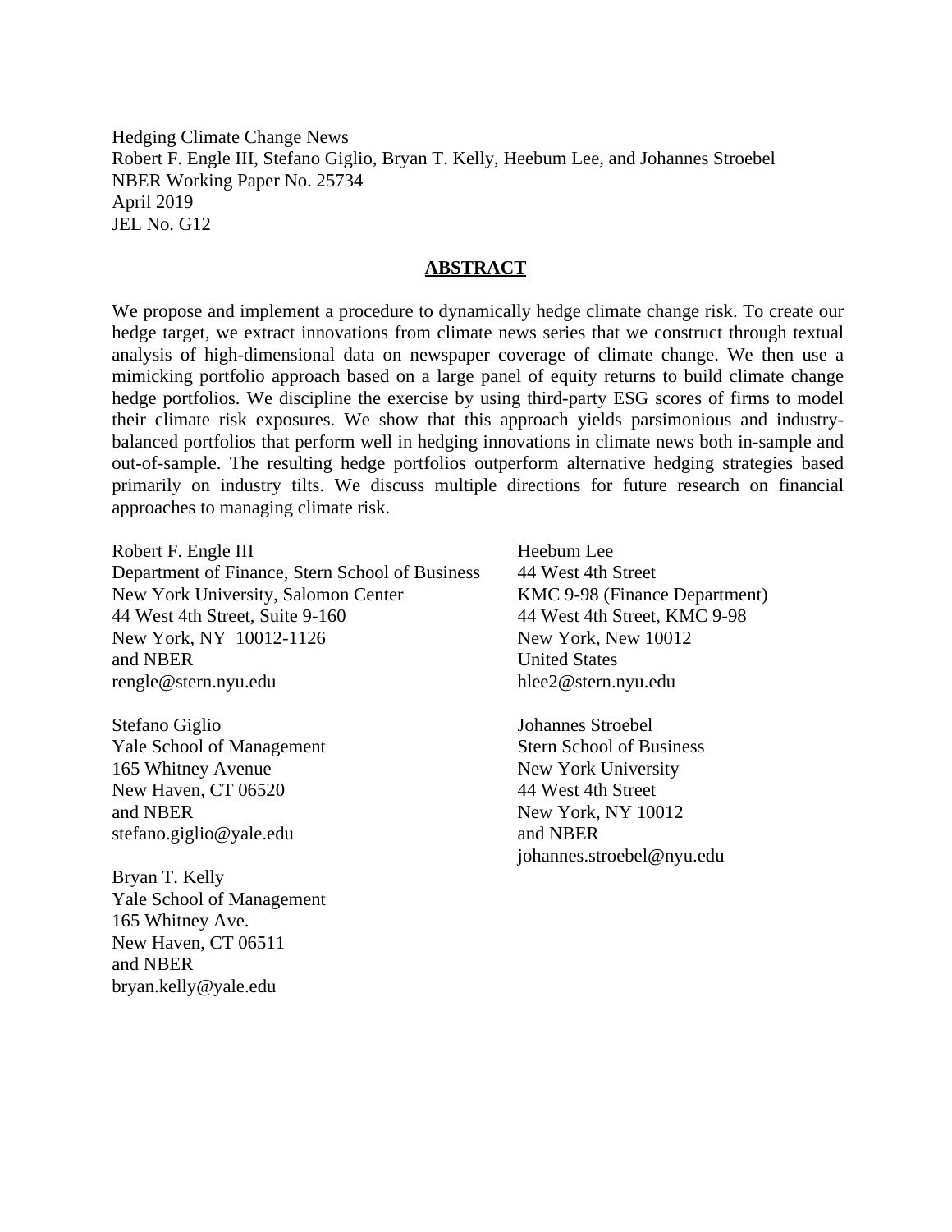Hedging Climate Change News
Robert F. Engle III, Stefano Giglio, Bryan T. Kelly, Heebum Lee, and Johannes Stroebel
NBER Working Paper No. 25734
April 2019
JEL No. G12

## ABSTRACT

We propose and implement a procedure to dynamically hedge climate change risk. To create our hedge target, we extract innovations from climate news series that we construct through textual analysis of high-dimensional data on newspaper coverage of climate change. We then use a mimicking portfolio approach based on a large panel of equity returns to build climate change hedge portfolios. We discipline the exercise by using third-party ESG scores of firms to model their climate risk exposures. We show that this approach yields parsimonious and industry-balanced portfolios that perform well in hedging innovations in climate news both in-sample and out-of-sample. The resulting hedge portfolios outperform alternative hedging strategies based primarily on industry tilts. We discuss multiple directions for future research on financial approaches to managing climate risk.

Robert F. Engle III
Department of Finance, Stern School of Business
New York University, Salomon Center
44 West 4th Street, Suite 9-160
New York, NY 10012-1126
and NBER
rengle@stern.nyu.edu

Stefano Giglio
Yale School of Management
165 Whitney Avenue
New Haven, CT 06520
and NBER
stefano.giglio@yale.edu

Bryan T. Kelly
Yale School of Management
165 Whitney Ave.
New Haven, CT 06511
and NBER
bryan.kelly@yale.edu

Heebum Lee
44 West 4th Street
KMC 9-98 (Finance Department)
44 West 4th Street, KMC 9-98
New York, New 10012
United States
hlee2@stern.nyu.edu

Johannes Stroebel
Stern School of Business
New York University
44 West 4th Street
New York, NY 10012
and NBER
johannes.stroebel@nyu.edu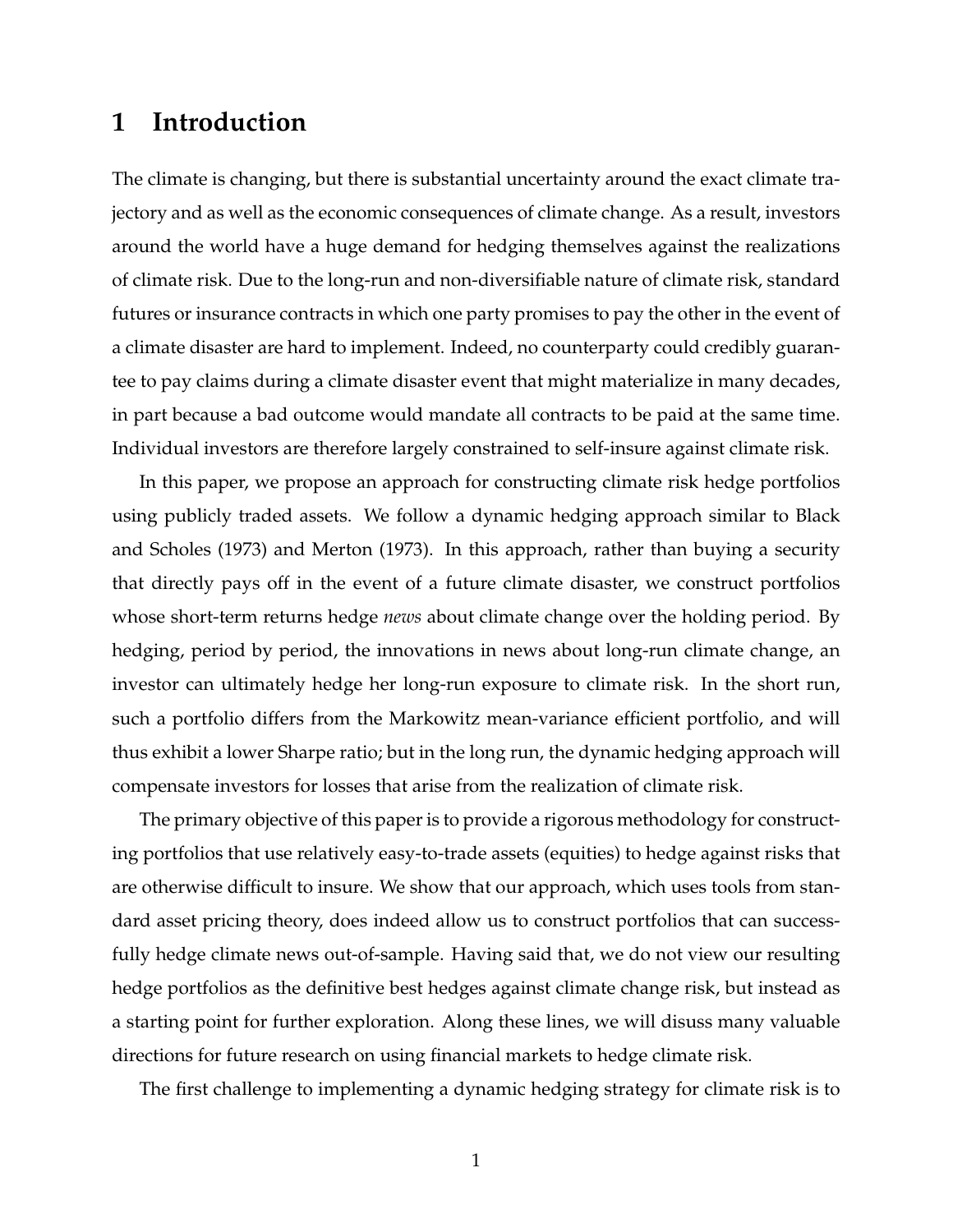# 1 Introduction

The climate is changing, but there is substantial uncertainty around the exact climate trajectory and as well as the economic consequences of climate change. As a result, investors around the world have a huge demand for hedging themselves against the realizations of climate risk. Due to the long-run and non-diversifiable nature of climate risk, standard futures or insurance contracts in which one party promises to pay the other in the event of a climate disaster are hard to implement. Indeed, no counterparty could credibly guarantee to pay claims during a climate disaster event that might materialize in many decades, in part because a bad outcome would mandate all contracts to be paid at the same time. Individual investors are therefore largely constrained to self-insure against climate risk.

In this paper, we propose an approach for constructing climate risk hedge portfolios using publicly traded assets. We follow a dynamic hedging approach similar to Black and Scholes (1973) and Merton (1973). In this approach, rather than buying a security that directly pays off in the event of a future climate disaster, we construct portfolios whose short-term returns hedge *news* about climate change over the holding period. By hedging, period by period, the innovations in news about long-run climate change, an investor can ultimately hedge her long-run exposure to climate risk. In the short run, such a portfolio differs from the Markowitz mean-variance efficient portfolio, and will thus exhibit a lower Sharpe ratio; but in the long run, the dynamic hedging approach will compensate investors for losses that arise from the realization of climate risk.

The primary objective of this paper is to provide a rigorous methodology for constructing portfolios that use relatively easy-to-trade assets (equities) to hedge against risks that are otherwise difficult to insure. We show that our approach, which uses tools from standard asset pricing theory, does indeed allow us to construct portfolios that can successfully hedge climate news out-of-sample. Having said that, we do not view our resulting hedge portfolios as the definitive best hedges against climate change risk, but instead as a starting point for further exploration. Along these lines, we will disuss many valuable directions for future research on using financial markets to hedge climate risk.

The first challenge to implementing a dynamic hedging strategy for climate risk is to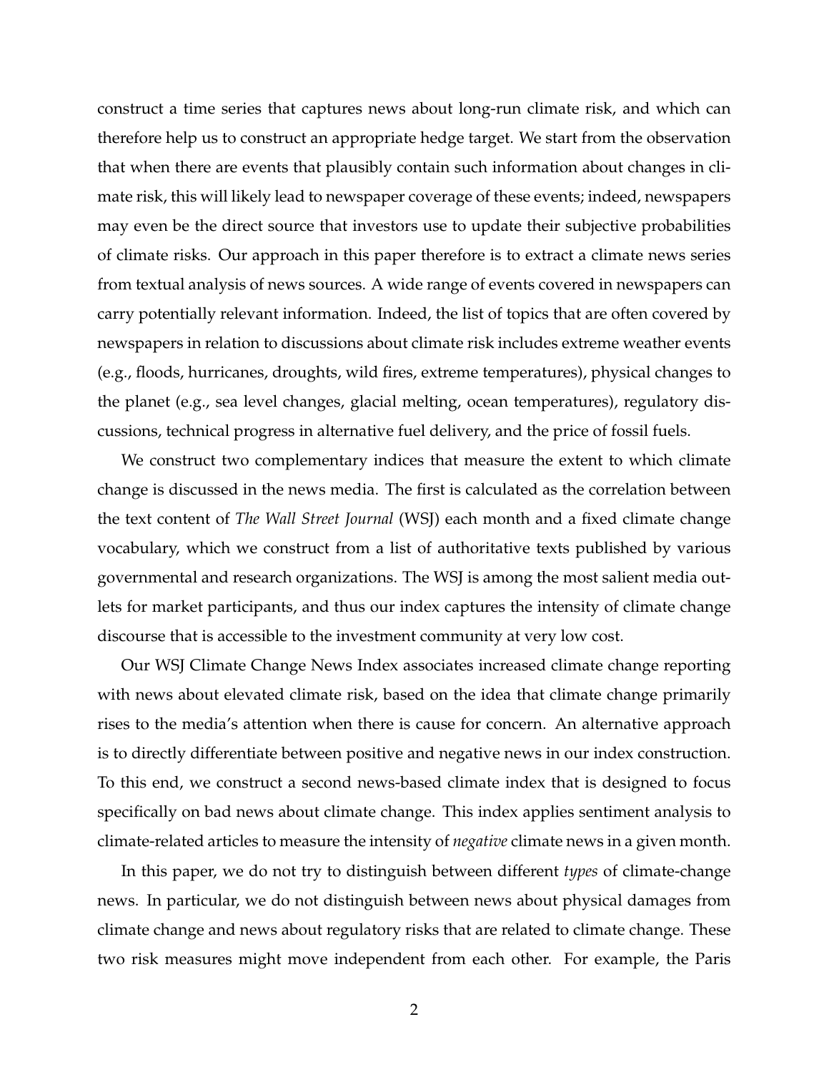construct a time series that captures news about long-run climate risk, and which can therefore help us to construct an appropriate hedge target. We start from the observation that when there are events that plausibly contain such information about changes in climate risk, this will likely lead to newspaper coverage of these events; indeed, newspapers may even be the direct source that investors use to update their subjective probabilities of climate risks. Our approach in this paper therefore is to extract a climate news series from textual analysis of news sources. A wide range of events covered in newspapers can carry potentially relevant information. Indeed, the list of topics that are often covered by newspapers in relation to discussions about climate risk includes extreme weather events (e.g., floods, hurricanes, droughts, wild fires, extreme temperatures), physical changes to the planet (e.g., sea level changes, glacial melting, ocean temperatures), regulatory discussions, technical progress in alternative fuel delivery, and the price of fossil fuels.

We construct two complementary indices that measure the extent to which climate change is discussed in the news media. The first is calculated as the correlation between the text content of *The Wall Street Journal* (WSJ) each month and a fixed climate change vocabulary, which we construct from a list of authoritative texts published by various governmental and research organizations. The WSJ is among the most salient media outlets for market participants, and thus our index captures the intensity of climate change discourse that is accessible to the investment community at very low cost.

Our WSJ Climate Change News Index associates increased climate change reporting with news about elevated climate risk, based on the idea that climate change primarily rises to the media's attention when there is cause for concern. An alternative approach is to directly differentiate between positive and negative news in our index construction. To this end, we construct a second news-based climate index that is designed to focus specifically on bad news about climate change. This index applies sentiment analysis to climate-related articles to measure the intensity of *negative* climate news in a given month.

In this paper, we do not try to distinguish between different *types* of climate-change news. In particular, we do not distinguish between news about physical damages from climate change and news about regulatory risks that are related to climate change. These two risk measures might move independent from each other. For example, the Paris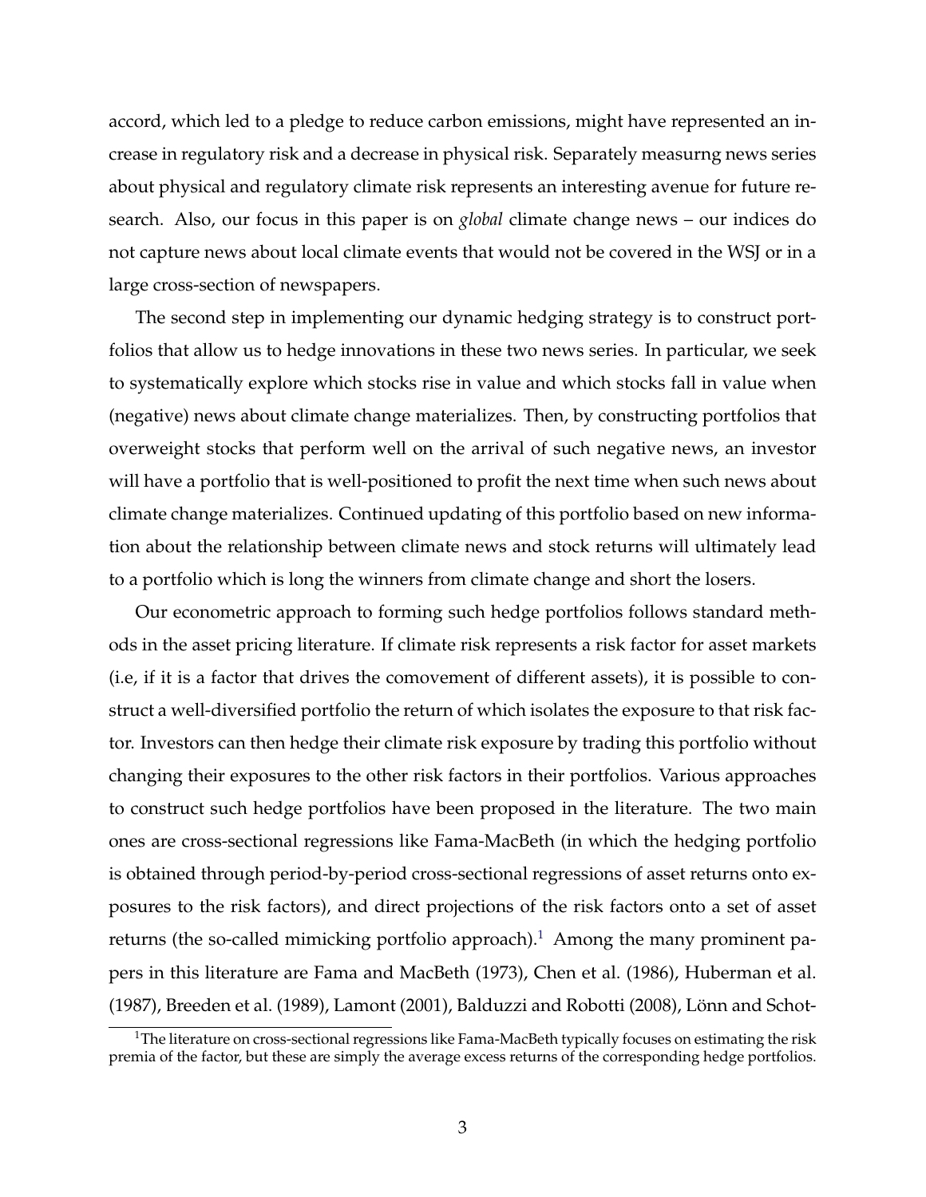accord, which led to a pledge to reduce carbon emissions, might have represented an increase in regulatory risk and a decrease in physical risk. Separately measurng news series about physical and regulatory climate risk represents an interesting avenue for future research. Also, our focus in this paper is on *global* climate change news – our indices do not capture news about local climate events that would not be covered in the WSJ or in a large cross-section of newspapers.

The second step in implementing our dynamic hedging strategy is to construct portfolios that allow us to hedge innovations in these two news series. In particular, we seek to systematically explore which stocks rise in value and which stocks fall in value when (negative) news about climate change materializes. Then, by constructing portfolios that overweight stocks that perform well on the arrival of such negative news, an investor will have a portfolio that is well-positioned to profit the next time when such news about climate change materializes. Continued updating of this portfolio based on new information about the relationship between climate news and stock returns will ultimately lead to a portfolio which is long the winners from climate change and short the losers.

Our econometric approach to forming such hedge portfolios follows standard methods in the asset pricing literature. If climate risk represents a risk factor for asset markets (i.e, if it is a factor that drives the comovement of different assets), it is possible to construct a well-diversified portfolio the return of which isolates the exposure to that risk factor. Investors can then hedge their climate risk exposure by trading this portfolio without changing their exposures to the other risk factors in their portfolios. Various approaches to construct such hedge portfolios have been proposed in the literature. The two main ones are cross-sectional regressions like Fama-MacBeth (in which the hedging portfolio is obtained through period-by-period cross-sectional regressions of asset returns onto exposures to the risk factors), and direct projections of the risk factors onto a set of asset returns (the so-called mimicking portfolio approach).[1] Among the many prominent papers in this literature are Fama and MacBeth (1973), Chen et al. (1986), Huberman et al. (1987), Breeden et al. (1989), Lamont (2001), Balduzzi and Robotti (2008), Lönn and Schot-

[1]The literature on cross-sectional regressions like Fama-MacBeth typically focuses on estimating the risk premia of the factor, but these are simply the average excess returns of the corresponding hedge portfolios.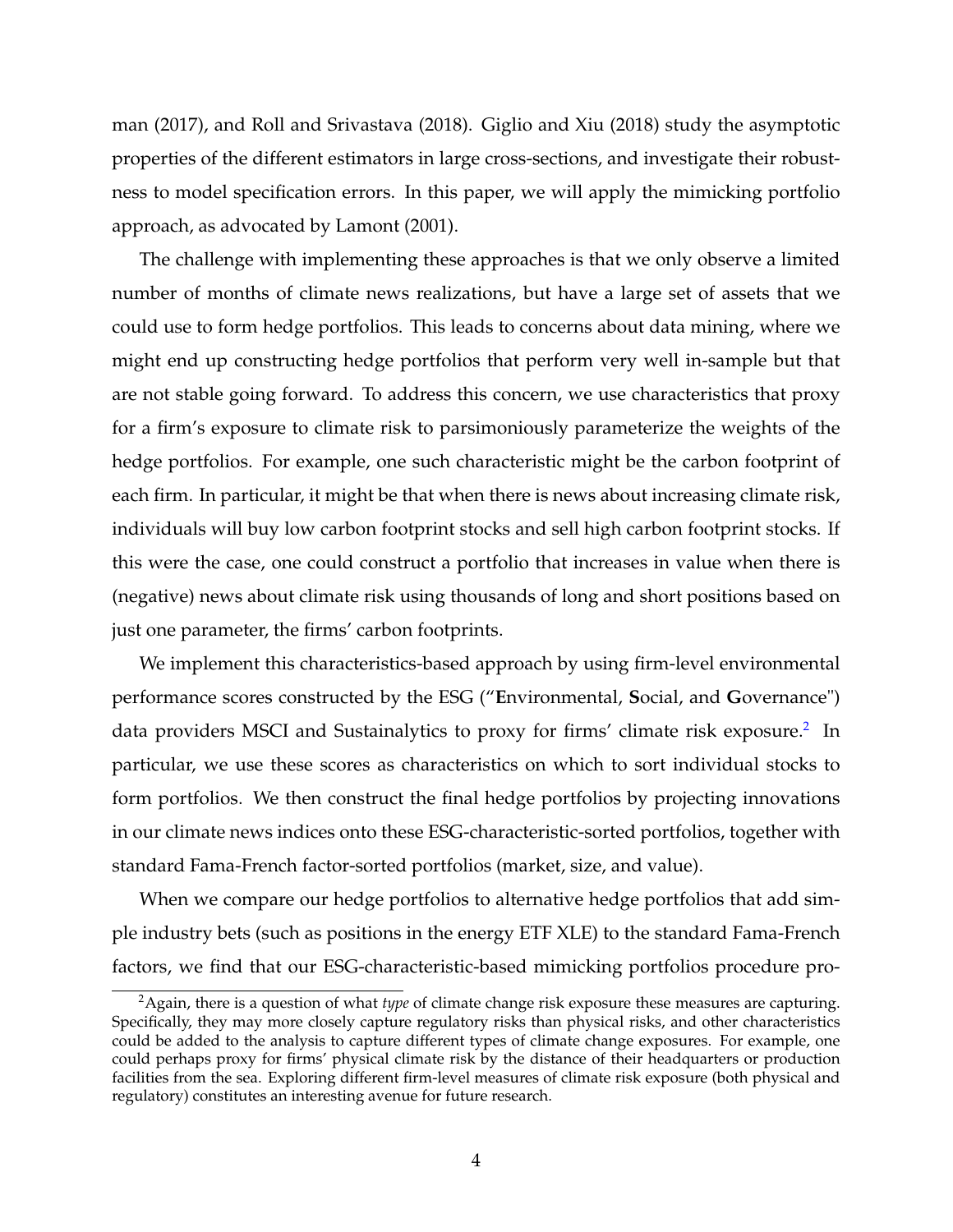man (2017), and Roll and Srivastava (2018). Giglio and Xiu (2018) study the asymptotic properties of the different estimators in large cross-sections, and investigate their robustness to model specification errors. In this paper, we will apply the mimicking portfolio approach, as advocated by Lamont (2001).

The challenge with implementing these approaches is that we only observe a limited number of months of climate news realizations, but have a large set of assets that we could use to form hedge portfolios. This leads to concerns about data mining, where we might end up constructing hedge portfolios that perform very well in-sample but that are not stable going forward. To address this concern, we use characteristics that proxy for a firm's exposure to climate risk to parsimoniously parameterize the weights of the hedge portfolios. For example, one such characteristic might be the carbon footprint of each firm. In particular, it might be that when there is news about increasing climate risk, individuals will buy low carbon footprint stocks and sell high carbon footprint stocks. If this were the case, one could construct a portfolio that increases in value when there is (negative) news about climate risk using thousands of long and short positions based on just one parameter, the firms' carbon footprints.

We implement this characteristics-based approach by using firm-level environmental performance scores constructed by the ESG ("**E**nvironmental, **S**ocial, and **G**overnance") data providers MSCI and Sustainalytics to proxy for firms' climate risk exposure.[2] In particular, we use these scores as characteristics on which to sort individual stocks to form portfolios. We then construct the final hedge portfolios by projecting innovations in our climate news indices onto these ESG-characteristic-sorted portfolios, together with standard Fama-French factor-sorted portfolios (market, size, and value).

When we compare our hedge portfolios to alternative hedge portfolios that add simple industry bets (such as positions in the energy ETF XLE) to the standard Fama-French factors, we find that our ESG-characteristic-based mimicking portfolios procedure pro-

[2] Again, there is a question of what *type* of climate change risk exposure these measures are capturing. Specifically, they may more closely capture regulatory risks than physical risks, and other characteristics could be added to the analysis to capture different types of climate change exposures. For example, one could perhaps proxy for firms' physical climate risk by the distance of their headquarters or production facilities from the sea. Exploring different firm-level measures of climate risk exposure (both physical and regulatory) constitutes an interesting avenue for future research.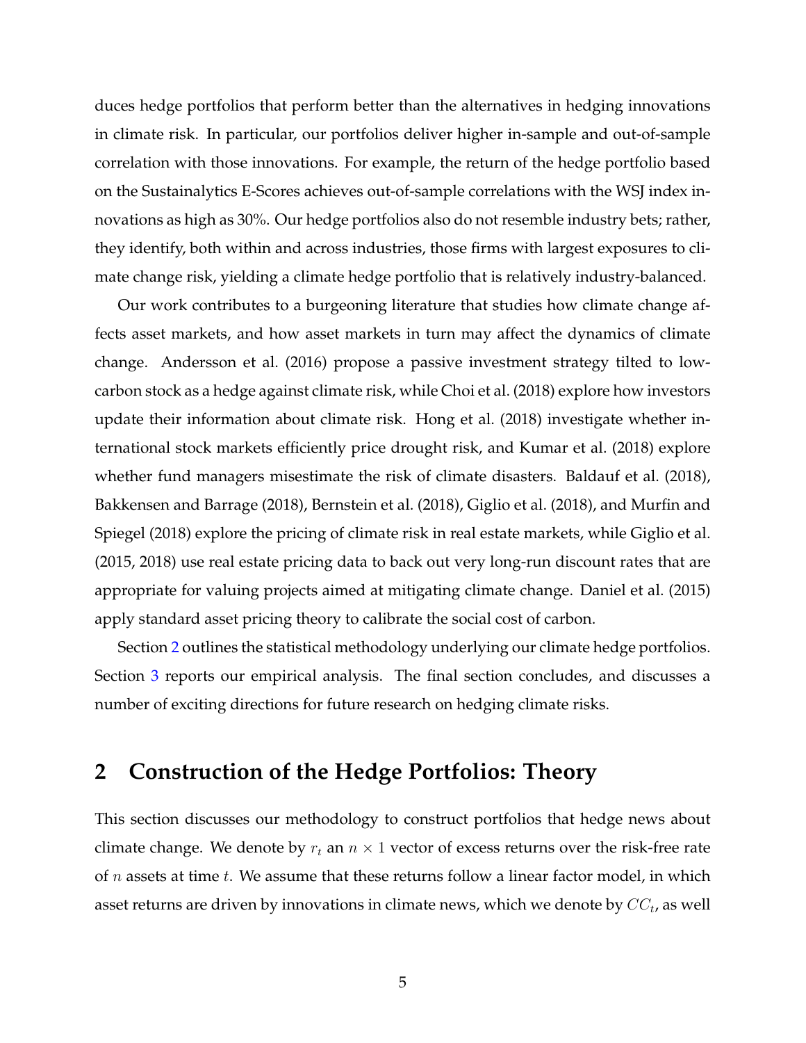duces hedge portfolios that perform better than the alternatives in hedging innovations in climate risk. In particular, our portfolios deliver higher in-sample and out-of-sample correlation with those innovations. For example, the return of the hedge portfolio based on the Sustainalytics E-Scores achieves out-of-sample correlations with the WSJ index innovations as high as 30%. Our hedge portfolios also do not resemble industry bets; rather, they identify, both within and across industries, those firms with largest exposures to climate change risk, yielding a climate hedge portfolio that is relatively industry-balanced.

Our work contributes to a burgeoning literature that studies how climate change affects asset markets, and how asset markets in turn may affect the dynamics of climate change. Andersson et al. (2016) propose a passive investment strategy tilted to low-carbon stock as a hedge against climate risk, while Choi et al. (2018) explore how investors update their information about climate risk. Hong et al. (2018) investigate whether international stock markets efficiently price drought risk, and Kumar et al. (2018) explore whether fund managers misestimate the risk of climate disasters. Baldauf et al. (2018), Bakkensen and Barrage (2018), Bernstein et al. (2018), Giglio et al. (2018), and Murfin and Spiegel (2018) explore the pricing of climate risk in real estate markets, while Giglio et al. (2015, 2018) use real estate pricing data to back out very long-run discount rates that are appropriate for valuing projects aimed at mitigating climate change. Daniel et al. (2015) apply standard asset pricing theory to calibrate the social cost of carbon.

Section 2 outlines the statistical methodology underlying our climate hedge portfolios. Section 3 reports our empirical analysis. The final section concludes, and discusses a number of exciting directions for future research on hedging climate risks.

## 2 Construction of the Hedge Portfolios: Theory

This section discusses our methodology to construct portfolios that hedge news about climate change. We denote by $r_t$ an $n \times 1$ vector of excess returns over the risk-free rate of $n$ assets at time $t$. We assume that these returns follow a linear factor model, in which asset returns are driven by innovations in climate news, which we denote by $CC_t$, as well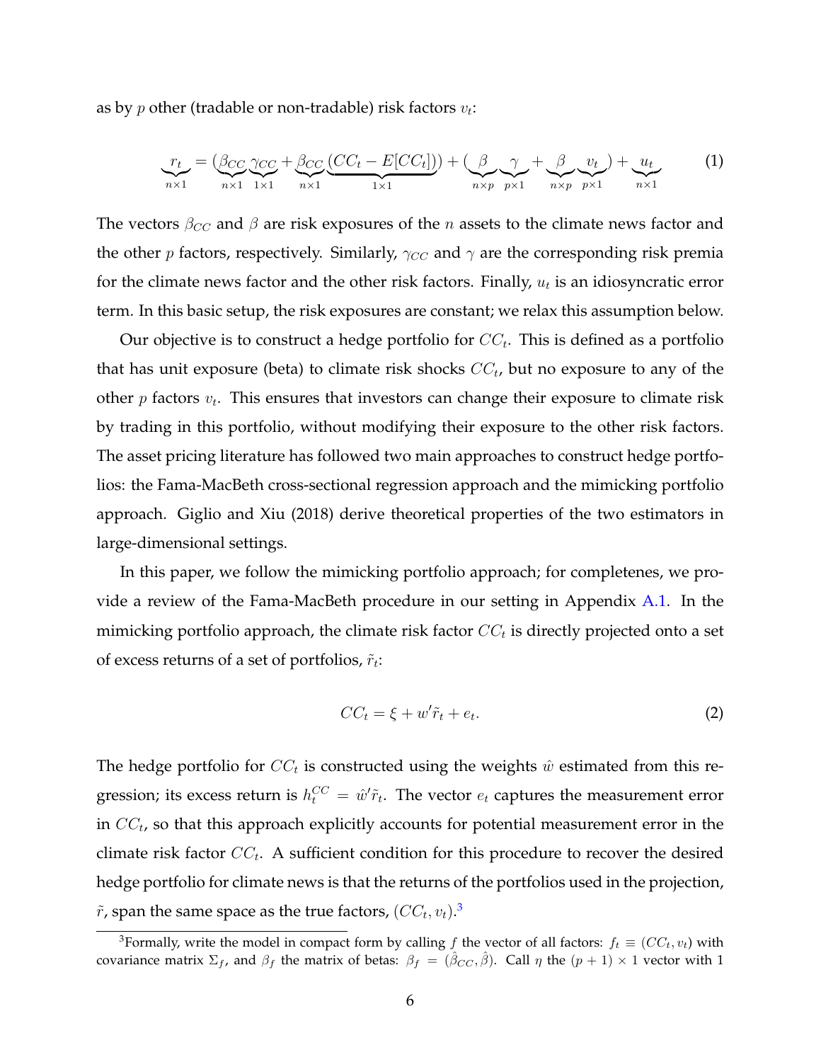as by $p$ other (tradable or non-tradable) risk factors $v_t$:

$$\underbrace{r_t}_{n\times 1} = (\underbrace{\beta_{CC}}_{n\times 1}\underbrace{\gamma_{CC}}_{1\times 1} + \underbrace{\beta_{CC}}_{n\times 1}\underbrace{(CC_t - E[CC_t])}_{1\times 1}) + (\underbrace{\beta}_{n\times p}\underbrace{\gamma}_{p\times 1} + \underbrace{\beta}_{n\times p}\underbrace{v_t}_{p\times 1}) + \underbrace{u_t}_{n\times 1} \tag{1}$$

The vectors $\beta_{CC}$ and $\beta$ are risk exposures of the $n$ assets to the climate news factor and the other $p$ factors, respectively. Similarly, $\gamma_{CC}$ and $\gamma$ are the corresponding risk premia for the climate news factor and the other risk factors. Finally, $u_t$ is an idiosyncratic error term. In this basic setup, the risk exposures are constant; we relax this assumption below.

Our objective is to construct a hedge portfolio for $CC_t$. This is defined as a portfolio that has unit exposure (beta) to climate risk shocks $CC_t$, but no exposure to any of the other $p$ factors $v_t$. This ensures that investors can change their exposure to climate risk by trading in this portfolio, without modifying their exposure to the other risk factors. The asset pricing literature has followed two main approaches to construct hedge portfolios: the Fama-MacBeth cross-sectional regression approach and the mimicking portfolio approach. Giglio and Xiu (2018) derive theoretical properties of the two estimators in large-dimensional settings.

In this paper, we follow the mimicking portfolio approach; for completenes, we provide a review of the Fama-MacBeth procedure in our setting in Appendix A.1. In the mimicking portfolio approach, the climate risk factor $CC_t$ is directly projected onto a set of excess returns of a set of portfolios, $\tilde{r}_t$:

$$CC_t = \xi + w'\tilde{r}_t + e_t. \tag{2}$$

The hedge portfolio for $CC_t$ is constructed using the weights $\hat{w}$ estimated from this regression; its excess return is $h_t^{CC} = \hat{w}'\tilde{r}_t$. The vector $e_t$ captures the measurement error in $CC_t$, so that this approach explicitly accounts for potential measurement error in the climate risk factor $CC_t$. A sufficient condition for this procedure to recover the desired hedge portfolio for climate news is that the returns of the portfolios used in the projection, $\tilde{r}$, span the same space as the true factors, $(CC_t, v_t)$.[3]

[3]Formally, write the model in compact form by calling $f$ the vector of all factors: $f_t \equiv (CC_t, v_t)$ with covariance matrix $\Sigma_f$, and $\beta_f$ the matrix of betas: $\beta_f = (\hat{\beta}_{CC}, \hat{\beta})$. Call $\eta$ the $(p+1) \times 1$ vector with 1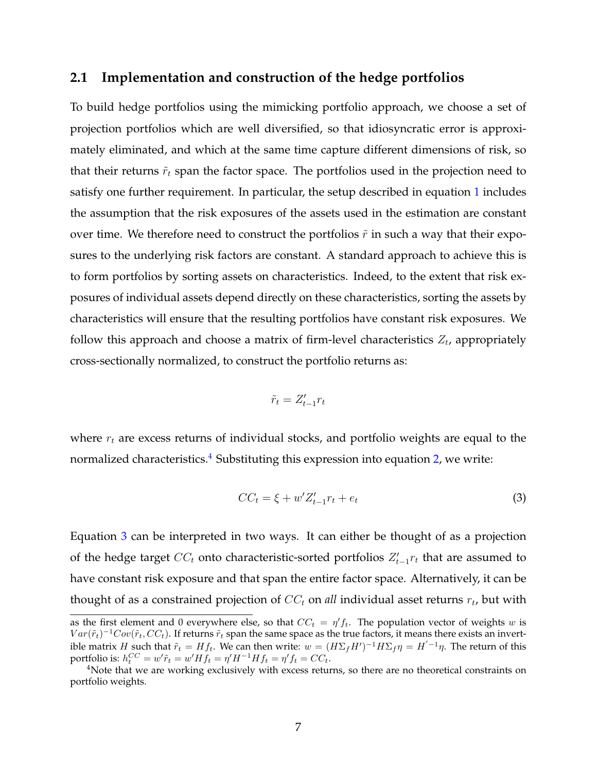## 2.1 Implementation and construction of the hedge portfolios

To build hedge portfolios using the mimicking portfolio approach, we choose a set of projection portfolios which are well diversified, so that idiosyncratic error is approximately eliminated, and which at the same time capture different dimensions of risk, so that their returns $\tilde{r}_t$ span the factor space. The portfolios used in the projection need to satisfy one further requirement. In particular, the setup described in equation 1 includes the assumption that the risk exposures of the assets used in the estimation are constant over time. We therefore need to construct the portfolios $\tilde{r}$ in such a way that their exposures to the underlying risk factors are constant. A standard approach to achieve this is to form portfolios by sorting assets on characteristics. Indeed, to the extent that risk exposures of individual assets depend directly on these characteristics, sorting the assets by characteristics will ensure that the resulting portfolios have constant risk exposures. We follow this approach and choose a matrix of firm-level characteristics $Z_t$, appropriately cross-sectionally normalized, to construct the portfolio returns as:

$$\tilde{r}_t = Z'_{t-1} r_t$$

where $r_t$ are excess returns of individual stocks, and portfolio weights are equal to the normalized characteristics.[4] Substituting this expression into equation 2, we write:

$$CC_t = \xi + w' Z'_{t-1} r_t + e_t \tag{3}$$

Equation 3 can be interpreted in two ways. It can either be thought of as a projection of the hedge target $CC_t$ onto characteristic-sorted portfolios $Z'_{t-1} r_t$ that are assumed to have constant risk exposure and that span the entire factor space. Alternatively, it can be thought of as a constrained projection of $CC_t$ on *all* individual asset returns $r_t$, but with

as the first element and 0 everywhere else, so that $CC_t = \eta' f_t$. The population vector of weights $w$ is $Var(\tilde{r}_t)^{-1} Cov(\tilde{r}_t, CC_t)$. If returns $\tilde{r}_t$ span the same space as the true factors, it means there exists an invertible matrix $H$ such that $\tilde{r}_t = H f_t$. We can then write: $w = (H \Sigma_f H')^{-1} H \Sigma_f \eta = H'^{-1} \eta$. The return of this portfolio is: $h_t^{CC} = w' \tilde{r}_t = w' H f_t = \eta' H^{-1} H f_t = \eta' f_t = CC_t$.

[4] Note that we are working exclusively with excess returns, so there are no theoretical constraints on portfolio weights.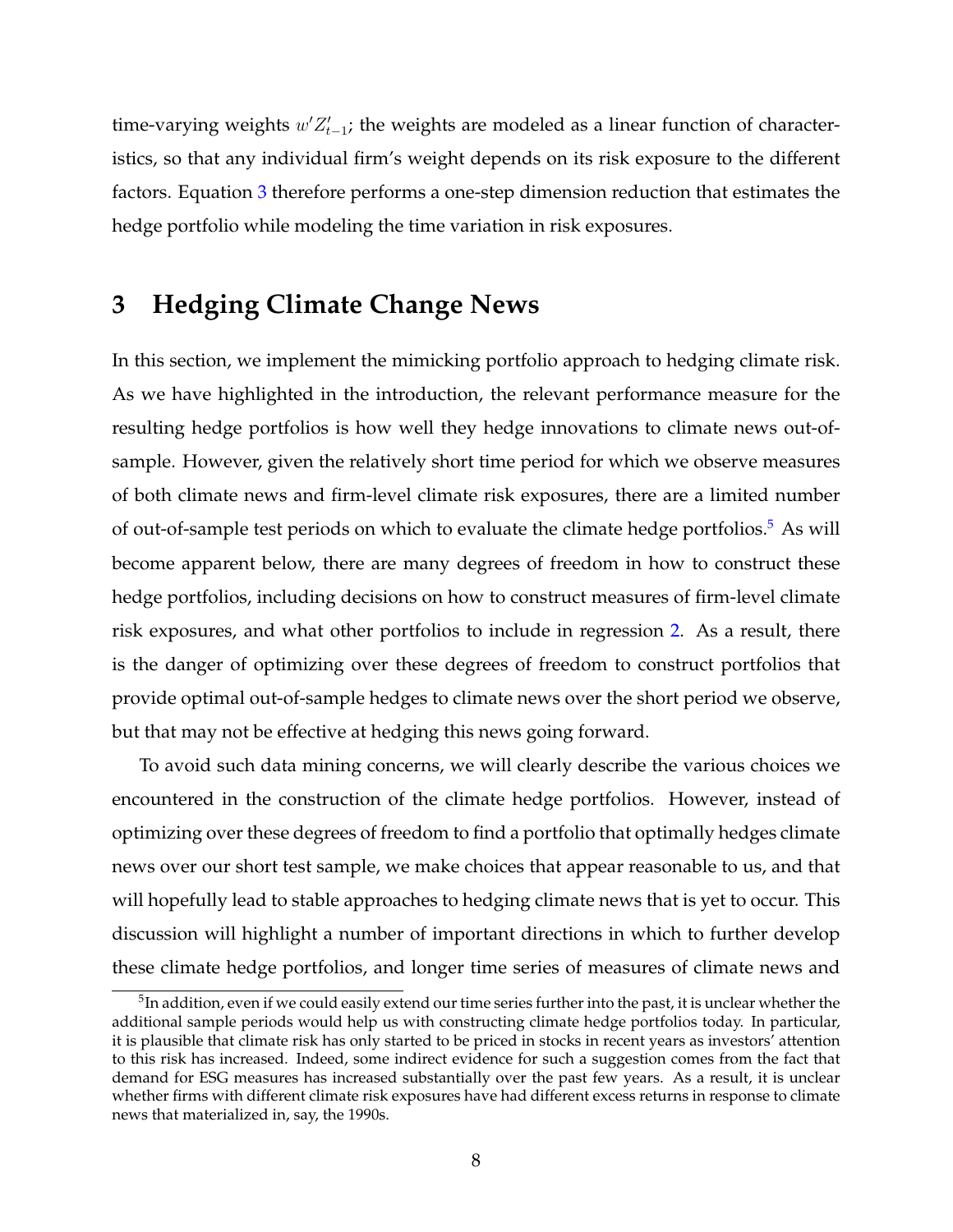time-varying weights $w'Z'_{t-1}$; the weights are modeled as a linear function of characteristics, so that any individual firm's weight depends on its risk exposure to the different factors. Equation 3 therefore performs a one-step dimension reduction that estimates the hedge portfolio while modeling the time variation in risk exposures.

# 3 Hedging Climate Change News

In this section, we implement the mimicking portfolio approach to hedging climate risk. As we have highlighted in the introduction, the relevant performance measure for the resulting hedge portfolios is how well they hedge innovations to climate news out-of-sample. However, given the relatively short time period for which we observe measures of both climate news and firm-level climate risk exposures, there are a limited number of out-of-sample test periods on which to evaluate the climate hedge portfolios.[5] As will become apparent below, there are many degrees of freedom in how to construct these hedge portfolios, including decisions on how to construct measures of firm-level climate risk exposures, and what other portfolios to include in regression 2. As a result, there is the danger of optimizing over these degrees of freedom to construct portfolios that provide optimal out-of-sample hedges to climate news over the short period we observe, but that may not be effective at hedging this news going forward.

To avoid such data mining concerns, we will clearly describe the various choices we encountered in the construction of the climate hedge portfolios. However, instead of optimizing over these degrees of freedom to find a portfolio that optimally hedges climate news over our short test sample, we make choices that appear reasonable to us, and that will hopefully lead to stable approaches to hedging climate news that is yet to occur. This discussion will highlight a number of important directions in which to further develop these climate hedge portfolios, and longer time series of measures of climate news and

[5] In addition, even if we could easily extend our time series further into the past, it is unclear whether the additional sample periods would help us with constructing climate hedge portfolios today. In particular, it is plausible that climate risk has only started to be priced in stocks in recent years as investors' attention to this risk has increased. Indeed, some indirect evidence for such a suggestion comes from the fact that demand for ESG measures has increased substantially over the past few years. As a result, it is unclear whether firms with different climate risk exposures have had different excess returns in response to climate news that materialized in, say, the 1990s.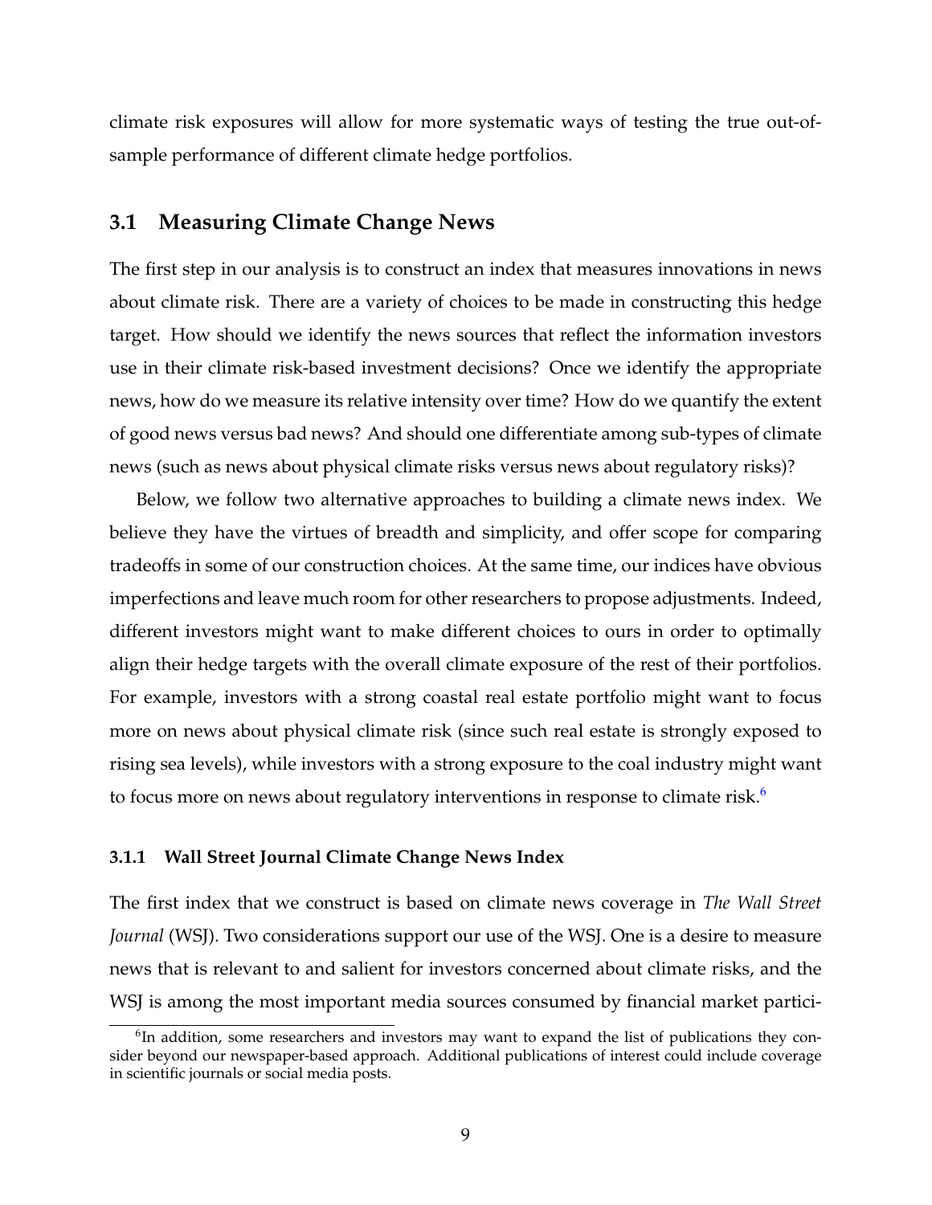climate risk exposures will allow for more systematic ways of testing the true out-of-sample performance of different climate hedge portfolios.

## 3.1 Measuring Climate Change News

The first step in our analysis is to construct an index that measures innovations in news about climate risk. There are a variety of choices to be made in constructing this hedge target. How should we identify the news sources that reflect the information investors use in their climate risk-based investment decisions? Once we identify the appropriate news, how do we measure its relative intensity over time? How do we quantify the extent of good news versus bad news? And should one differentiate among sub-types of climate news (such as news about physical climate risks versus news about regulatory risks)?

Below, we follow two alternative approaches to building a climate news index. We believe they have the virtues of breadth and simplicity, and offer scope for comparing tradeoffs in some of our construction choices. At the same time, our indices have obvious imperfections and leave much room for other researchers to propose adjustments. Indeed, different investors might want to make different choices to ours in order to optimally align their hedge targets with the overall climate exposure of the rest of their portfolios. For example, investors with a strong coastal real estate portfolio might want to focus more on news about physical climate risk (since such real estate is strongly exposed to rising sea levels), while investors with a strong exposure to the coal industry might want to focus more on news about regulatory interventions in response to climate risk.[6]

### 3.1.1 Wall Street Journal Climate Change News Index

The first index that we construct is based on climate news coverage in *The Wall Street Journal* (WSJ). Two considerations support our use of the WSJ. One is a desire to measure news that is relevant to and salient for investors concerned about climate risks, and the WSJ is among the most important media sources consumed by financial market partici-

[6] In addition, some researchers and investors may want to expand the list of publications they consider beyond our newspaper-based approach. Additional publications of interest could include coverage in scientific journals or social media posts.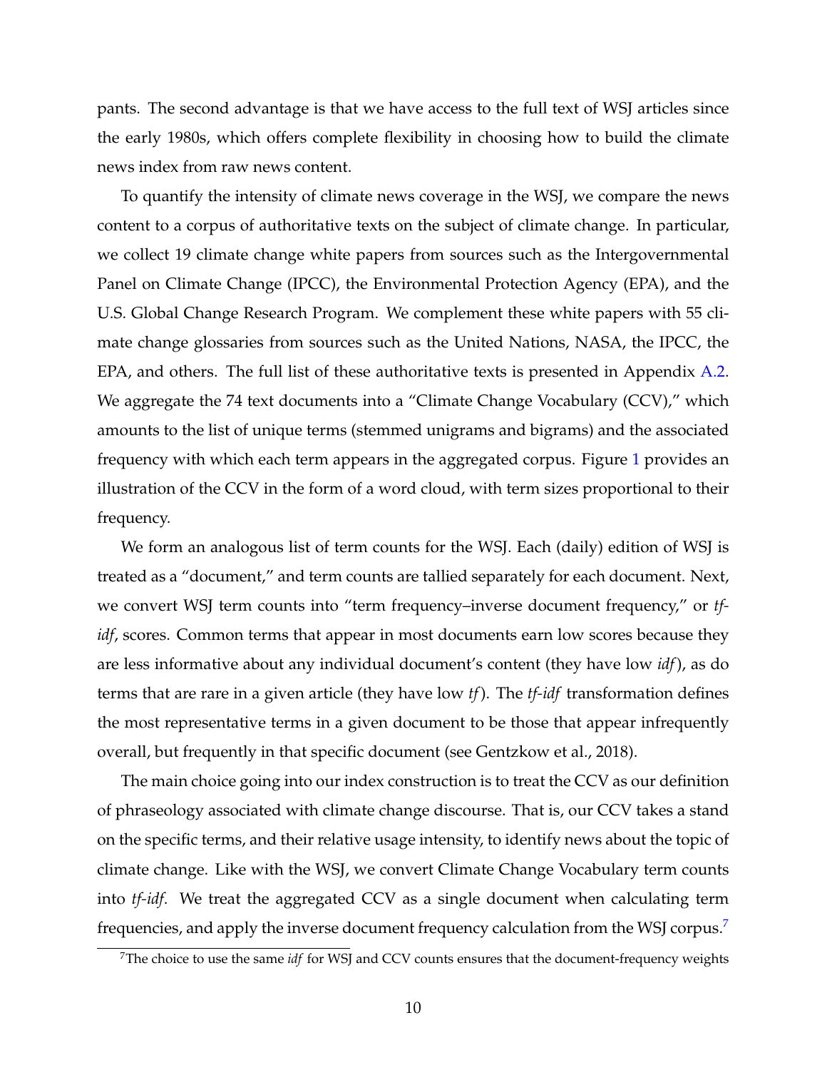pants. The second advantage is that we have access to the full text of WSJ articles since the early 1980s, which offers complete flexibility in choosing how to build the climate news index from raw news content.

To quantify the intensity of climate news coverage in the WSJ, we compare the news content to a corpus of authoritative texts on the subject of climate change. In particular, we collect 19 climate change white papers from sources such as the Intergovernmental Panel on Climate Change (IPCC), the Environmental Protection Agency (EPA), and the U.S. Global Change Research Program. We complement these white papers with 55 climate change glossaries from sources such as the United Nations, NASA, the IPCC, the EPA, and others. The full list of these authoritative texts is presented in Appendix A.2. We aggregate the 74 text documents into a "Climate Change Vocabulary (CCV)," which amounts to the list of unique terms (stemmed unigrams and bigrams) and the associated frequency with which each term appears in the aggregated corpus. Figure 1 provides an illustration of the CCV in the form of a word cloud, with term sizes proportional to their frequency.

We form an analogous list of term counts for the WSJ. Each (daily) edition of WSJ is treated as a "document," and term counts are tallied separately for each document. Next, we convert WSJ term counts into "term frequency–inverse document frequency," or *tf-idf*, scores. Common terms that appear in most documents earn low scores because they are less informative about any individual document's content (they have low *idf*), as do terms that are rare in a given article (they have low *tf*). The *tf-idf* transformation defines the most representative terms in a given document to be those that appear infrequently overall, but frequently in that specific document (see Gentzkow et al., 2018).

The main choice going into our index construction is to treat the CCV as our definition of phraseology associated with climate change discourse. That is, our CCV takes a stand on the specific terms, and their relative usage intensity, to identify news about the topic of climate change. Like with the WSJ, we convert Climate Change Vocabulary term counts into *tf-idf*. We treat the aggregated CCV as a single document when calculating term frequencies, and apply the inverse document frequency calculation from the WSJ corpus.[7]

[7]The choice to use the same *idf* for WSJ and CCV counts ensures that the document-frequency weights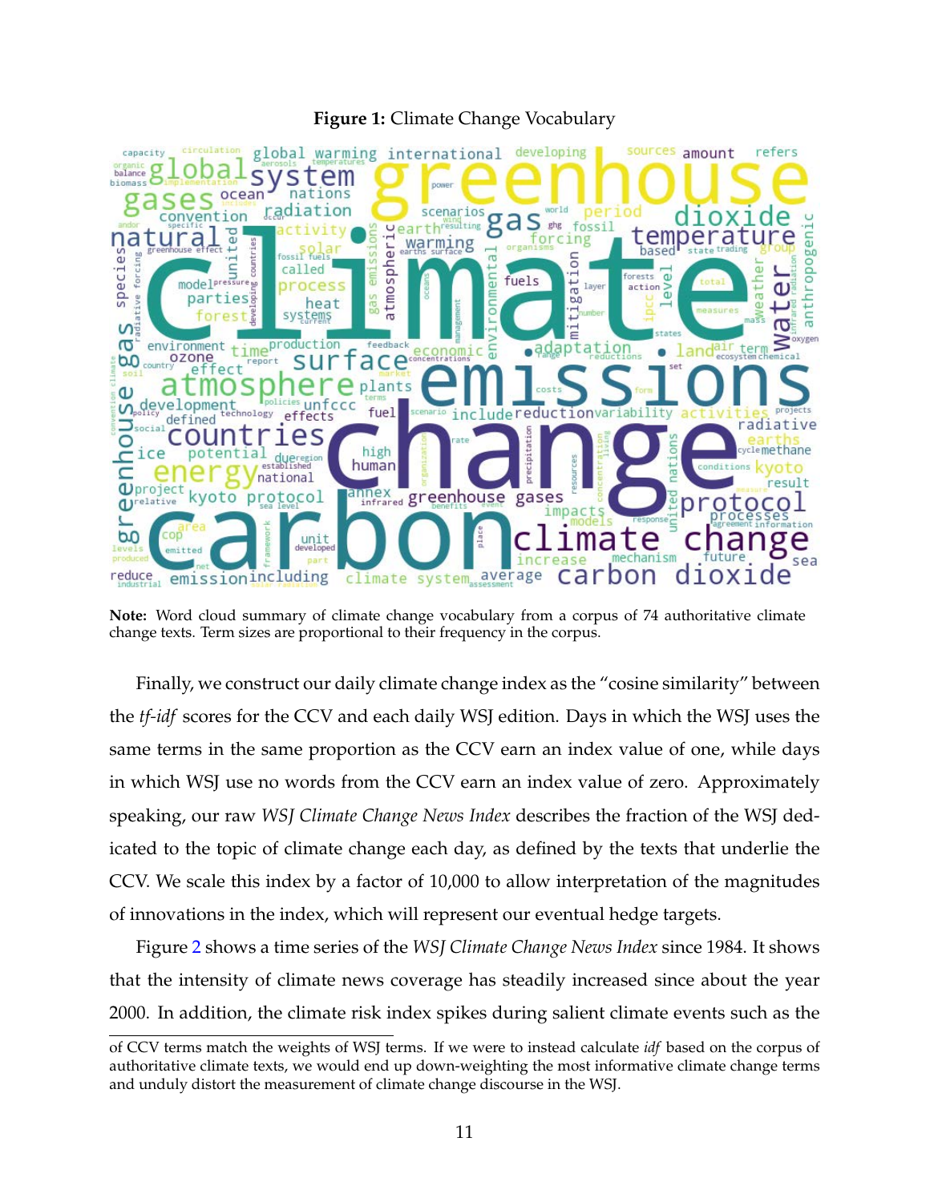**Figure 1:** Climate Change Vocabulary

**Note:** Word cloud summary of climate change vocabulary from a corpus of 74 authoritative climate change texts. Term sizes are proportional to their frequency in the corpus.

Finally, we construct our daily climate change index as the "cosine similarity" between the *tf-idf* scores for the CCV and each daily WSJ edition. Days in which the WSJ uses the same terms in the same proportion as the CCV earn an index value of one, while days in which WSJ use no words from the CCV earn an index value of zero. Approximately speaking, our raw *WSJ Climate Change News Index* describes the fraction of the WSJ dedicated to the topic of climate change each day, as defined by the texts that underlie the CCV. We scale this index by a factor of 10,000 to allow interpretation of the magnitudes of innovations in the index, which will represent our eventual hedge targets.

Figure 2 shows a time series of the *WSJ Climate Change News Index* since 1984. It shows that the intensity of climate news coverage has steadily increased since about the year 2000. In addition, the climate risk index spikes during salient climate events such as the

of CCV terms match the weights of WSJ terms. If we were to instead calculate *idf* based on the corpus of authoritative climate texts, we would end up down-weighting the most informative climate change terms and unduly distort the measurement of climate change discourse in the WSJ.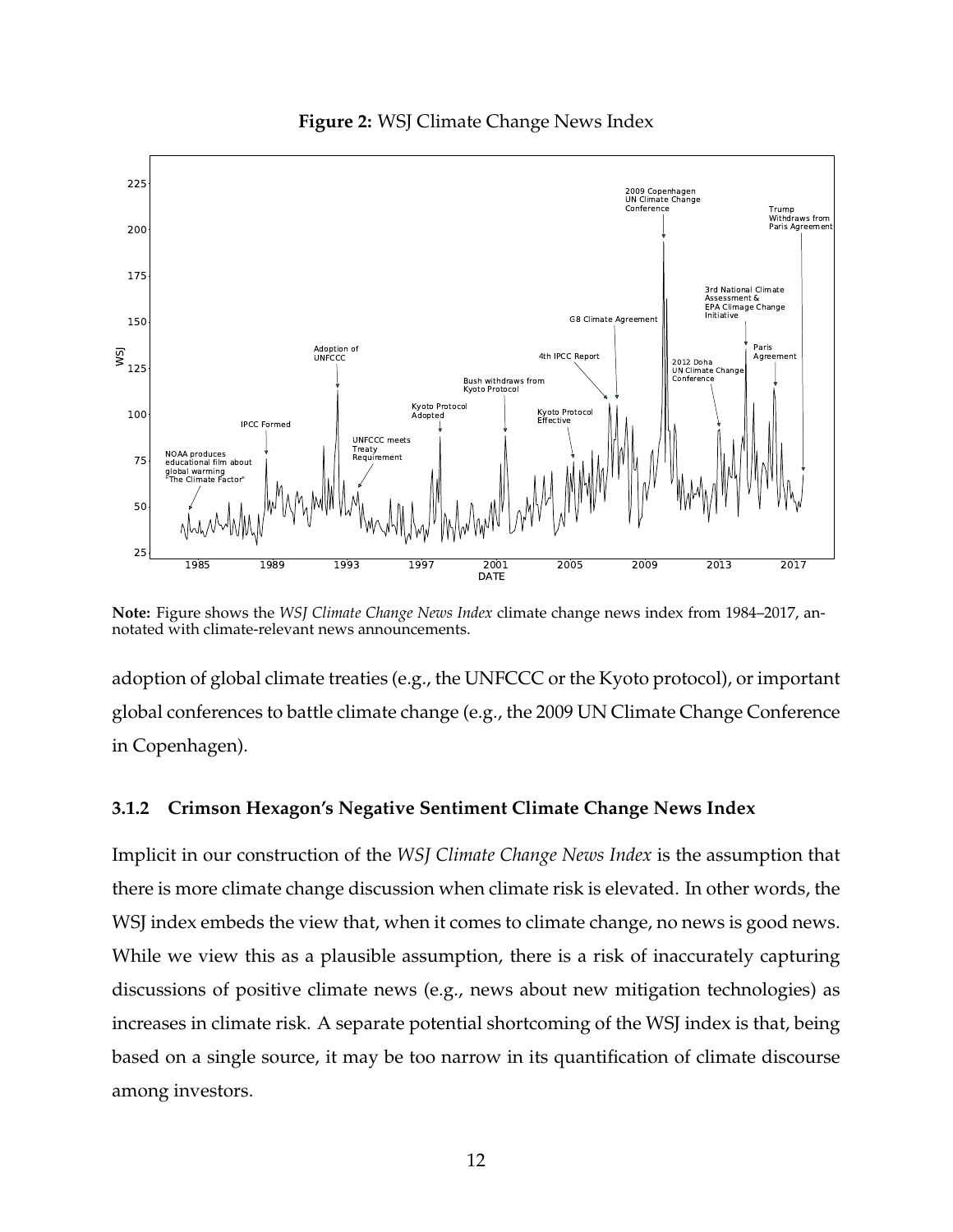**Figure 2:** WSJ Climate Change News Index

**Note:** Figure shows the *WSJ Climate Change News Index* climate change news index from 1984–2017, annotated with climate-relevant news announcements.

adoption of global climate treaties (e.g., the UNFCCC or the Kyoto protocol), or important global conferences to battle climate change (e.g., the 2009 UN Climate Change Conference in Copenhagen).

### 3.1.2 Crimson Hexagon's Negative Sentiment Climate Change News Index

Implicit in our construction of the *WSJ Climate Change News Index* is the assumption that there is more climate change discussion when climate risk is elevated. In other words, the WSJ index embeds the view that, when it comes to climate change, no news is good news. While we view this as a plausible assumption, there is a risk of inaccurately capturing discussions of positive climate news (e.g., news about new mitigation technologies) as increases in climate risk. A separate potential shortcoming of the WSJ index is that, being based on a single source, it may be too narrow in its quantification of climate discourse among investors.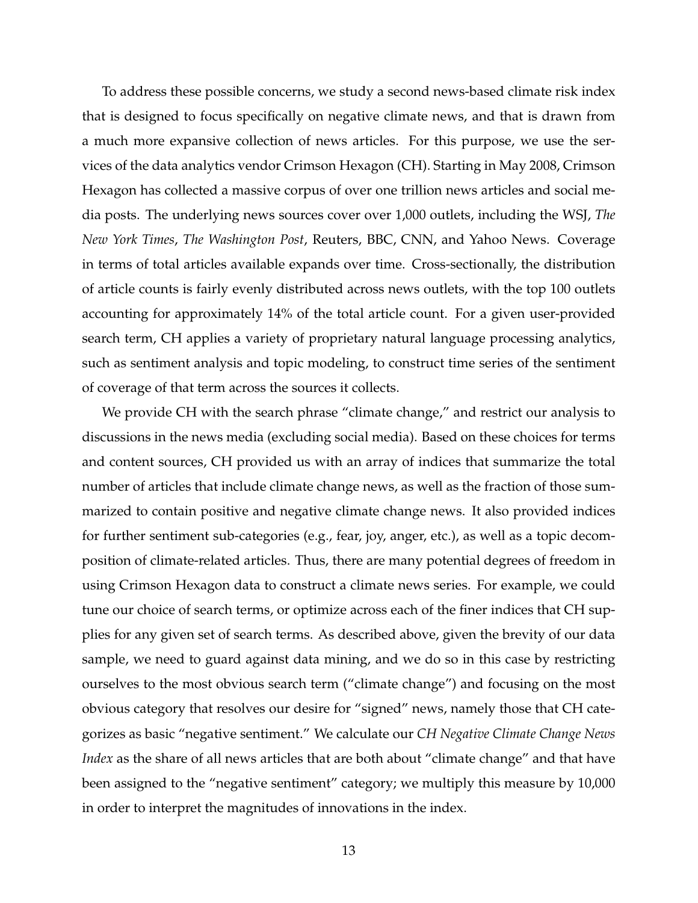To address these possible concerns, we study a second news-based climate risk index that is designed to focus specifically on negative climate news, and that is drawn from a much more expansive collection of news articles. For this purpose, we use the services of the data analytics vendor Crimson Hexagon (CH). Starting in May 2008, Crimson Hexagon has collected a massive corpus of over one trillion news articles and social media posts. The underlying news sources cover over 1,000 outlets, including the WSJ, *The New York Times*, *The Washington Post*, Reuters, BBC, CNN, and Yahoo News. Coverage in terms of total articles available expands over time. Cross-sectionally, the distribution of article counts is fairly evenly distributed across news outlets, with the top 100 outlets accounting for approximately 14% of the total article count. For a given user-provided search term, CH applies a variety of proprietary natural language processing analytics, such as sentiment analysis and topic modeling, to construct time series of the sentiment of coverage of that term across the sources it collects.

We provide CH with the search phrase "climate change," and restrict our analysis to discussions in the news media (excluding social media). Based on these choices for terms and content sources, CH provided us with an array of indices that summarize the total number of articles that include climate change news, as well as the fraction of those summarized to contain positive and negative climate change news. It also provided indices for further sentiment sub-categories (e.g., fear, joy, anger, etc.), as well as a topic decomposition of climate-related articles. Thus, there are many potential degrees of freedom in using Crimson Hexagon data to construct a climate news series. For example, we could tune our choice of search terms, or optimize across each of the finer indices that CH supplies for any given set of search terms. As described above, given the brevity of our data sample, we need to guard against data mining, and we do so in this case by restricting ourselves to the most obvious search term ("climate change") and focusing on the most obvious category that resolves our desire for "signed" news, namely those that CH categorizes as basic "negative sentiment." We calculate our *CH Negative Climate Change News Index* as the share of all news articles that are both about "climate change" and that have been assigned to the "negative sentiment" category; we multiply this measure by 10,000 in order to interpret the magnitudes of innovations in the index.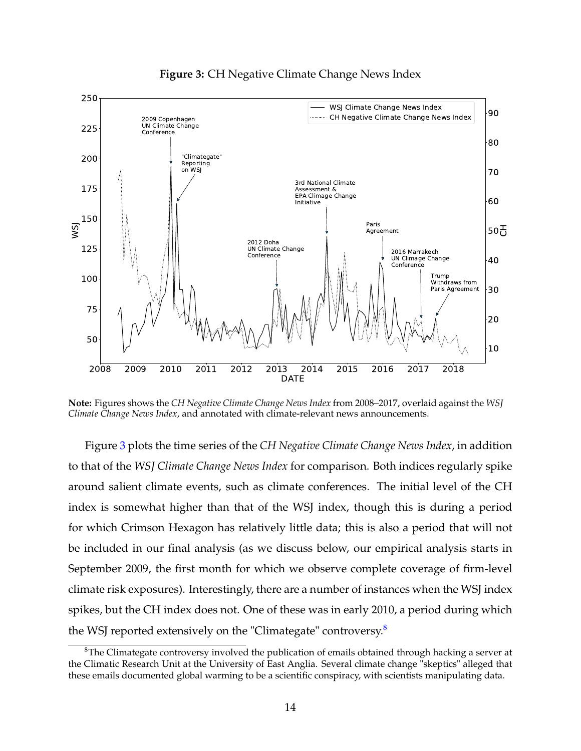**Figure 3:** CH Negative Climate Change News Index

**Note:** Figures shows the *CH Negative Climate Change News Index* from 2008–2017, overlaid against the *WSJ Climate Change News Index*, and annotated with climate-relevant news announcements.

Figure 3 plots the time series of the *CH Negative Climate Change News Index*, in addition to that of the *WSJ Climate Change News Index* for comparison. Both indices regularly spike around salient climate events, such as climate conferences. The initial level of the CH index is somewhat higher than that of the WSJ index, though this is during a period for which Crimson Hexagon has relatively little data; this is also a period that will not be included in our final analysis (as we discuss below, our empirical analysis starts in September 2009, the first month for which we observe complete coverage of firm-level climate risk exposures). Interestingly, there are a number of instances when the WSJ index spikes, but the CH index does not. One of these was in early 2010, a period during which the WSJ reported extensively on the "Climategate" controversy.[8]

[8] The Climategate controversy involved the publication of emails obtained through hacking a server at the Climatic Research Unit at the University of East Anglia. Several climate change "skeptics" alleged that these emails documented global warming to be a scientific conspiracy, with scientists manipulating data.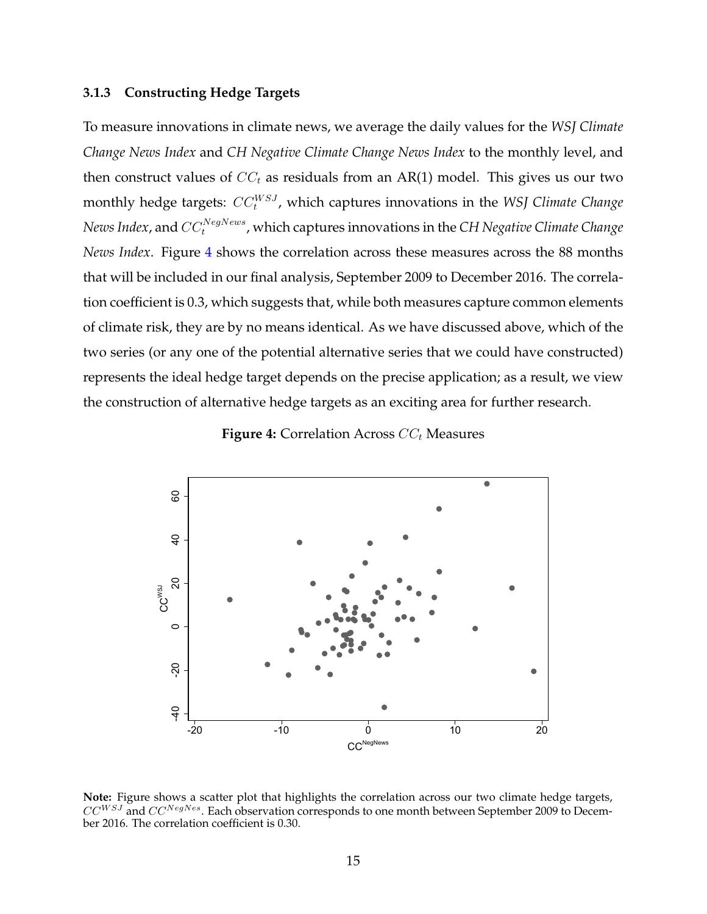### 3.1.3 Constructing Hedge Targets

To measure innovations in climate news, we average the daily values for the *WSJ Climate Change News Index* and *CH Negative Climate Change News Index* to the monthly level, and then construct values of $CC_t$ as residuals from an AR(1) model. This gives us our two monthly hedge targets: $CC_t^{WSJ}$, which captures innovations in the *WSJ Climate Change News Index*, and $CC_t^{NegNews}$, which captures innovations in the *CH Negative Climate Change News Index*. Figure 4 shows the correlation across these measures across the 88 months that will be included in our final analysis, September 2009 to December 2016. The correlation coefficient is 0.3, which suggests that, while both measures capture common elements of climate risk, they are by no means identical. As we have discussed above, which of the two series (or any one of the potential alternative series that we could have constructed) represents the ideal hedge target depends on the precise application; as a result, we view the construction of alternative hedge targets as an exciting area for further research.

**Figure 4:** Correlation Across $CC_t$ Measures

**Note:** Figure shows a scatter plot that highlights the correlation across our two climate hedge targets, $CC^{WSJ}$ and $CC^{NegNes}$. Each observation corresponds to one month between September 2009 to December 2016. The correlation coefficient is 0.30.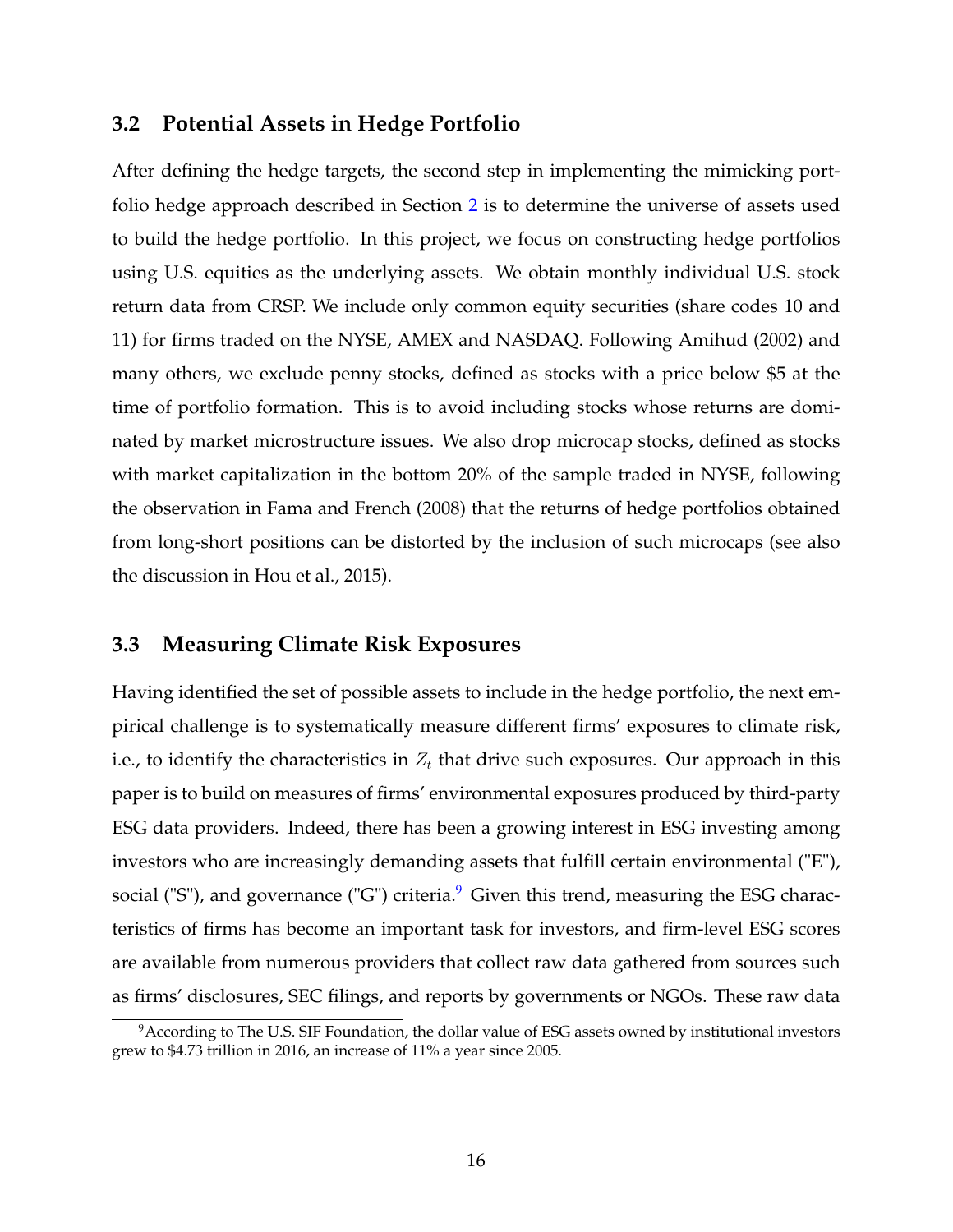### 3.2 Potential Assets in Hedge Portfolio

After defining the hedge targets, the second step in implementing the mimicking portfolio hedge approach described in Section 2 is to determine the universe of assets used to build the hedge portfolio. In this project, we focus on constructing hedge portfolios using U.S. equities as the underlying assets. We obtain monthly individual U.S. stock return data from CRSP. We include only common equity securities (share codes 10 and 11) for firms traded on the NYSE, AMEX and NASDAQ. Following Amihud (2002) and many others, we exclude penny stocks, defined as stocks with a price below $5 at the time of portfolio formation. This is to avoid including stocks whose returns are dominated by market microstructure issues. We also drop microcap stocks, defined as stocks with market capitalization in the bottom 20% of the sample traded in NYSE, following the observation in Fama and French (2008) that the returns of hedge portfolios obtained from long-short positions can be distorted by the inclusion of such microcaps (see also the discussion in Hou et al., 2015).

### 3.3 Measuring Climate Risk Exposures

Having identified the set of possible assets to include in the hedge portfolio, the next empirical challenge is to systematically measure different firms' exposures to climate risk, i.e., to identify the characteristics in $Z_t$ that drive such exposures. Our approach in this paper is to build on measures of firms' environmental exposures produced by third-party ESG data providers. Indeed, there has been a growing interest in ESG investing among investors who are increasingly demanding assets that fulfill certain environmental ("E"), social ("S"), and governance ("G") criteria.[9] Given this trend, measuring the ESG characteristics of firms has become an important task for investors, and firm-level ESG scores are available from numerous providers that collect raw data gathered from sources such as firms' disclosures, SEC filings, and reports by governments or NGOs. These raw data

[9] According to The U.S. SIF Foundation, the dollar value of ESG assets owned by institutional investors grew to $4.73 trillion in 2016, an increase of 11% a year since 2005.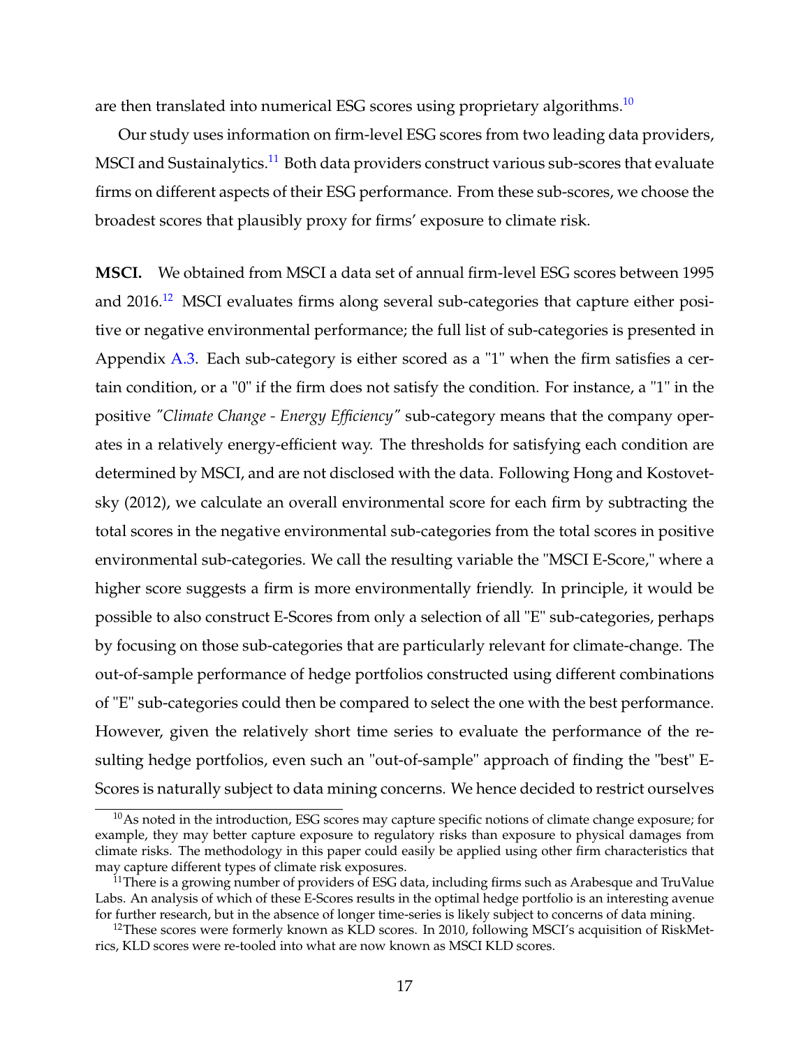are then translated into numerical ESG scores using proprietary algorithms.[10]

Our study uses information on firm-level ESG scores from two leading data providers, MSCI and Sustainalytics.[11] Both data providers construct various sub-scores that evaluate firms on different aspects of their ESG performance. From these sub-scores, we choose the broadest scores that plausibly proxy for firms' exposure to climate risk.

**MSCI.** We obtained from MSCI a data set of annual firm-level ESG scores between 1995 and 2016.[12] MSCI evaluates firms along several sub-categories that capture either positive or negative environmental performance; the full list of sub-categories is presented in Appendix A.3. Each sub-category is either scored as a "1" when the firm satisfies a certain condition, or a "0" if the firm does not satisfy the condition. For instance, a "1" in the positive *"Climate Change - Energy Efficiency"* sub-category means that the company operates in a relatively energy-efficient way. The thresholds for satisfying each condition are determined by MSCI, and are not disclosed with the data. Following Hong and Kostovetsky (2012), we calculate an overall environmental score for each firm by subtracting the total scores in the negative environmental sub-categories from the total scores in positive environmental sub-categories. We call the resulting variable the "MSCI E-Score," where a higher score suggests a firm is more environmentally friendly. In principle, it would be possible to also construct E-Scores from only a selection of all "E" sub-categories, perhaps by focusing on those sub-categories that are particularly relevant for climate-change. The out-of-sample performance of hedge portfolios constructed using different combinations of "E" sub-categories could then be compared to select the one with the best performance. However, given the relatively short time series to evaluate the performance of the resulting hedge portfolios, even such an "out-of-sample" approach of finding the "best" E-Scores is naturally subject to data mining concerns. We hence decided to restrict ourselves

---

[10] As noted in the introduction, ESG scores may capture specific notions of climate change exposure; for example, they may better capture exposure to regulatory risks than exposure to physical damages from climate risks. The methodology in this paper could easily be applied using other firm characteristics that may capture different types of climate risk exposures.

[11] There is a growing number of providers of ESG data, including firms such as Arabesque and TruValue Labs. An analysis of which of these E-Scores results in the optimal hedge portfolio is an interesting avenue for further research, but in the absence of longer time-series is likely subject to concerns of data mining.

[12] These scores were formerly known as KLD scores. In 2010, following MSCI's acquisition of RiskMetrics, KLD scores were re-tooled into what are now known as MSCI KLD scores.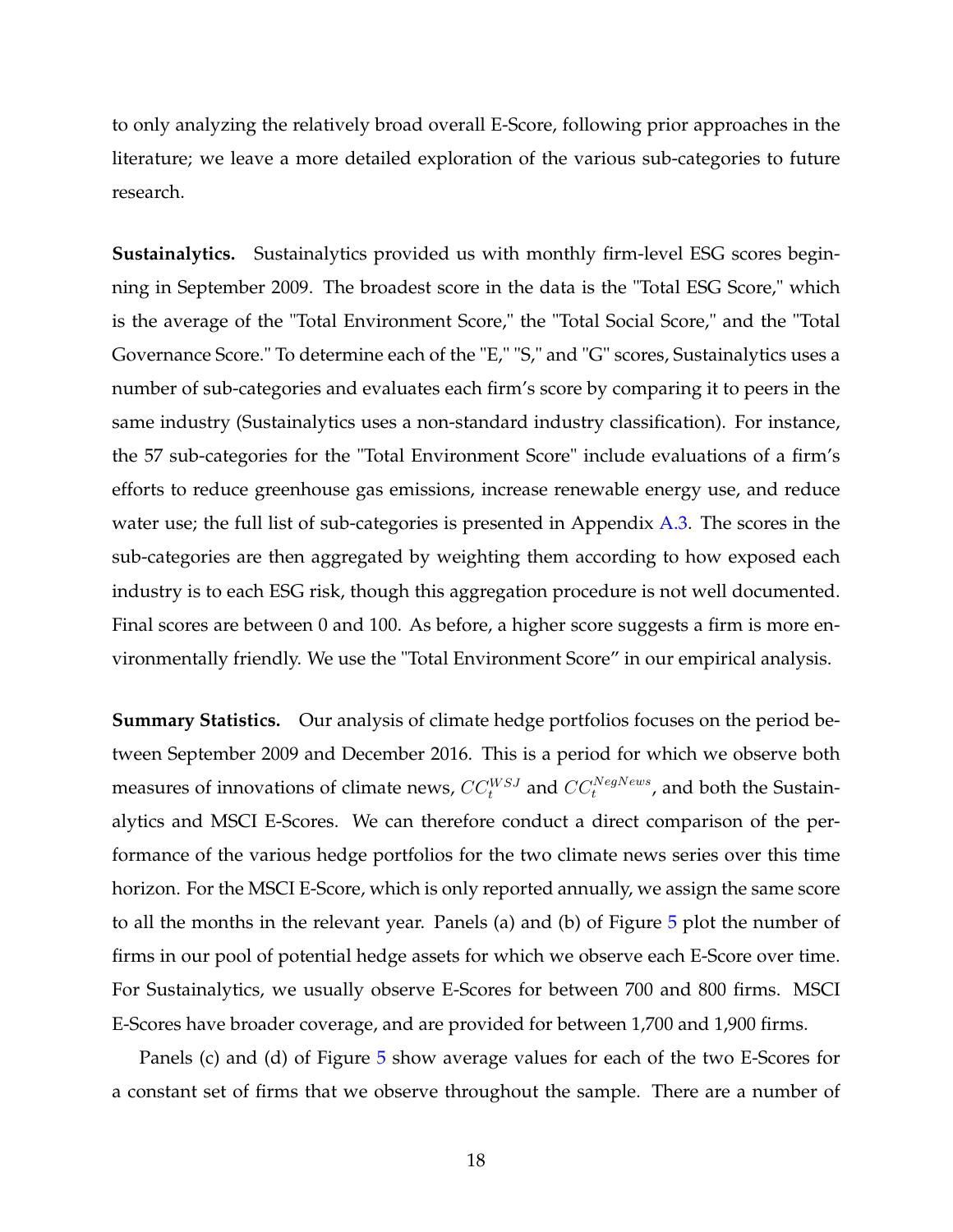to only analyzing the relatively broad overall E-Score, following prior approaches in the literature; we leave a more detailed exploration of the various sub-categories to future research.

**Sustainalytics.** Sustainalytics provided us with monthly firm-level ESG scores beginning in September 2009. The broadest score in the data is the "Total ESG Score," which is the average of the "Total Environment Score," the "Total Social Score," and the "Total Governance Score." To determine each of the "E," "S," and "G" scores, Sustainalytics uses a number of sub-categories and evaluates each firm's score by comparing it to peers in the same industry (Sustainalytics uses a non-standard industry classification). For instance, the 57 sub-categories for the "Total Environment Score" include evaluations of a firm's efforts to reduce greenhouse gas emissions, increase renewable energy use, and reduce water use; the full list of sub-categories is presented in Appendix A.3. The scores in the sub-categories are then aggregated by weighting them according to how exposed each industry is to each ESG risk, though this aggregation procedure is not well documented. Final scores are between 0 and 100. As before, a higher score suggests a firm is more environmentally friendly. We use the "Total Environment Score" in our empirical analysis.

**Summary Statistics.** Our analysis of climate hedge portfolios focuses on the period between September 2009 and December 2016. This is a period for which we observe both measures of innovations of climate news, $CC_t^{WSJ}$ and $CC_t^{NegNews}$, and both the Sustainalytics and MSCI E-Scores. We can therefore conduct a direct comparison of the performance of the various hedge portfolios for the two climate news series over this time horizon. For the MSCI E-Score, which is only reported annually, we assign the same score to all the months in the relevant year. Panels (a) and (b) of Figure 5 plot the number of firms in our pool of potential hedge assets for which we observe each E-Score over time. For Sustainalytics, we usually observe E-Scores for between 700 and 800 firms. MSCI E-Scores have broader coverage, and are provided for between 1,700 and 1,900 firms.

Panels (c) and (d) of Figure 5 show average values for each of the two E-Scores for a constant set of firms that we observe throughout the sample. There are a number of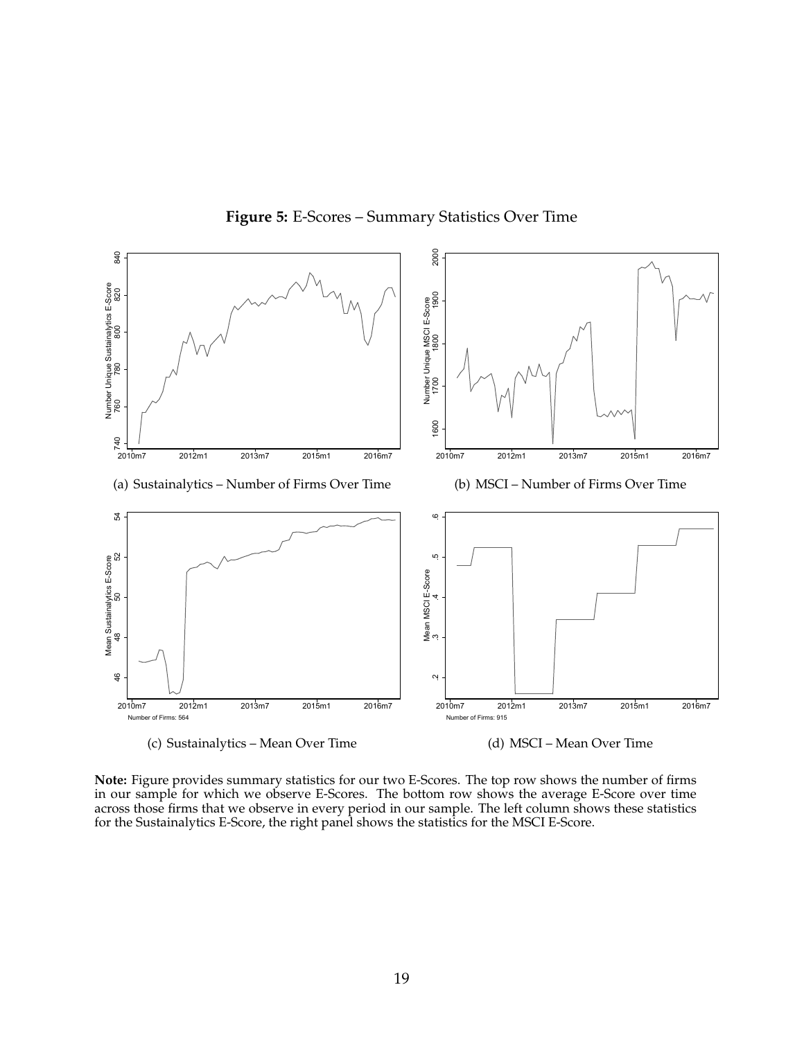**Figure 5:** E-Scores – Summary Statistics Over Time

(a) Sustainalytics – Number of Firms Over Time

(b) MSCI – Number of Firms Over Time

(c) Sustainalytics – Mean Over Time

(d) MSCI – Mean Over Time

**Note:** Figure provides summary statistics for our two E-Scores. The top row shows the number of firms in our sample for which we observe E-Scores. The bottom row shows the average E-Score over time across those firms that we observe in every period in our sample. The left column shows these statistics for the Sustainalytics E-Score, the right panel shows the statistics for the MSCI E-Score.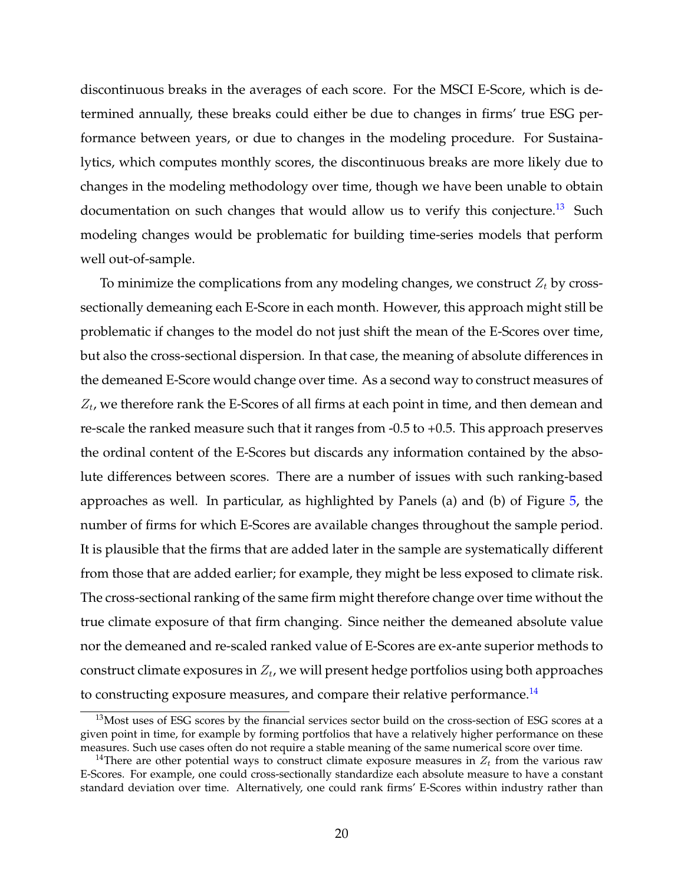discontinuous breaks in the averages of each score. For the MSCI E-Score, which is determined annually, these breaks could either be due to changes in firms' true ESG performance between years, or due to changes in the modeling procedure. For Sustainalytics, which computes monthly scores, the discontinuous breaks are more likely due to changes in the modeling methodology over time, though we have been unable to obtain documentation on such changes that would allow us to verify this conjecture.[13] Such modeling changes would be problematic for building time-series models that perform well out-of-sample.

To minimize the complications from any modeling changes, we construct $Z_t$ by cross-sectionally demeaning each E-Score in each month. However, this approach might still be problematic if changes to the model do not just shift the mean of the E-Scores over time, but also the cross-sectional dispersion. In that case, the meaning of absolute differences in the demeaned E-Score would change over time. As a second way to construct measures of $Z_t$, we therefore rank the E-Scores of all firms at each point in time, and then demean and re-scale the ranked measure such that it ranges from -0.5 to +0.5. This approach preserves the ordinal content of the E-Scores but discards any information contained by the absolute differences between scores. There are a number of issues with such ranking-based approaches as well. In particular, as highlighted by Panels (a) and (b) of Figure 5, the number of firms for which E-Scores are available changes throughout the sample period. It is plausible that the firms that are added later in the sample are systematically different from those that are added earlier; for example, they might be less exposed to climate risk. The cross-sectional ranking of the same firm might therefore change over time without the true climate exposure of that firm changing. Since neither the demeaned absolute value nor the demeaned and re-scaled ranked value of E-Scores are ex-ante superior methods to construct climate exposures in $Z_t$, we will present hedge portfolios using both approaches to constructing exposure measures, and compare their relative performance.[14]

[13] Most uses of ESG scores by the financial services sector build on the cross-section of ESG scores at a given point in time, for example by forming portfolios that have a relatively higher performance on these measures. Such use cases often do not require a stable meaning of the same numerical score over time.

[14] There are other potential ways to construct climate exposure measures in $Z_t$ from the various raw E-Scores. For example, one could cross-sectionally standardize each absolute measure to have a constant standard deviation over time. Alternatively, one could rank firms' E-Scores within industry rather than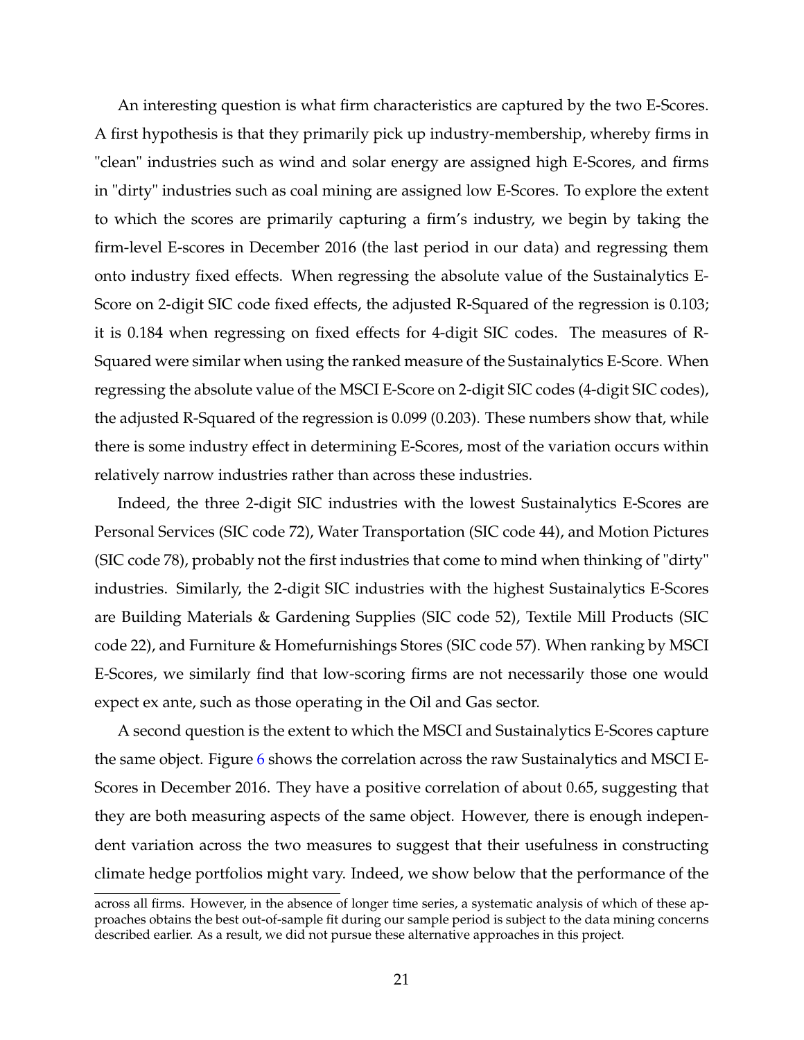An interesting question is what firm characteristics are captured by the two E-Scores. A first hypothesis is that they primarily pick up industry-membership, whereby firms in "clean" industries such as wind and solar energy are assigned high E-Scores, and firms in "dirty" industries such as coal mining are assigned low E-Scores. To explore the extent to which the scores are primarily capturing a firm's industry, we begin by taking the firm-level E-scores in December 2016 (the last period in our data) and regressing them onto industry fixed effects. When regressing the absolute value of the Sustainalytics E-Score on 2-digit SIC code fixed effects, the adjusted R-Squared of the regression is 0.103; it is 0.184 when regressing on fixed effects for 4-digit SIC codes. The measures of R-Squared were similar when using the ranked measure of the Sustainalytics E-Score. When regressing the absolute value of the MSCI E-Score on 2-digit SIC codes (4-digit SIC codes), the adjusted R-Squared of the regression is 0.099 (0.203). These numbers show that, while there is some industry effect in determining E-Scores, most of the variation occurs within relatively narrow industries rather than across these industries.

Indeed, the three 2-digit SIC industries with the lowest Sustainalytics E-Scores are Personal Services (SIC code 72), Water Transportation (SIC code 44), and Motion Pictures (SIC code 78), probably not the first industries that come to mind when thinking of "dirty" industries. Similarly, the 2-digit SIC industries with the highest Sustainalytics E-Scores are Building Materials & Gardening Supplies (SIC code 52), Textile Mill Products (SIC code 22), and Furniture & Homefurnishings Stores (SIC code 57). When ranking by MSCI E-Scores, we similarly find that low-scoring firms are not necessarily those one would expect ex ante, such as those operating in the Oil and Gas sector.

A second question is the extent to which the MSCI and Sustainalytics E-Scores capture the same object. Figure 6 shows the correlation across the raw Sustainalytics and MSCI E-Scores in December 2016. They have a positive correlation of about 0.65, suggesting that they are both measuring aspects of the same object. However, there is enough independent variation across the two measures to suggest that their usefulness in constructing climate hedge portfolios might vary. Indeed, we show below that the performance of the

across all firms. However, in the absence of longer time series, a systematic analysis of which of these approaches obtains the best out-of-sample fit during our sample period is subject to the data mining concerns described earlier. As a result, we did not pursue these alternative approaches in this project.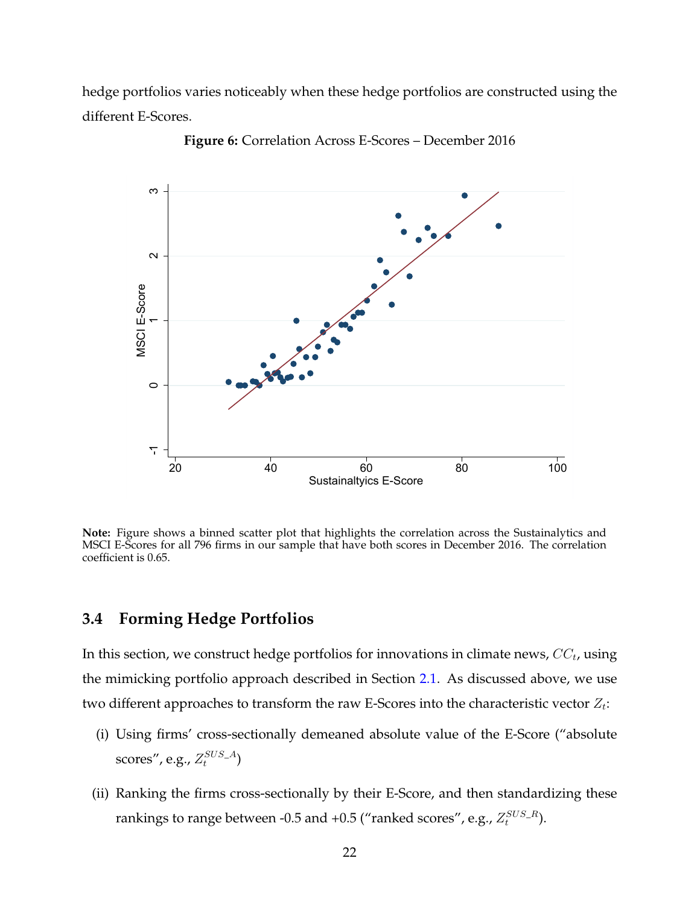hedge portfolios varies noticeably when these hedge portfolios are constructed using the different E-Scores.

**Figure 6:** Correlation Across E-Scores – December 2016

**Note:** Figure shows a binned scatter plot that highlights the correlation across the Sustainalytics and MSCI E-Scores for all 796 firms in our sample that have both scores in December 2016. The correlation coefficient is 0.65.

### 3.4 Forming Hedge Portfolios

In this section, we construct hedge portfolios for innovations in climate news, $CC_t$, using the mimicking portfolio approach described in Section 2.1. As discussed above, we use two different approaches to transform the raw E-Scores into the characteristic vector $Z_t$:

(i) Using firms' cross-sectionally demeaned absolute value of the E-Score ("absolute scores", e.g., $Z_t^{SUS\_A}$)

(ii) Ranking the firms cross-sectionally by their E-Score, and then standardizing these rankings to range between -0.5 and +0.5 ("ranked scores", e.g., $Z_t^{SUS\_R}$).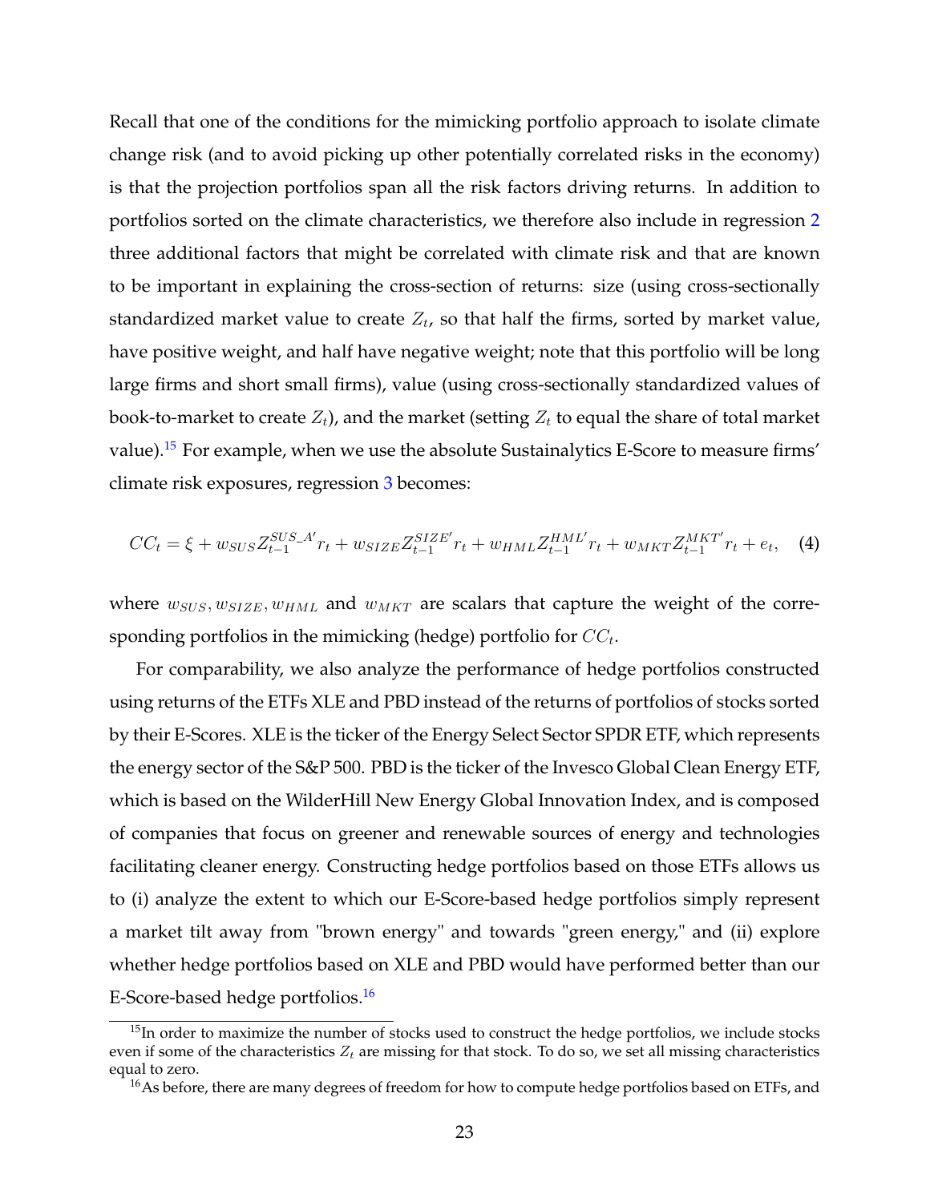Recall that one of the conditions for the mimicking portfolio approach to isolate climate change risk (and to avoid picking up other potentially correlated risks in the economy) is that the projection portfolios span all the risk factors driving returns. In addition to portfolios sorted on the climate characteristics, we therefore also include in regression 2 three additional factors that might be correlated with climate risk and that are known to be important in explaining the cross-section of returns: size (using cross-sectionally standardized market value to create $Z_t$, so that half the firms, sorted by market value, have positive weight, and half have negative weight; note that this portfolio will be long large firms and short small firms), value (using cross-sectionally standardized values of book-to-market to create $Z_t$), and the market (setting $Z_t$ to equal the share of total market value).[15] For example, when we use the absolute Sustainalytics E-Score to measure firms' climate risk exposures, regression 3 becomes:

$$CC_t = \xi + w_{SUS} Z_{t-1}^{SUS\_A'} r_t + w_{SIZE} Z_{t-1}^{SIZE'} r_t + w_{HML} Z_{t-1}^{HML'} r_t + w_{MKT} Z_{t-1}^{MKT'} r_t + e_t, \quad (4)$$

where $w_{SUS}, w_{SIZE}, w_{HML}$ and $w_{MKT}$ are scalars that capture the weight of the corresponding portfolios in the mimicking (hedge) portfolio for $CC_t$.

For comparability, we also analyze the performance of hedge portfolios constructed using returns of the ETFs XLE and PBD instead of the returns of portfolios of stocks sorted by their E-Scores. XLE is the ticker of the Energy Select Sector SPDR ETF, which represents the energy sector of the S&P 500. PBD is the ticker of the Invesco Global Clean Energy ETF, which is based on the WilderHill New Energy Global Innovation Index, and is composed of companies that focus on greener and renewable sources of energy and technologies facilitating cleaner energy. Constructing hedge portfolios based on those ETFs allows us to (i) analyze the extent to which our E-Score-based hedge portfolios simply represent a market tilt away from "brown energy" and towards "green energy," and (ii) explore whether hedge portfolios based on XLE and PBD would have performed better than our E-Score-based hedge portfolios.[16]

[15] In order to maximize the number of stocks used to construct the hedge portfolios, we include stocks even if some of the characteristics $Z_t$ are missing for that stock. To do so, we set all missing characteristics equal to zero.

[16] As before, there are many degrees of freedom for how to compute hedge portfolios based on ETFs, and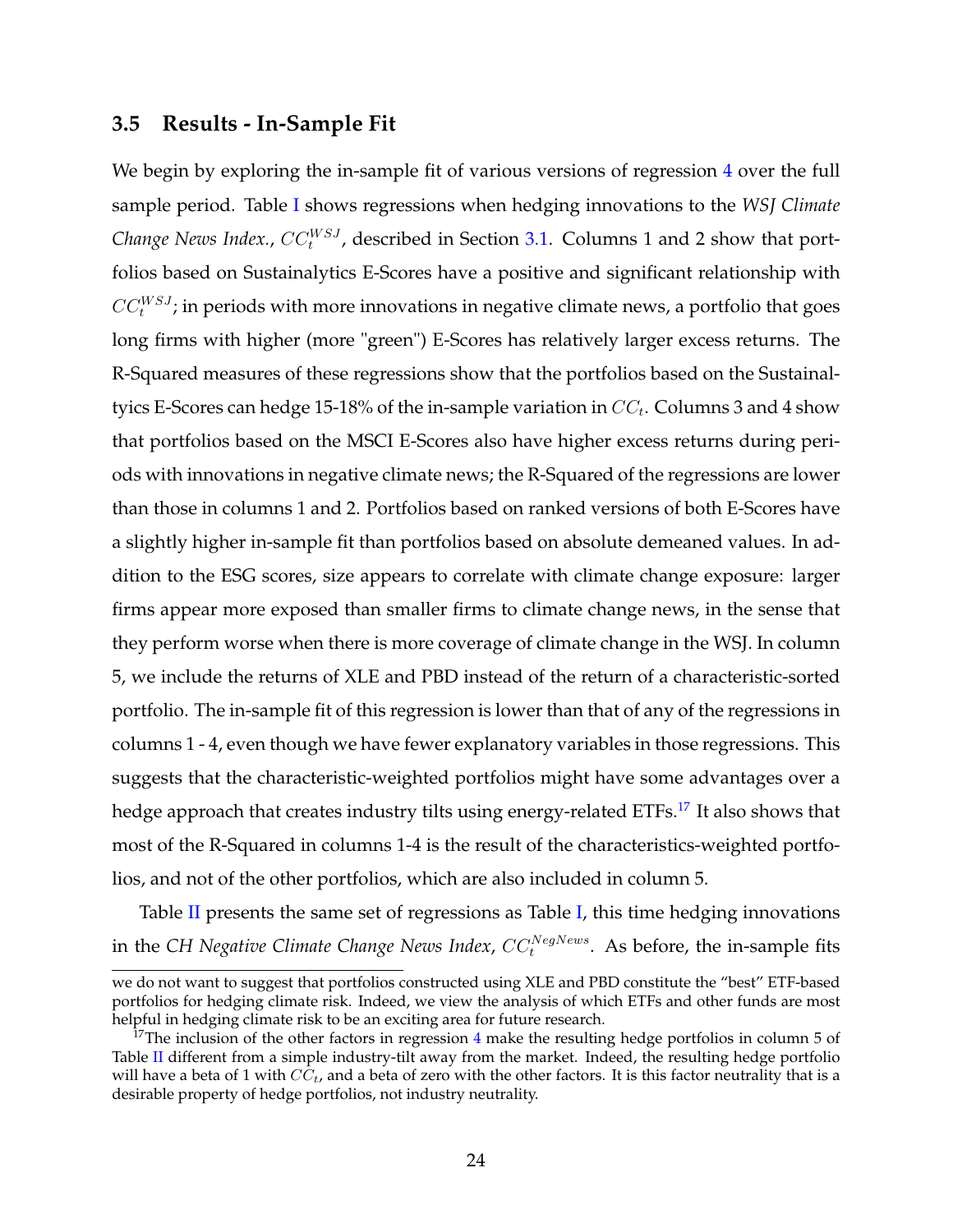### 3.5 Results - In-Sample Fit

We begin by exploring the in-sample fit of various versions of regression 4 over the full sample period. Table I shows regressions when hedging innovations to the *WSJ Climate Change News Index.*, $CC_t^{WSJ}$, described in Section 3.1. Columns 1 and 2 show that portfolios based on Sustainalytics E-Scores have a positive and significant relationship with $CC_t^{WSJ}$; in periods with more innovations in negative climate news, a portfolio that goes long firms with higher (more "green") E-Scores has relatively larger excess returns. The R-Squared measures of these regressions show that the portfolios based on the Sustainaltyics E-Scores can hedge 15-18% of the in-sample variation in $CC_t$. Columns 3 and 4 show that portfolios based on the MSCI E-Scores also have higher excess returns during periods with innovations in negative climate news; the R-Squared of the regressions are lower than those in columns 1 and 2. Portfolios based on ranked versions of both E-Scores have a slightly higher in-sample fit than portfolios based on absolute demeaned values. In addition to the ESG scores, size appears to correlate with climate change exposure: larger firms appear more exposed than smaller firms to climate change news, in the sense that they perform worse when there is more coverage of climate change in the WSJ. In column 5, we include the returns of XLE and PBD instead of the return of a characteristic-sorted portfolio. The in-sample fit of this regression is lower than that of any of the regressions in columns 1 - 4, even though we have fewer explanatory variables in those regressions. This suggests that the characteristic-weighted portfolios might have some advantages over a hedge approach that creates industry tilts using energy-related ETFs.[17] It also shows that most of the R-Squared in columns 1-4 is the result of the characteristics-weighted portfolios, and not of the other portfolios, which are also included in column 5.

Table II presents the same set of regressions as Table I, this time hedging innovations in the *CH Negative Climate Change News Index*, $CC_t^{NegNews}$. As before, the in-sample fits

---

we do not want to suggest that portfolios constructed using XLE and PBD constitute the "best" ETF-based portfolios for hedging climate risk. Indeed, we view the analysis of which ETFs and other funds are most helpful in hedging climate risk to be an exciting area for future research.

[17] The inclusion of the other factors in regression 4 make the resulting hedge portfolios in column 5 of Table II different from a simple industry-tilt away from the market. Indeed, the resulting hedge portfolio will have a beta of 1 with $CC_t$, and a beta of zero with the other factors. It is this factor neutrality that is a desirable property of hedge portfolios, not industry neutrality.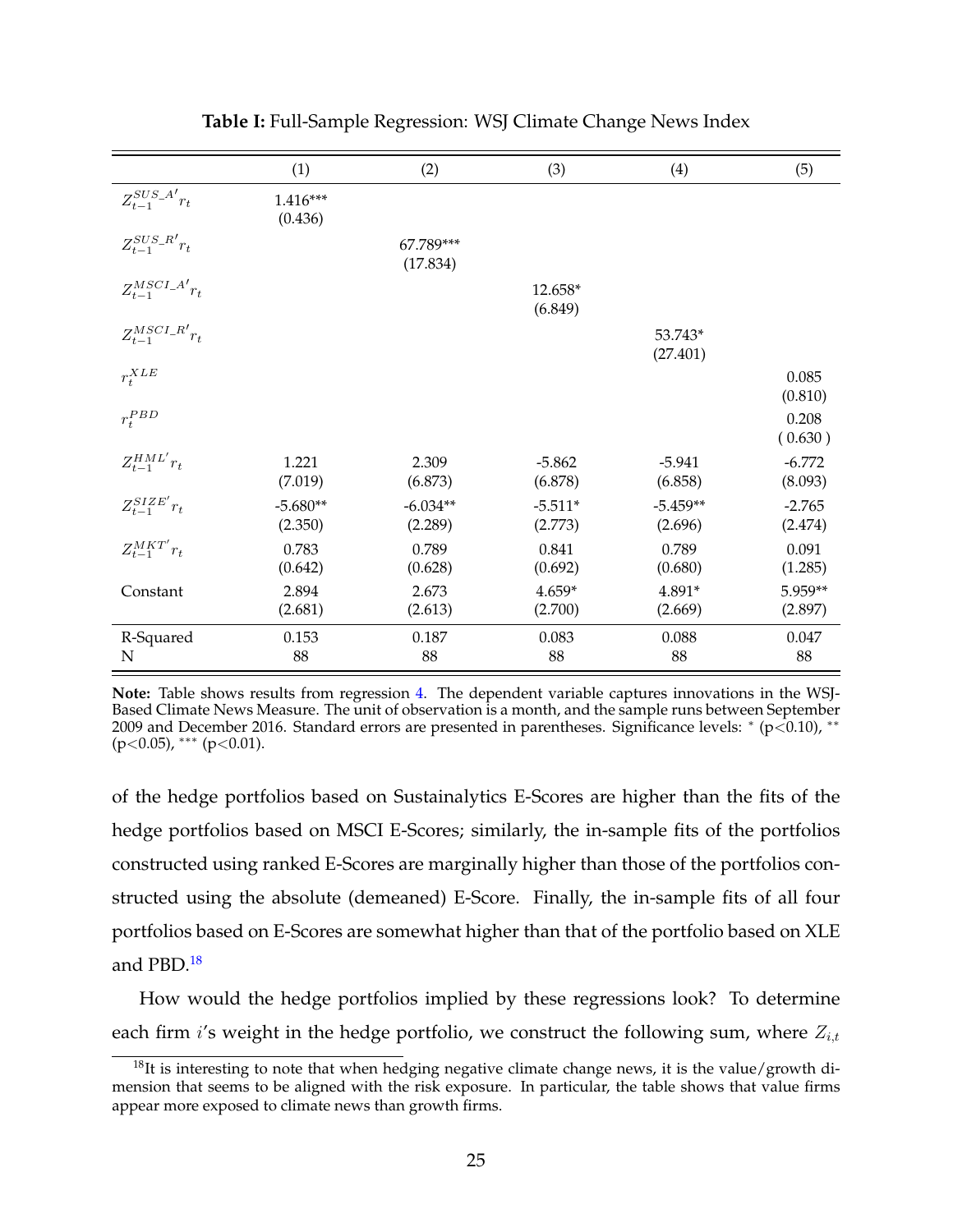**Table I:** Full-Sample Regression: WSJ Climate Change News Index

| | (1) | (2) | (3) | (4) | (5) |
|---|---|---|---|---|---|
| $Z_{t-1}^{SUS\_A'} r_t$ | 1.416*** | | | | |
| | (0.436) | | | | |
| $Z_{t-1}^{SUS\_R'} r_t$ | | 67.789*** | | | |
| | | (17.834) | | | |
| $Z_{t-1}^{MSCI\_A'} r_t$ | | | 12.658* | | |
| | | | (6.849) | | |
| $Z_{t-1}^{MSCI\_R'} r_t$ | | | | 53.743* | |
| | | | | (27.401) | |
| $r_t^{XLE}$ | | | | | 0.085 |
| | | | | | (0.810) |
| $r_t^{PBD}$ | | | | | 0.208 |
| | | | | | ( 0.630 ) |
| $Z_{t-1}^{HML'} r_t$ | 1.221 | 2.309 | -5.862 | -5.941 | -6.772 |
| | (7.019) | (6.873) | (6.878) | (6.858) | (8.093) |
| $Z_{t-1}^{SIZE'} r_t$ | -5.680** | -6.034** | -5.511* | -5.459** | -2.765 |
| | (2.350) | (2.289) | (2.773) | (2.696) | (2.474) |
| $Z_{t-1}^{MKT'} r_t$ | 0.783 | 0.789 | 0.841 | 0.789 | 0.091 |
| | (0.642) | (0.628) | (0.692) | (0.680) | (1.285) |
| Constant | 2.894 | 2.673 | 4.659* | 4.891* | 5.959** |
| | (2.681) | (2.613) | (2.700) | (2.669) | (2.897) |
| R-Squared | 0.153 | 0.187 | 0.083 | 0.088 | 0.047 |
| N | 88 | 88 | 88 | 88 | 88 |

**Note:** Table shows results from regression 4. The dependent variable captures innovations in the WSJ-Based Climate News Measure. The unit of observation is a month, and the sample runs between September 2009 and December 2016. Standard errors are presented in parentheses. Significance levels: * (p<0.10), ** (p<0.05), *** (p<0.01).

of the hedge portfolios based on Sustainalytics E-Scores are higher than the fits of the hedge portfolios based on MSCI E-Scores; similarly, the in-sample fits of the portfolios constructed using ranked E-Scores are marginally higher than those of the portfolios constructed using the absolute (demeaned) E-Score. Finally, the in-sample fits of all four portfolios based on E-Scores are somewhat higher than that of the portfolio based on XLE and PBD.[18]

How would the hedge portfolios implied by these regressions look? To determine each firm $i$'s weight in the hedge portfolio, we construct the following sum, where $Z_{i,t}$

[18] It is interesting to note that when hedging negative climate change news, it is the value/growth dimension that seems to be aligned with the risk exposure. In particular, the table shows that value firms appear more exposed to climate news than growth firms.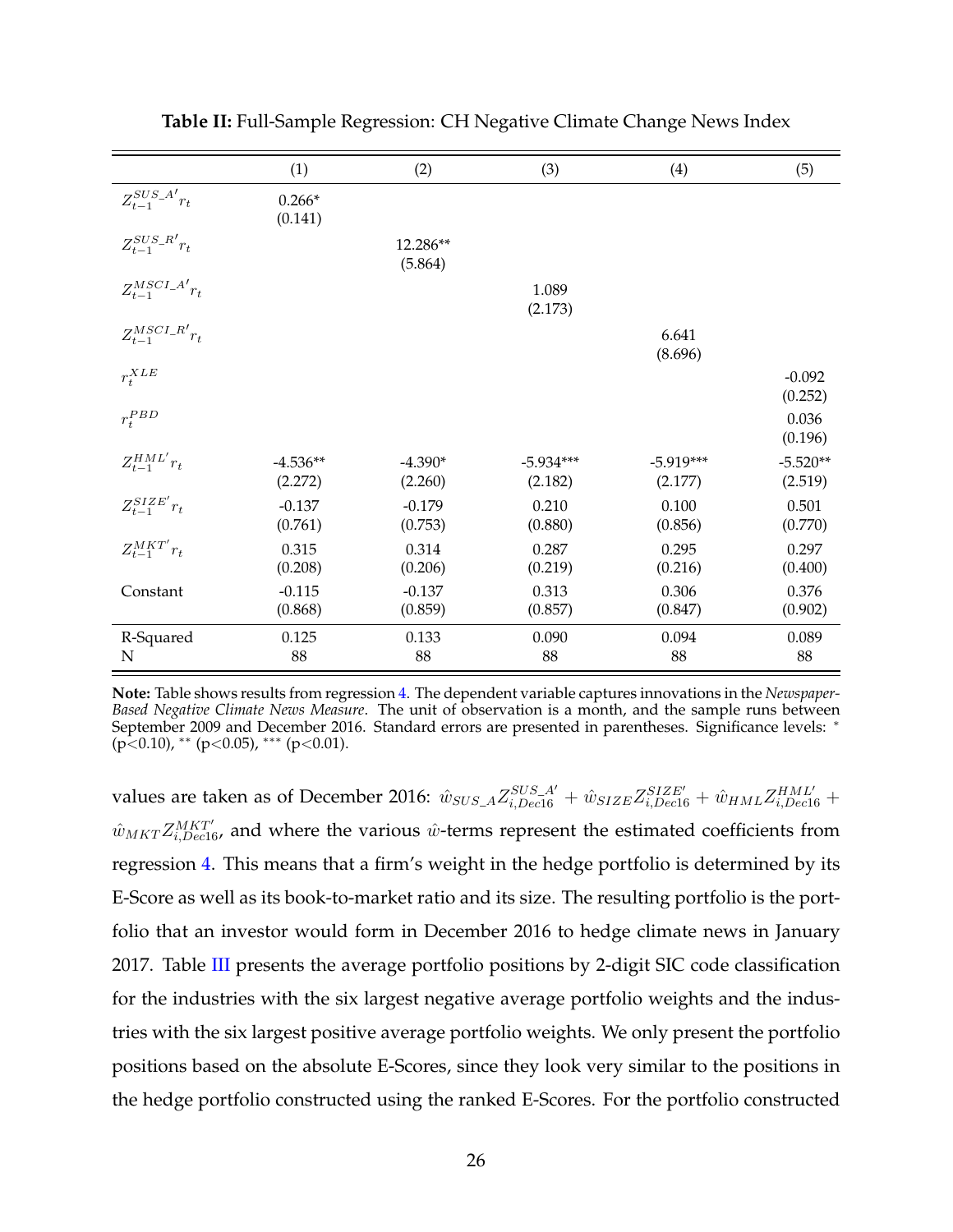**Table II:** Full-Sample Regression: CH Negative Climate Change News Index

| | (1) | (2) | (3) | (4) | (5) |
|---|---|---|---|---|---|
| $Z^{SUS\_A'}_{t-1} r_t$ | 0.266* | | | | |
| | (0.141) | | | | |
| $Z^{SUS\_R'}_{t-1} r_t$ | | 12.286** | | | |
| | | (5.864) | | | |
| $Z^{MSCI\_A'}_{t-1} r_t$ | | | 1.089 | | |
| | | | (2.173) | | |
| $Z^{MSCI\_R'}_{t-1} r_t$ | | | | 6.641 | |
| | | | | (8.696) | |
| $r^{XLE}_t$ | | | | | -0.092 |
| | | | | | (0.252) |
| $r^{PBD}_t$ | | | | | 0.036 |
| | | | | | (0.196) |
| $Z^{HML'}_{t-1} r_t$ | -4.536** | -4.390* | -5.934*** | -5.919*** | -5.520** |
| | (2.272) | (2.260) | (2.182) | (2.177) | (2.519) |
| $Z^{SIZE'}_{t-1} r_t$ | -0.137 | -0.179 | 0.210 | 0.100 | 0.501 |
| | (0.761) | (0.753) | (0.880) | (0.856) | (0.770) |
| $Z^{MKT'}_{t-1} r_t$ | 0.315 | 0.314 | 0.287 | 0.295 | 0.297 |
| | (0.208) | (0.206) | (0.219) | (0.216) | (0.400) |
| Constant | -0.115 | -0.137 | 0.313 | 0.306 | 0.376 |
| | (0.868) | (0.859) | (0.857) | (0.847) | (0.902) |
| R-Squared | 0.125 | 0.133 | 0.090 | 0.094 | 0.089 |
| N | 88 | 88 | 88 | 88 | 88 |

**Note:** Table shows results from regression 4. The dependent variable captures innovations in the *Newspaper-Based Negative Climate News Measure*. The unit of observation is a month, and the sample runs between September 2009 and December 2016. Standard errors are presented in parentheses. Significance levels: * ($p<0.10$), ** ($p<0.05$), *** ($p<0.01$).

values are taken as of December 2016: $\hat{w}_{SUS\_A} Z^{SUS\_A'}_{i,Dec16} + \hat{w}_{SIZE} Z^{SIZE'}_{i,Dec16} + \hat{w}_{HML} Z^{HML'}_{i,Dec16} + \hat{w}_{MKT} Z^{MKT'}_{i,Dec16}$, and where the various $\hat{w}$-terms represent the estimated coefficients from regression 4. This means that a firm's weight in the hedge portfolio is determined by its E-Score as well as its book-to-market ratio and its size. The resulting portfolio is the portfolio that an investor would form in December 2016 to hedge climate news in January 2017. Table III presents the average portfolio positions by 2-digit SIC code classification for the industries with the six largest negative average portfolio weights and the industries with the six largest positive average portfolio weights. We only present the portfolio positions based on the absolute E-Scores, since they look very similar to the positions in the hedge portfolio constructed using the ranked E-Scores. For the portfolio constructed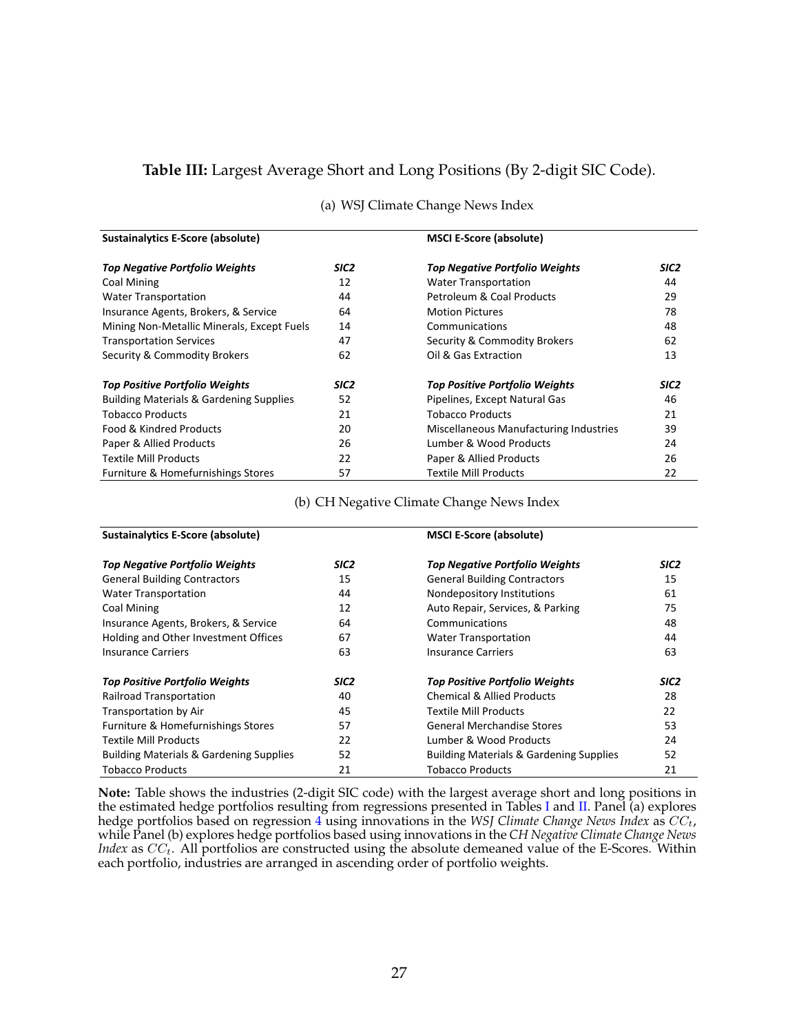**Table III:** Largest Average Short and Long Positions (By 2-digit SIC Code).

(a) WSJ Climate Change News Index

| **Sustainalytics E-Score (absolute)** | | **MSCI E-Score (absolute)** | |
|---|---|---|---|
| ***Top Negative Portfolio Weights*** | ***SIC2*** | ***Top Negative Portfolio Weights*** | ***SIC2*** |
| Coal Mining | 12 | Water Transportation | 44 |
| Water Transportation | 44 | Petroleum & Coal Products | 29 |
| Insurance Agents, Brokers, & Service | 64 | Motion Pictures | 78 |
| Mining Non-Metallic Minerals, Except Fuels | 14 | Communications | 48 |
| Transportation Services | 47 | Security & Commodity Brokers | 62 |
| Security & Commodity Brokers | 62 | Oil & Gas Extraction | 13 |
| ***Top Positive Portfolio Weights*** | ***SIC2*** | ***Top Positive Portfolio Weights*** | ***SIC2*** |
| Building Materials & Gardening Supplies | 52 | Pipelines, Except Natural Gas | 46 |
| Tobacco Products | 21 | Tobacco Products | 21 |
| Food & Kindred Products | 20 | Miscellaneous Manufacturing Industries | 39 |
| Paper & Allied Products | 26 | Lumber & Wood Products | 24 |
| Textile Mill Products | 22 | Paper & Allied Products | 26 |
| Furniture & Homefurnishings Stores | 57 | Textile Mill Products | 22 |

(b) CH Negative Climate Change News Index

| **Sustainalytics E-Score (absolute)** | | **MSCI E-Score (absolute)** | |
|---|---|---|---|
| ***Top Negative Portfolio Weights*** | ***SIC2*** | ***Top Negative Portfolio Weights*** | ***SIC2*** |
| General Building Contractors | 15 | General Building Contractors | 15 |
| Water Transportation | 44 | Nondepository Institutions | 61 |
| Coal Mining | 12 | Auto Repair, Services, & Parking | 75 |
| Insurance Agents, Brokers, & Service | 64 | Communications | 48 |
| Holding and Other Investment Offices | 67 | Water Transportation | 44 |
| Insurance Carriers | 63 | Insurance Carriers | 63 |
| ***Top Positive Portfolio Weights*** | ***SIC2*** | ***Top Positive Portfolio Weights*** | ***SIC2*** |
| Railroad Transportation | 40 | Chemical & Allied Products | 28 |
| Transportation by Air | 45 | Textile Mill Products | 22 |
| Furniture & Homefurnishings Stores | 57 | General Merchandise Stores | 53 |
| Textile Mill Products | 22 | Lumber & Wood Products | 24 |
| Building Materials & Gardening Supplies | 52 | Building Materials & Gardening Supplies | 52 |
| Tobacco Products | 21 | Tobacco Products | 21 |

**Note:** Table shows the industries (2-digit SIC code) with the largest average short and long positions in the estimated hedge portfolios resulting from regressions presented in Tables I and II. Panel (a) explores hedge portfolios based on regression 4 using innovations in the *WSJ Climate Change News Index* as $CC_t$, while Panel (b) explores hedge portfolios based using innovations in the *CH Negative Climate Change News Index* as $CC_t$. All portfolios are constructed using the absolute demeaned value of the E-Scores. Within each portfolio, industries are arranged in ascending order of portfolio weights.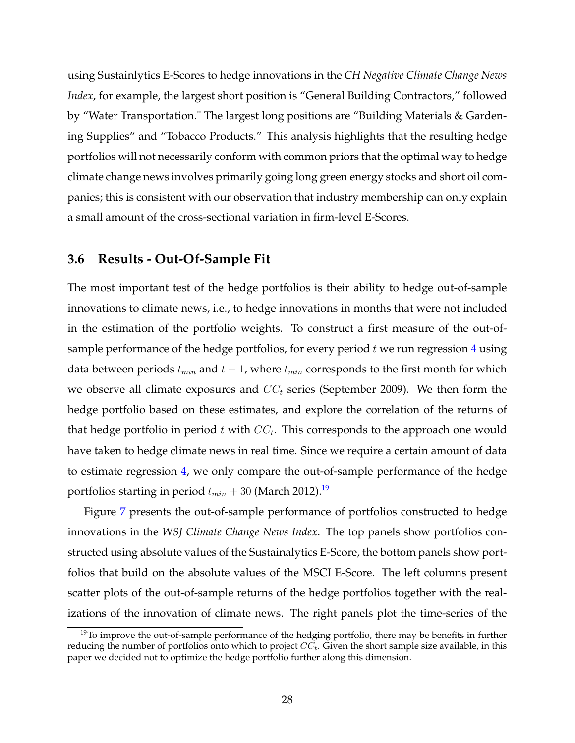using Sustainlytics E-Scores to hedge innovations in the *CH Negative Climate Change News Index*, for example, the largest short position is "General Building Contractors," followed by "Water Transportation." The largest long positions are "Building Materials & Gardening Supplies" and "Tobacco Products." This analysis highlights that the resulting hedge portfolios will not necessarily conform with common priors that the optimal way to hedge climate change news involves primarily going long green energy stocks and short oil companies; this is consistent with our observation that industry membership can only explain a small amount of the cross-sectional variation in firm-level E-Scores.

### 3.6 Results - Out-Of-Sample Fit

The most important test of the hedge portfolios is their ability to hedge out-of-sample innovations to climate news, i.e., to hedge innovations in months that were not included in the estimation of the portfolio weights. To construct a first measure of the out-of-sample performance of the hedge portfolios, for every period $t$ we run regression 4 using data between periods $t_{min}$ and $t-1$, where $t_{min}$ corresponds to the first month for which we observe all climate exposures and $CC_t$ series (September 2009). We then form the hedge portfolio based on these estimates, and explore the correlation of the returns of that hedge portfolio in period $t$ with $CC_t$. This corresponds to the approach one would have taken to hedge climate news in real time. Since we require a certain amount of data to estimate regression 4, we only compare the out-of-sample performance of the hedge portfolios starting in period $t_{min}+30$ (March 2012).[19]

Figure 7 presents the out-of-sample performance of portfolios constructed to hedge innovations in the *WSJ Climate Change News Index*. The top panels show portfolios constructed using absolute values of the Sustainalytics E-Score, the bottom panels show portfolios that build on the absolute values of the MSCI E-Score. The left columns present scatter plots of the out-of-sample returns of the hedge portfolios together with the realizations of the innovation of climate news. The right panels plot the time-series of the

[19] To improve the out-of-sample performance of the hedging portfolio, there may be benefits in further reducing the number of portfolios onto which to project $CC_t$. Given the short sample size available, in this paper we decided not to optimize the hedge portfolio further along this dimension.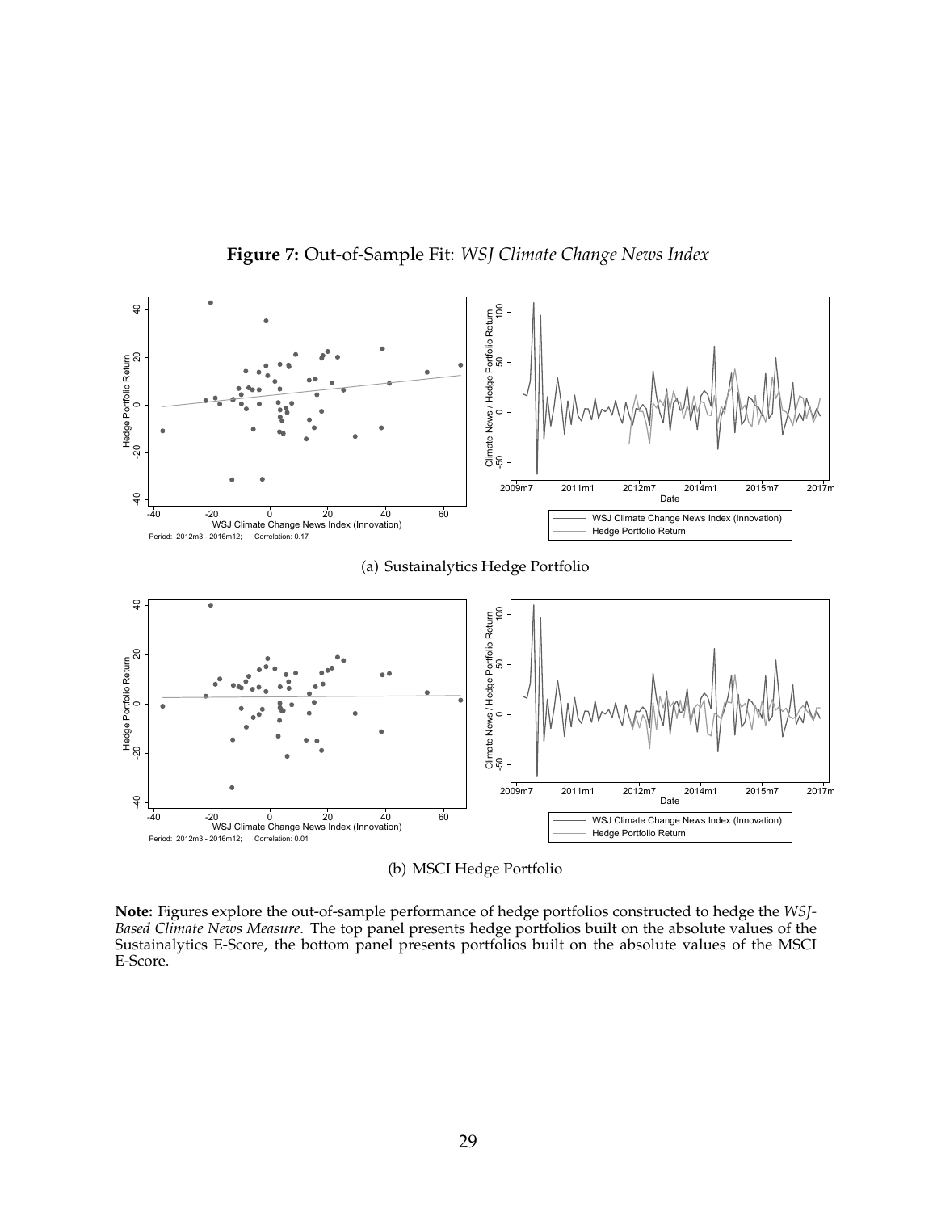**Figure 7:** Out-of-Sample Fit: *WSJ Climate Change News Index*

(a) Sustainalytics Hedge Portfolio

(b) MSCI Hedge Portfolio

**Note:** Figures explore the out-of-sample performance of hedge portfolios constructed to hedge the *WSJ-Based Climate News Measure*. The top panel presents hedge portfolios built on the absolute values of the Sustainalytics E-Score, the bottom panel presents portfolios built on the absolute values of the MSCI E-Score.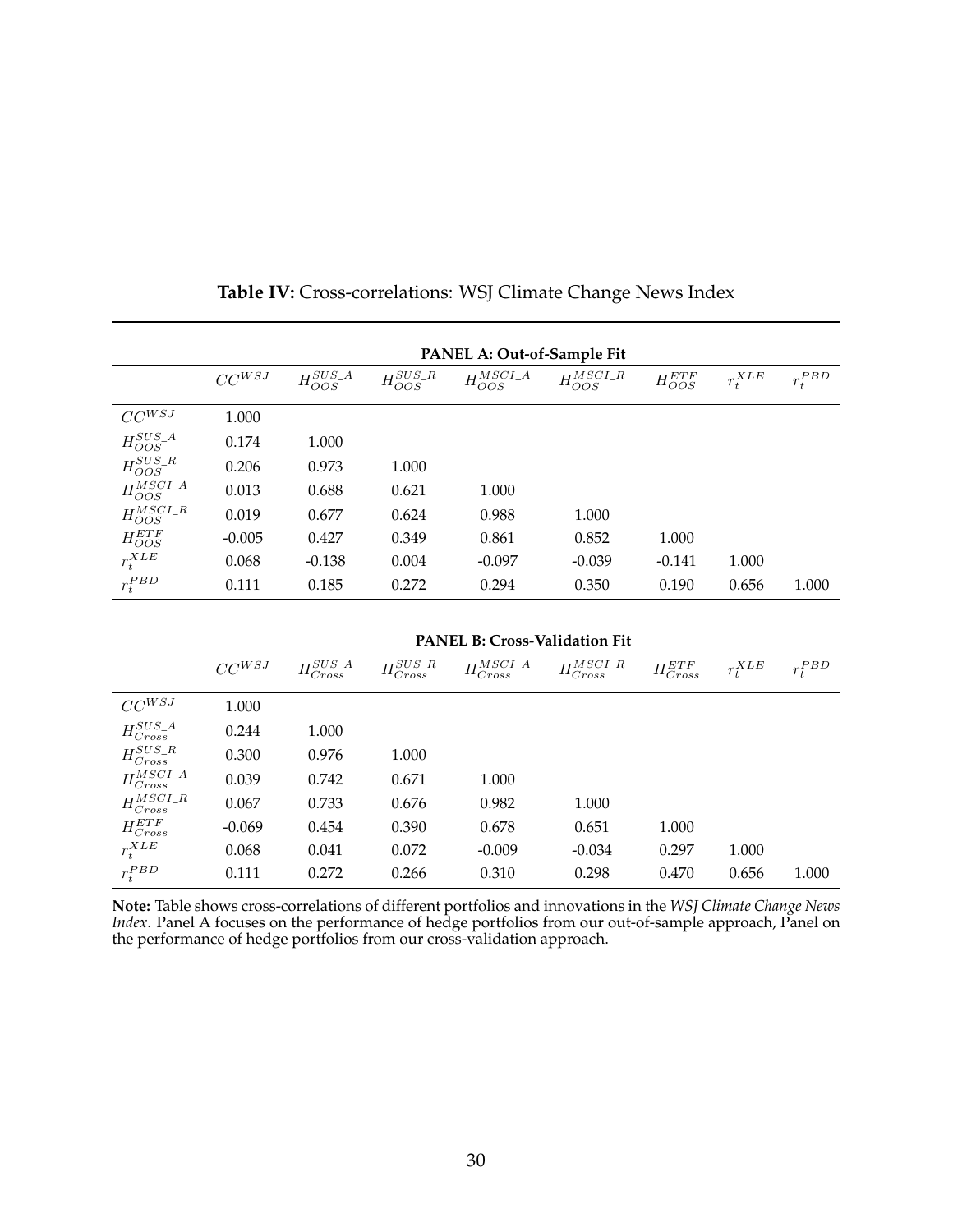**Table IV:** Cross-correlations: WSJ Climate Change News Index

**PANEL A: Out-of-Sample Fit**

| | $CC^{WSJ}$ | $H^{SUS\_A}_{OOS}$ | $H^{SUS\_R}_{OOS}$ | $H^{MSCI\_A}_{OOS}$ | $H^{MSCI\_R}_{OOS}$ | $H^{ETF}_{OOS}$ | $r^{XLE}_t$ | $r^{PBD}_t$ |
|---|---|---|---|---|---|---|---|---|
| $CC^{WSJ}$ | 1.000 | | | | | | | |
| $H^{SUS\_A}_{OOS}$ | 0.174 | 1.000 | | | | | | |
| $H^{SUS\_R}_{OOS}$ | 0.206 | 0.973 | 1.000 | | | | | |
| $H^{MSCI\_A}_{OOS}$ | 0.013 | 0.688 | 0.621 | 1.000 | | | | |
| $H^{MSCI\_R}_{OOS}$ | 0.019 | 0.677 | 0.624 | 0.988 | 1.000 | | | |
| $H^{ETF}_{OOS}$ | -0.005 | 0.427 | 0.349 | 0.861 | 0.852 | 1.000 | | |
| $r^{XLE}_t$ | 0.068 | -0.138 | 0.004 | -0.097 | -0.039 | -0.141 | 1.000 | |
| $r^{PBD}_t$ | 0.111 | 0.185 | 0.272 | 0.294 | 0.350 | 0.190 | 0.656 | 1.000 |

**PANEL B: Cross-Validation Fit**

| | $CC^{WSJ}$ | $H^{SUS\_A}_{Cross}$ | $H^{SUS\_R}_{Cross}$ | $H^{MSCI\_A}_{Cross}$ | $H^{MSCI\_R}_{Cross}$ | $H^{ETF}_{Cross}$ | $r^{XLE}_t$ | $r^{PBD}_t$ |
|---|---|---|---|---|---|---|---|---|
| $CC^{WSJ}$ | 1.000 | | | | | | | |
| $H^{SUS\_A}_{Cross}$ | 0.244 | 1.000 | | | | | | |
| $H^{SUS\_R}_{Cross}$ | 0.300 | 0.976 | 1.000 | | | | | |
| $H^{MSCI\_A}_{Cross}$ | 0.039 | 0.742 | 0.671 | 1.000 | | | | |
| $H^{MSCI\_R}_{Cross}$ | 0.067 | 0.733 | 0.676 | 0.982 | 1.000 | | | |
| $H^{ETF}_{Cross}$ | -0.069 | 0.454 | 0.390 | 0.678 | 0.651 | 1.000 | | |
| $r^{XLE}_t$ | 0.068 | 0.041 | 0.072 | -0.009 | -0.034 | 0.297 | 1.000 | |
| $r^{PBD}_t$ | 0.111 | 0.272 | 0.266 | 0.310 | 0.298 | 0.470 | 0.656 | 1.000 |

**Note:** Table shows cross-correlations of different portfolios and innovations in the *WSJ Climate Change News Index*. Panel A focuses on the performance of hedge portfolios from our out-of-sample approach, Panel on the performance of hedge portfolios from our cross-validation approach.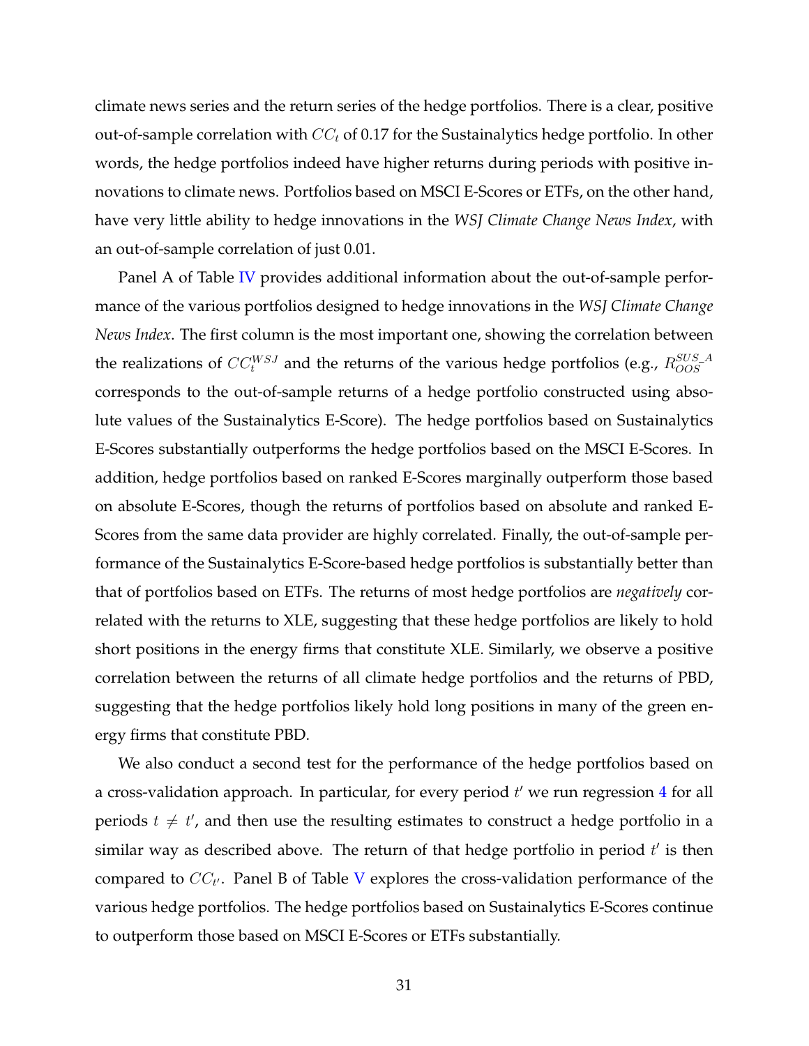climate news series and the return series of the hedge portfolios. There is a clear, positive out-of-sample correlation with $CC_t$ of 0.17 for the Sustainalytics hedge portfolio. In other words, the hedge portfolios indeed have higher returns during periods with positive innovations to climate news. Portfolios based on MSCI E-Scores or ETFs, on the other hand, have very little ability to hedge innovations in the *WSJ Climate Change News Index*, with an out-of-sample correlation of just 0.01.

Panel A of Table IV provides additional information about the out-of-sample performance of the various portfolios designed to hedge innovations in the *WSJ Climate Change News Index*. The first column is the most important one, showing the correlation between the realizations of $CC_t^{WSJ}$ and the returns of the various hedge portfolios (e.g., $R_{OOS}^{SUS\_A}$ corresponds to the out-of-sample returns of a hedge portfolio constructed using absolute values of the Sustainalytics E-Score). The hedge portfolios based on Sustainalytics E-Scores substantially outperforms the hedge portfolios based on the MSCI E-Scores. In addition, hedge portfolios based on ranked E-Scores marginally outperform those based on absolute E-Scores, though the returns of portfolios based on absolute and ranked E-Scores from the same data provider are highly correlated. Finally, the out-of-sample performance of the Sustainalytics E-Score-based hedge portfolios is substantially better than that of portfolios based on ETFs. The returns of most hedge portfolios are *negatively* correlated with the returns to XLE, suggesting that these hedge portfolios are likely to hold short positions in the energy firms that constitute XLE. Similarly, we observe a positive correlation between the returns of all climate hedge portfolios and the returns of PBD, suggesting that the hedge portfolios likely hold long positions in many of the green energy firms that constitute PBD.

We also conduct a second test for the performance of the hedge portfolios based on a cross-validation approach. In particular, for every period $t'$ we run regression 4 for all periods $t \neq t'$, and then use the resulting estimates to construct a hedge portfolio in a similar way as described above. The return of that hedge portfolio in period $t'$ is then compared to $CC_{t'}$. Panel B of Table V explores the cross-validation performance of the various hedge portfolios. The hedge portfolios based on Sustainalytics E-Scores continue to outperform those based on MSCI E-Scores or ETFs substantially.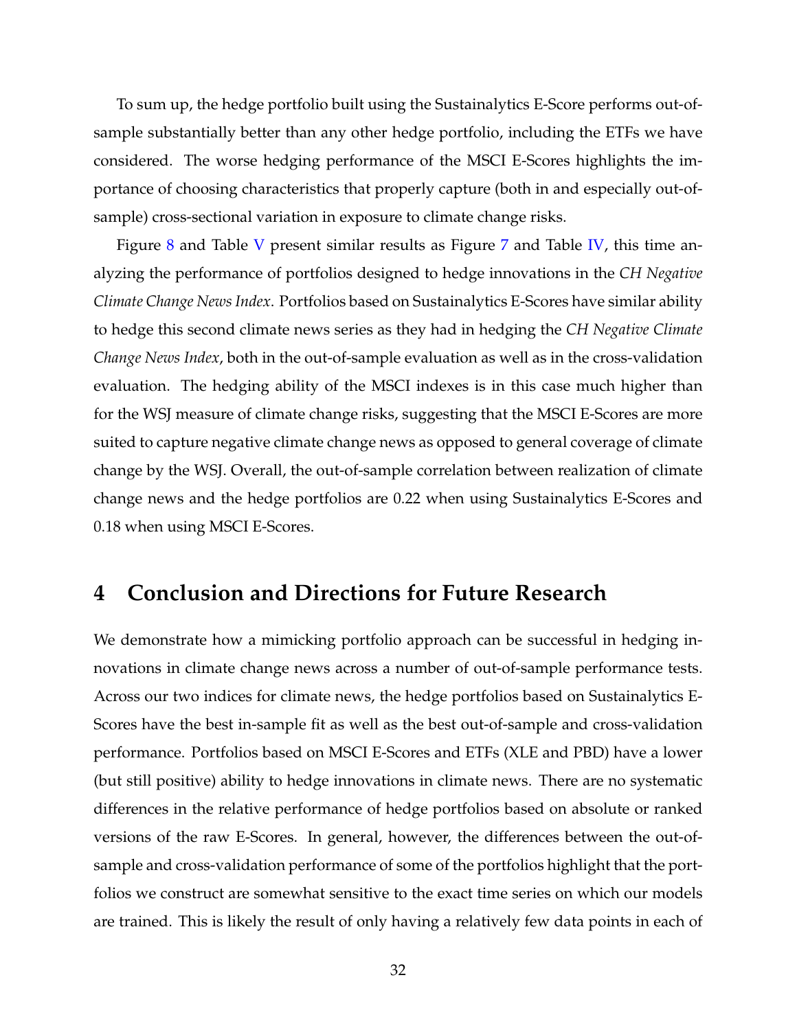To sum up, the hedge portfolio built using the Sustainalytics E-Score performs out-of-sample substantially better than any other hedge portfolio, including the ETFs we have considered. The worse hedging performance of the MSCI E-Scores highlights the importance of choosing characteristics that properly capture (both in and especially out-of-sample) cross-sectional variation in exposure to climate change risks.

Figure 8 and Table V present similar results as Figure 7 and Table IV, this time analyzing the performance of portfolios designed to hedge innovations in the *CH Negative Climate Change News Index*. Portfolios based on Sustainalytics E-Scores have similar ability to hedge this second climate news series as they had in hedging the *CH Negative Climate Change News Index*, both in the out-of-sample evaluation as well as in the cross-validation evaluation. The hedging ability of the MSCI indexes is in this case much higher than for the WSJ measure of climate change risks, suggesting that the MSCI E-Scores are more suited to capture negative climate change news as opposed to general coverage of climate change by the WSJ. Overall, the out-of-sample correlation between realization of climate change news and the hedge portfolios are 0.22 when using Sustainalytics E-Scores and 0.18 when using MSCI E-Scores.

# 4 Conclusion and Directions for Future Research

We demonstrate how a mimicking portfolio approach can be successful in hedging innovations in climate change news across a number of out-of-sample performance tests. Across our two indices for climate news, the hedge portfolios based on Sustainalytics E-Scores have the best in-sample fit as well as the best out-of-sample and cross-validation performance. Portfolios based on MSCI E-Scores and ETFs (XLE and PBD) have a lower (but still positive) ability to hedge innovations in climate news. There are no systematic differences in the relative performance of hedge portfolios based on absolute or ranked versions of the raw E-Scores. In general, however, the differences between the out-of-sample and cross-validation performance of some of the portfolios highlight that the portfolios we construct are somewhat sensitive to the exact time series on which our models are trained. This is likely the result of only having a relatively few data points in each of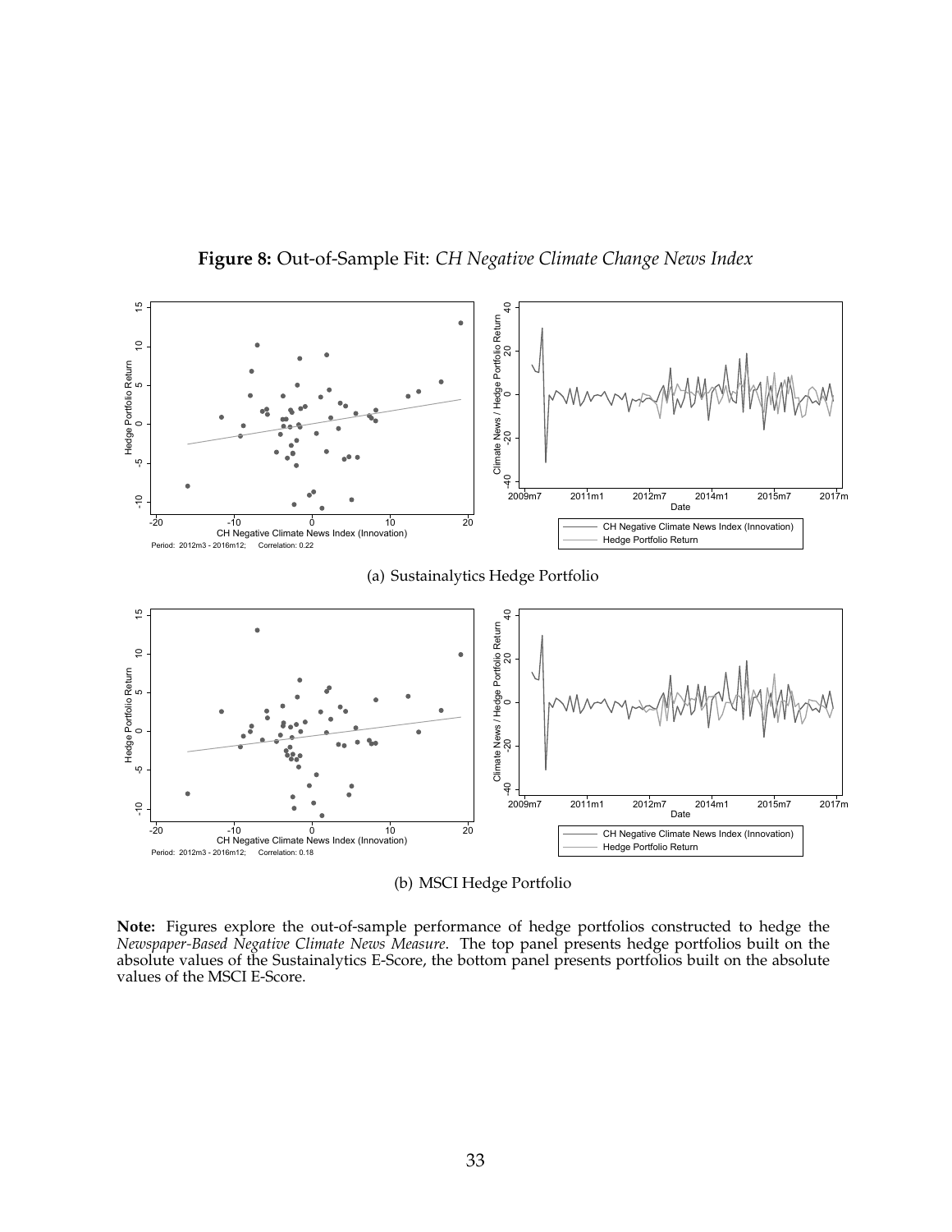**Figure 8:** Out-of-Sample Fit: *CH Negative Climate Change News Index*

(a) Sustainalytics Hedge Portfolio

(b) MSCI Hedge Portfolio

**Note:** Figures explore the out-of-sample performance of hedge portfolios constructed to hedge the *Newspaper-Based Negative Climate News Measure*. The top panel presents hedge portfolios built on the absolute values of the Sustainalytics E-Score, the bottom panel presents portfolios built on the absolute values of the MSCI E-Score.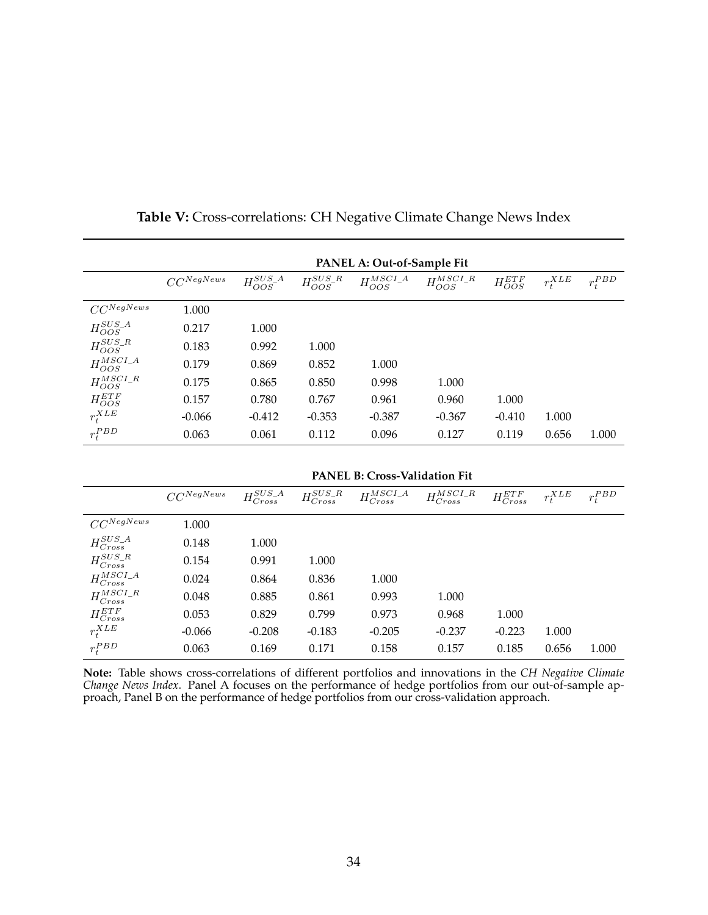**Table V:** Cross-correlations: CH Negative Climate Change News Index

| | **PANEL A: Out-of-Sample Fit** | | | | | | | |
|---|---|---|---|---|---|---|---|---|
| | $CC^{NegNews}$ | $H^{SUS\_A}_{OOS}$ | $H^{SUS\_R}_{OOS}$ | $H^{MSCI\_A}_{OOS}$ | $H^{MSCI\_R}_{OOS}$ | $H^{ETF}_{OOS}$ | $r^{XLE}_t$ | $r^{PBD}_t$ |
| $CC^{NegNews}$ | 1.000 | | | | | | | |
| $H^{SUS\_A}_{OOS}$ | 0.217 | 1.000 | | | | | | |
| $H^{SUS\_R}_{OOS}$ | 0.183 | 0.992 | 1.000 | | | | | |
| $H^{MSCI\_A}_{OOS}$ | 0.179 | 0.869 | 0.852 | 1.000 | | | | |
| $H^{MSCI\_R}_{OOS}$ | 0.175 | 0.865 | 0.850 | 0.998 | 1.000 | | | |
| $H^{ETF}_{OOS}$ | 0.157 | 0.780 | 0.767 | 0.961 | 0.960 | 1.000 | | |
| $r^{XLE}_t$ | -0.066 | -0.412 | -0.353 | -0.387 | -0.367 | -0.410 | 1.000 | |
| $r^{PBD}_t$ | 0.063 | 0.061 | 0.112 | 0.096 | 0.127 | 0.119 | 0.656 | 1.000 |

| | **PANEL B: Cross-Validation Fit** | | | | | | | |
|---|---|---|---|---|---|---|---|---|
| | $CC^{NegNews}$ | $H^{SUS\_A}_{Cross}$ | $H^{SUS\_R}_{Cross}$ | $H^{MSCI\_A}_{Cross}$ | $H^{MSCI\_R}_{Cross}$ | $H^{ETF}_{Cross}$ | $r^{XLE}_t$ | $r^{PBD}_t$ |
| $CC^{NegNews}$ | 1.000 | | | | | | | |
| $H^{SUS\_A}_{Cross}$ | 0.148 | 1.000 | | | | | | |
| $H^{SUS\_R}_{Cross}$ | 0.154 | 0.991 | 1.000 | | | | | |
| $H^{MSCI\_A}_{Cross}$ | 0.024 | 0.864 | 0.836 | 1.000 | | | | |
| $H^{MSCI\_R}_{Cross}$ | 0.048 | 0.885 | 0.861 | 0.993 | 1.000 | | | |
| $H^{ETF}_{Cross}$ | 0.053 | 0.829 | 0.799 | 0.973 | 0.968 | 1.000 | | |
| $r^{XLE}_t$ | -0.066 | -0.208 | -0.183 | -0.205 | -0.237 | -0.223 | 1.000 | |
| $r^{PBD}_t$ | 0.063 | 0.169 | 0.171 | 0.158 | 0.157 | 0.185 | 0.656 | 1.000 |

**Note:** Table shows cross-correlations of different portfolios and innovations in the *CH Negative Climate Change News Index*. Panel A focuses on the performance of hedge portfolios from our out-of-sample approach, Panel B on the performance of hedge portfolios from our cross-validation approach.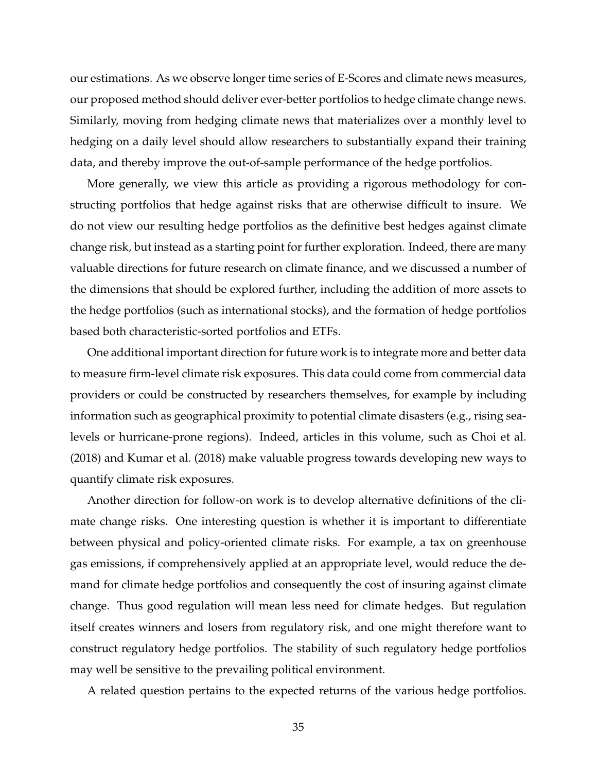our estimations. As we observe longer time series of E-Scores and climate news measures, our proposed method should deliver ever-better portfolios to hedge climate change news. Similarly, moving from hedging climate news that materializes over a monthly level to hedging on a daily level should allow researchers to substantially expand their training data, and thereby improve the out-of-sample performance of the hedge portfolios.

More generally, we view this article as providing a rigorous methodology for constructing portfolios that hedge against risks that are otherwise difficult to insure. We do not view our resulting hedge portfolios as the definitive best hedges against climate change risk, but instead as a starting point for further exploration. Indeed, there are many valuable directions for future research on climate finance, and we discussed a number of the dimensions that should be explored further, including the addition of more assets to the hedge portfolios (such as international stocks), and the formation of hedge portfolios based both characteristic-sorted portfolios and ETFs.

One additional important direction for future work is to integrate more and better data to measure firm-level climate risk exposures. This data could come from commercial data providers or could be constructed by researchers themselves, for example by including information such as geographical proximity to potential climate disasters (e.g., rising sea-levels or hurricane-prone regions). Indeed, articles in this volume, such as Choi et al. (2018) and Kumar et al. (2018) make valuable progress towards developing new ways to quantify climate risk exposures.

Another direction for follow-on work is to develop alternative definitions of the climate change risks. One interesting question is whether it is important to differentiate between physical and policy-oriented climate risks. For example, a tax on greenhouse gas emissions, if comprehensively applied at an appropriate level, would reduce the demand for climate hedge portfolios and consequently the cost of insuring against climate change. Thus good regulation will mean less need for climate hedges. But regulation itself creates winners and losers from regulatory risk, and one might therefore want to construct regulatory hedge portfolios. The stability of such regulatory hedge portfolios may well be sensitive to the prevailing political environment.

A related question pertains to the expected returns of the various hedge portfolios.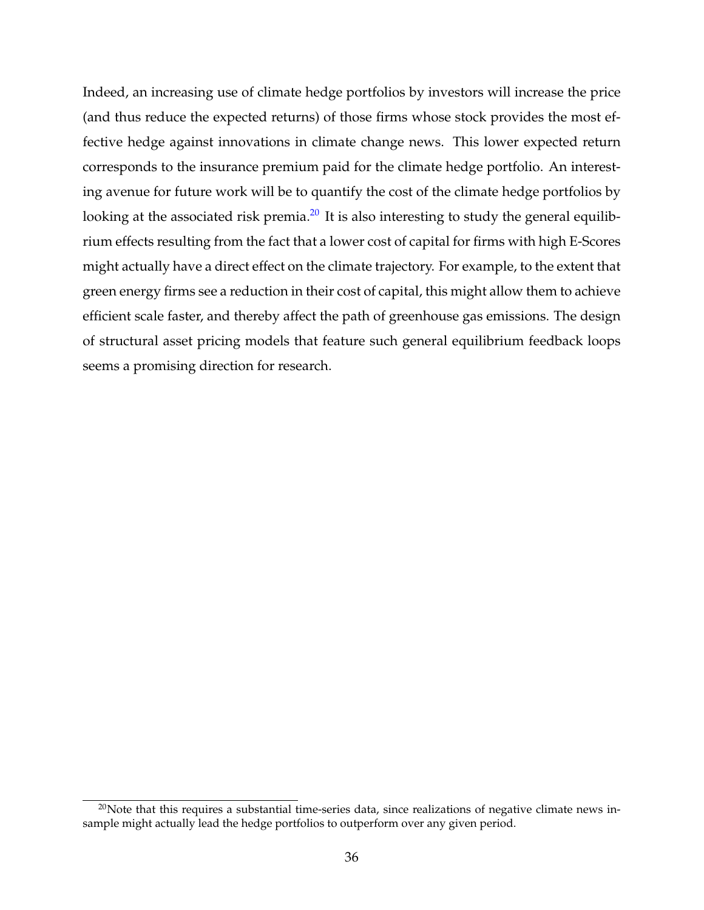Indeed, an increasing use of climate hedge portfolios by investors will increase the price (and thus reduce the expected returns) of those firms whose stock provides the most effective hedge against innovations in climate change news. This lower expected return corresponds to the insurance premium paid for the climate hedge portfolio. An interesting avenue for future work will be to quantify the cost of the climate hedge portfolios by looking at the associated risk premia.[20] It is also interesting to study the general equilibrium effects resulting from the fact that a lower cost of capital for firms with high E-Scores might actually have a direct effect on the climate trajectory. For example, to the extent that green energy firms see a reduction in their cost of capital, this might allow them to achieve efficient scale faster, and thereby affect the path of greenhouse gas emissions. The design of structural asset pricing models that feature such general equilibrium feedback loops seems a promising direction for research.

[20] Note that this requires a substantial time-series data, since realizations of negative climate news in-sample might actually lead the hedge portfolios to outperform over any given period.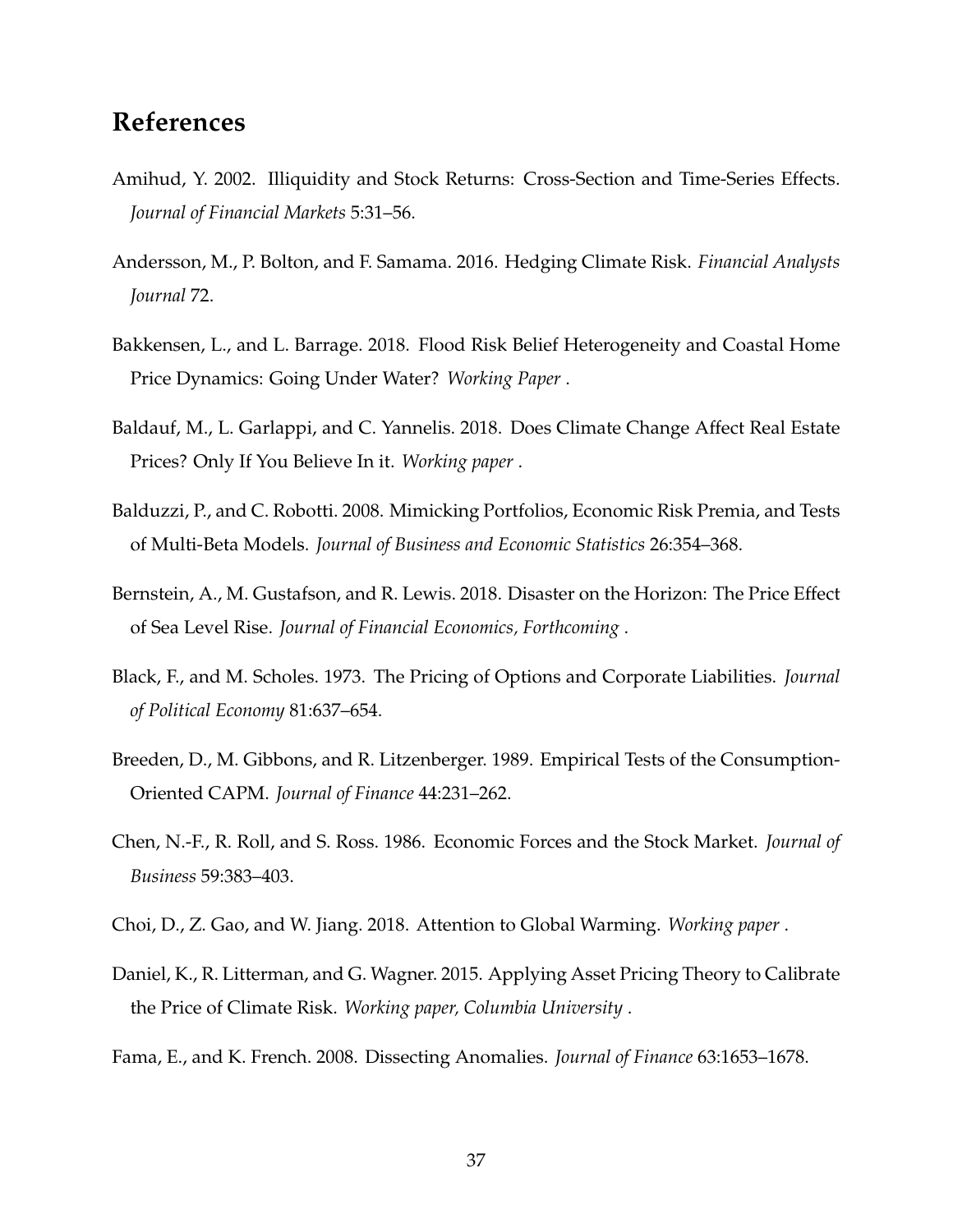## References

Amihud, Y. 2002. Illiquidity and Stock Returns: Cross-Section and Time-Series Effects. *Journal of Financial Markets* 5:31–56.

Andersson, M., P. Bolton, and F. Samama. 2016. Hedging Climate Risk. *Financial Analysts Journal* 72.

Bakkensen, L., and L. Barrage. 2018. Flood Risk Belief Heterogeneity and Coastal Home Price Dynamics: Going Under Water? *Working Paper* .

Baldauf, M., L. Garlappi, and C. Yannelis. 2018. Does Climate Change Affect Real Estate Prices? Only If You Believe In it. *Working paper* .

Balduzzi, P., and C. Robotti. 2008. Mimicking Portfolios, Economic Risk Premia, and Tests of Multi-Beta Models. *Journal of Business and Economic Statistics* 26:354–368.

Bernstein, A., M. Gustafson, and R. Lewis. 2018. Disaster on the Horizon: The Price Effect of Sea Level Rise. *Journal of Financial Economics, Forthcoming* .

Black, F., and M. Scholes. 1973. The Pricing of Options and Corporate Liabilities. *Journal of Political Economy* 81:637–654.

Breeden, D., M. Gibbons, and R. Litzenberger. 1989. Empirical Tests of the Consumption-Oriented CAPM. *Journal of Finance* 44:231–262.

Chen, N.-F., R. Roll, and S. Ross. 1986. Economic Forces and the Stock Market. *Journal of Business* 59:383–403.

Choi, D., Z. Gao, and W. Jiang. 2018. Attention to Global Warming. *Working paper* .

Daniel, K., R. Litterman, and G. Wagner. 2015. Applying Asset Pricing Theory to Calibrate the Price of Climate Risk. *Working paper, Columbia University* .

Fama, E., and K. French. 2008. Dissecting Anomalies. *Journal of Finance* 63:1653–1678.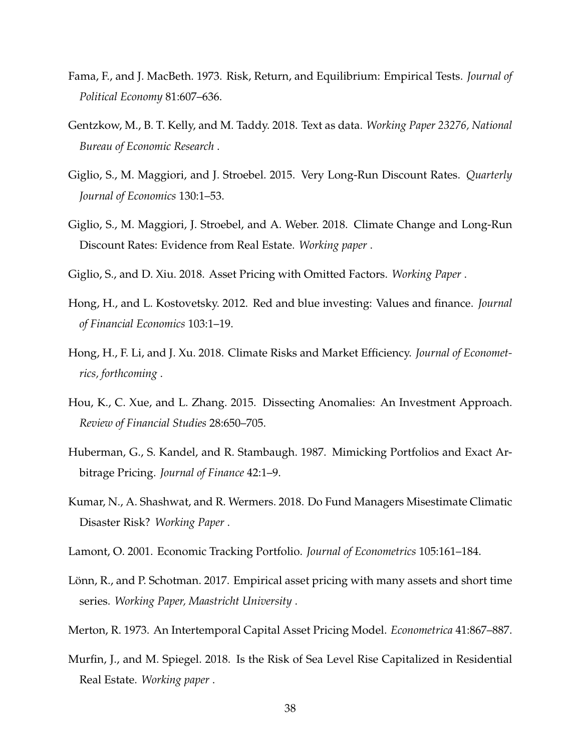Fama, F., and J. MacBeth. 1973. Risk, Return, and Equilibrium: Empirical Tests. *Journal of Political Economy* 81:607–636.

Gentzkow, M., B. T. Kelly, and M. Taddy. 2018. Text as data. *Working Paper 23276, National Bureau of Economic Research* .

Giglio, S., M. Maggiori, and J. Stroebel. 2015. Very Long-Run Discount Rates. *Quarterly Journal of Economics* 130:1–53.

Giglio, S., M. Maggiori, J. Stroebel, and A. Weber. 2018. Climate Change and Long-Run Discount Rates: Evidence from Real Estate. *Working paper* .

Giglio, S., and D. Xiu. 2018. Asset Pricing with Omitted Factors. *Working Paper* .

Hong, H., and L. Kostovetsky. 2012. Red and blue investing: Values and finance. *Journal of Financial Economics* 103:1–19.

Hong, H., F. Li, and J. Xu. 2018. Climate Risks and Market Efficiency. *Journal of Econometrics, forthcoming* .

Hou, K., C. Xue, and L. Zhang. 2015. Dissecting Anomalies: An Investment Approach. *Review of Financial Studies* 28:650–705.

Huberman, G., S. Kandel, and R. Stambaugh. 1987. Mimicking Portfolios and Exact Arbitrage Pricing. *Journal of Finance* 42:1–9.

Kumar, N., A. Shashwat, and R. Wermers. 2018. Do Fund Managers Misestimate Climatic Disaster Risk? *Working Paper* .

Lamont, O. 2001. Economic Tracking Portfolio. *Journal of Econometrics* 105:161–184.

Lönn, R., and P. Schotman. 2017. Empirical asset pricing with many assets and short time series. *Working Paper, Maastricht University* .

Merton, R. 1973. An Intertemporal Capital Asset Pricing Model. *Econometrica* 41:867–887.

Murfin, J., and M. Spiegel. 2018. Is the Risk of Sea Level Rise Capitalized in Residential Real Estate. *Working paper* .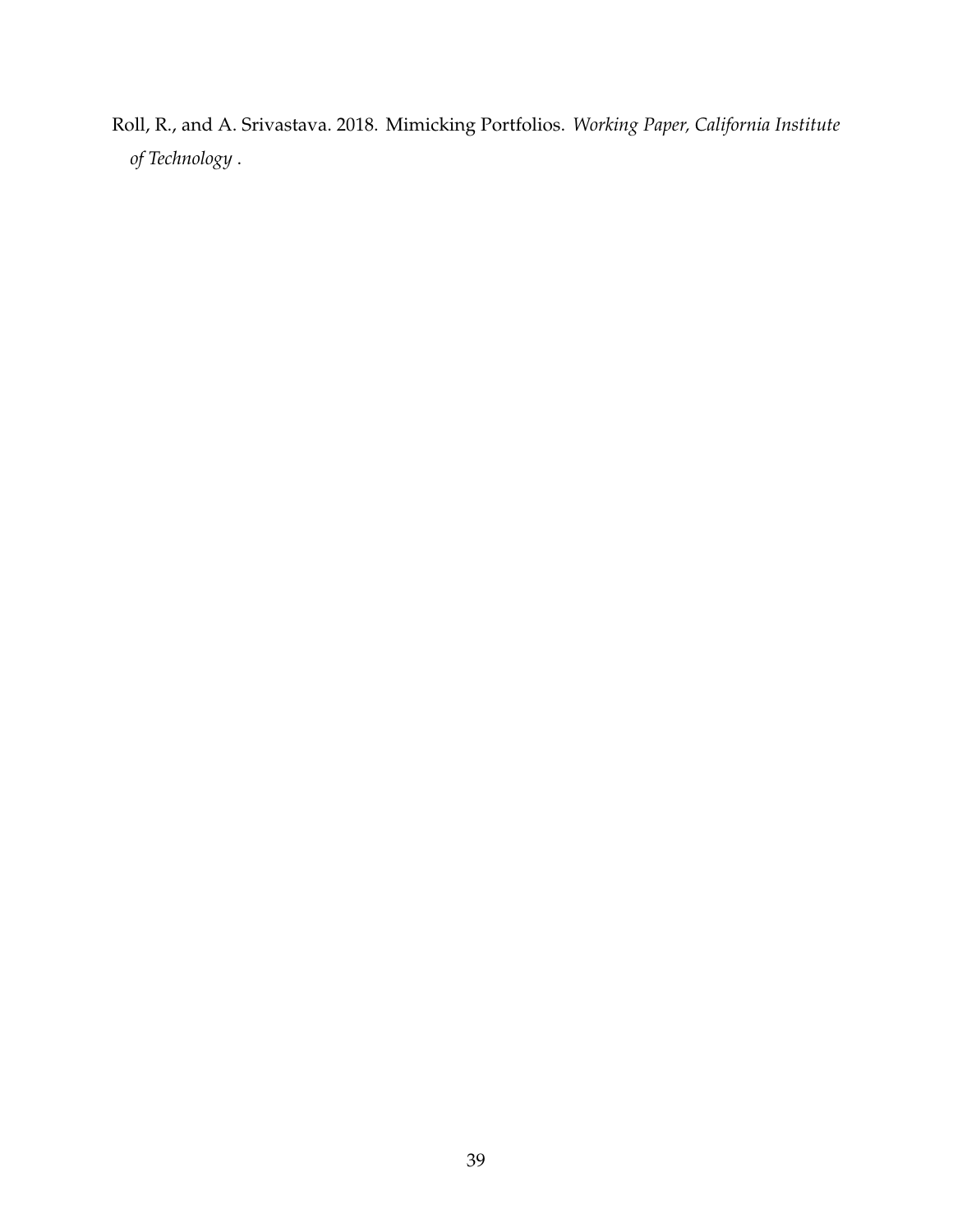Roll, R., and A. Srivastava. 2018. Mimicking Portfolios. *Working Paper, California Institute of Technology* .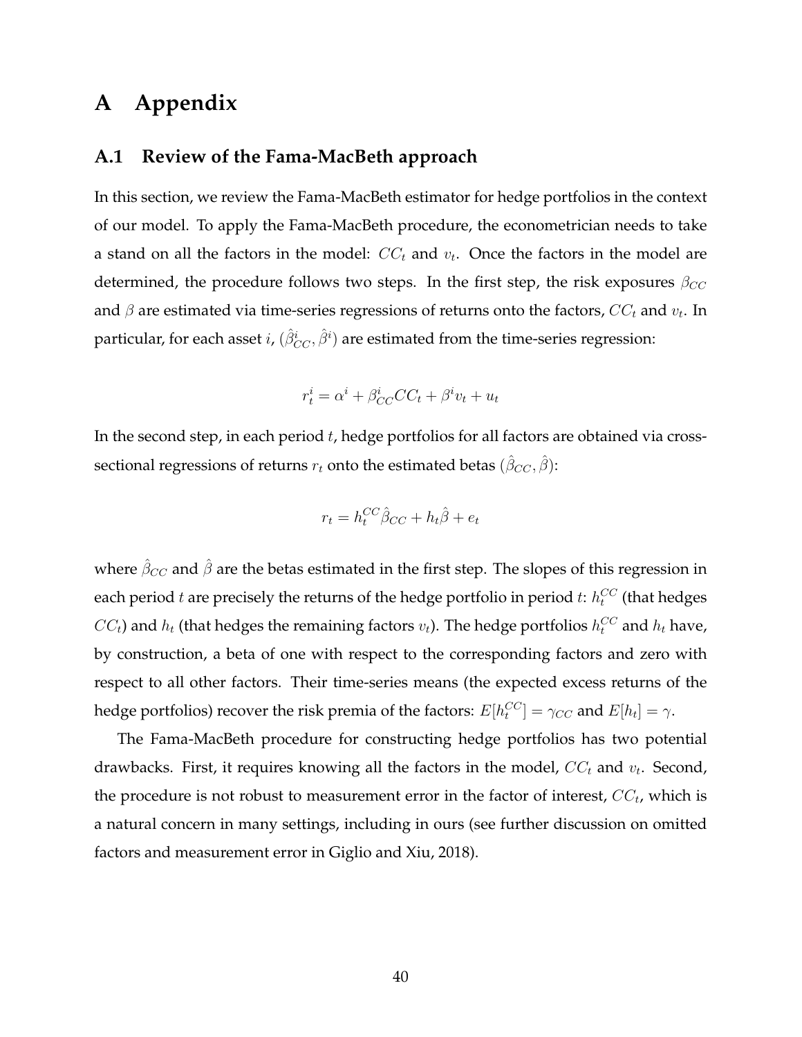# A Appendix

## A.1 Review of the Fama-MacBeth approach

In this section, we review the Fama-MacBeth estimator for hedge portfolios in the context of our model. To apply the Fama-MacBeth procedure, the econometrician needs to take a stand on all the factors in the model: $CC_t$ and $v_t$. Once the factors in the model are determined, the procedure follows two steps. In the first step, the risk exposures $\beta_{CC}$ and $\beta$ are estimated via time-series regressions of returns onto the factors, $CC_t$ and $v_t$. In particular, for each asset $i$, $(\hat{\beta}^i_{CC}, \hat{\beta}^i)$ are estimated from the time-series regression:

$$r^i_t = \alpha^i + \beta^i_{CC} CC_t + \beta^i v_t + u_t$$

In the second step, in each period $t$, hedge portfolios for all factors are obtained via cross-sectional regressions of returns $r_t$ onto the estimated betas $(\hat{\beta}_{CC}, \hat{\beta})$:

$$r_t = h^{CC}_t \hat{\beta}_{CC} + h_t \hat{\beta} + e_t$$

where $\hat{\beta}_{CC}$ and $\hat{\beta}$ are the betas estimated in the first step. The slopes of this regression in each period $t$ are precisely the returns of the hedge portfolio in period $t$: $h^{CC}_t$ (that hedges $CC_t$) and $h_t$ (that hedges the remaining factors $v_t$). The hedge portfolios $h^{CC}_t$ and $h_t$ have, by construction, a beta of one with respect to the corresponding factors and zero with respect to all other factors. Their time-series means (the expected excess returns of the hedge portfolios) recover the risk premia of the factors: $E[h^{CC}_t] = \gamma_{CC}$ and $E[h_t] = \gamma$.

The Fama-MacBeth procedure for constructing hedge portfolios has two potential drawbacks. First, it requires knowing all the factors in the model, $CC_t$ and $v_t$. Second, the procedure is not robust to measurement error in the factor of interest, $CC_t$, which is a natural concern in many settings, including in ours (see further discussion on omitted factors and measurement error in Giglio and Xiu, 2018).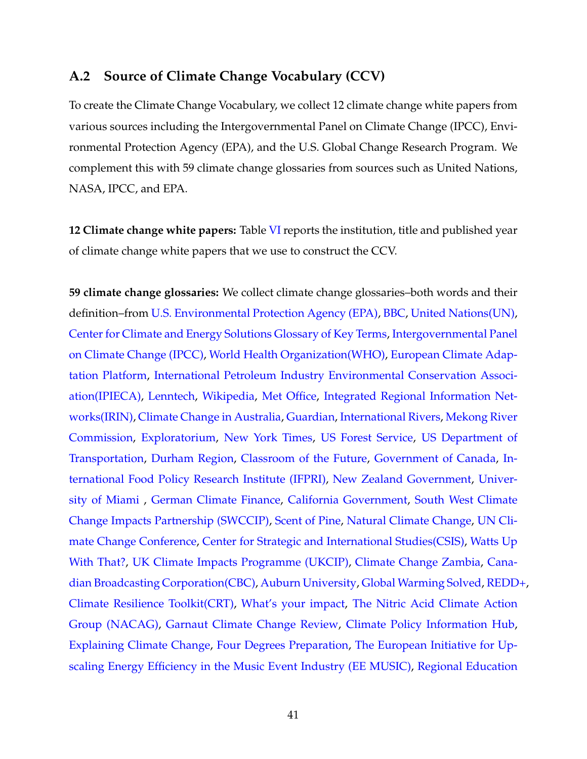## A.2 Source of Climate Change Vocabulary (CCV)

To create the Climate Change Vocabulary, we collect 12 climate change white papers from various sources including the Intergovernmental Panel on Climate Change (IPCC), Environmental Protection Agency (EPA), and the U.S. Global Change Research Program. We complement this with 59 climate change glossaries from sources such as United Nations, NASA, IPCC, and EPA.

**12 Climate change white papers:** Table VI reports the institution, title and published year of climate change white papers that we use to construct the CCV.

**59 climate change glossaries:** We collect climate change glossaries–both words and their definition–from U.S. Environmental Protection Agency (EPA), BBC, United Nations(UN), Center for Climate and Energy Solutions Glossary of Key Terms, Intergovernmental Panel on Climate Change (IPCC), World Health Organization(WHO), European Climate Adaptation Platform, International Petroleum Industry Environmental Conservation Association(IPIECA), Lenntech, Wikipedia, Met Office, Integrated Regional Information Networks(IRIN), Climate Change in Australia, Guardian, International Rivers, Mekong River Commission, Exploratorium, New York Times, US Forest Service, US Department of Transportation, Durham Region, Classroom of the Future, Government of Canada, International Food Policy Research Institute (IFPRI), New Zealand Government, University of Miami , German Climate Finance, California Government, South West Climate Change Impacts Partnership (SWCCIP), Scent of Pine, Natural Climate Change, UN Climate Change Conference, Center for Strategic and International Studies(CSIS), Watts Up With That?, UK Climate Impacts Programme (UKCIP), Climate Change Zambia, Canadian Broadcasting Corporation(CBC), Auburn University, Global Warming Solved, REDD+, Climate Resilience Toolkit(CRT), What's your impact, The Nitric Acid Climate Action Group (NACAG), Garnaut Climate Change Review, Climate Policy Information Hub, Explaining Climate Change, Four Degrees Preparation, The European Initiative for Upscaling Energy Efficiency in the Music Event Industry (EE MUSIC), Regional Education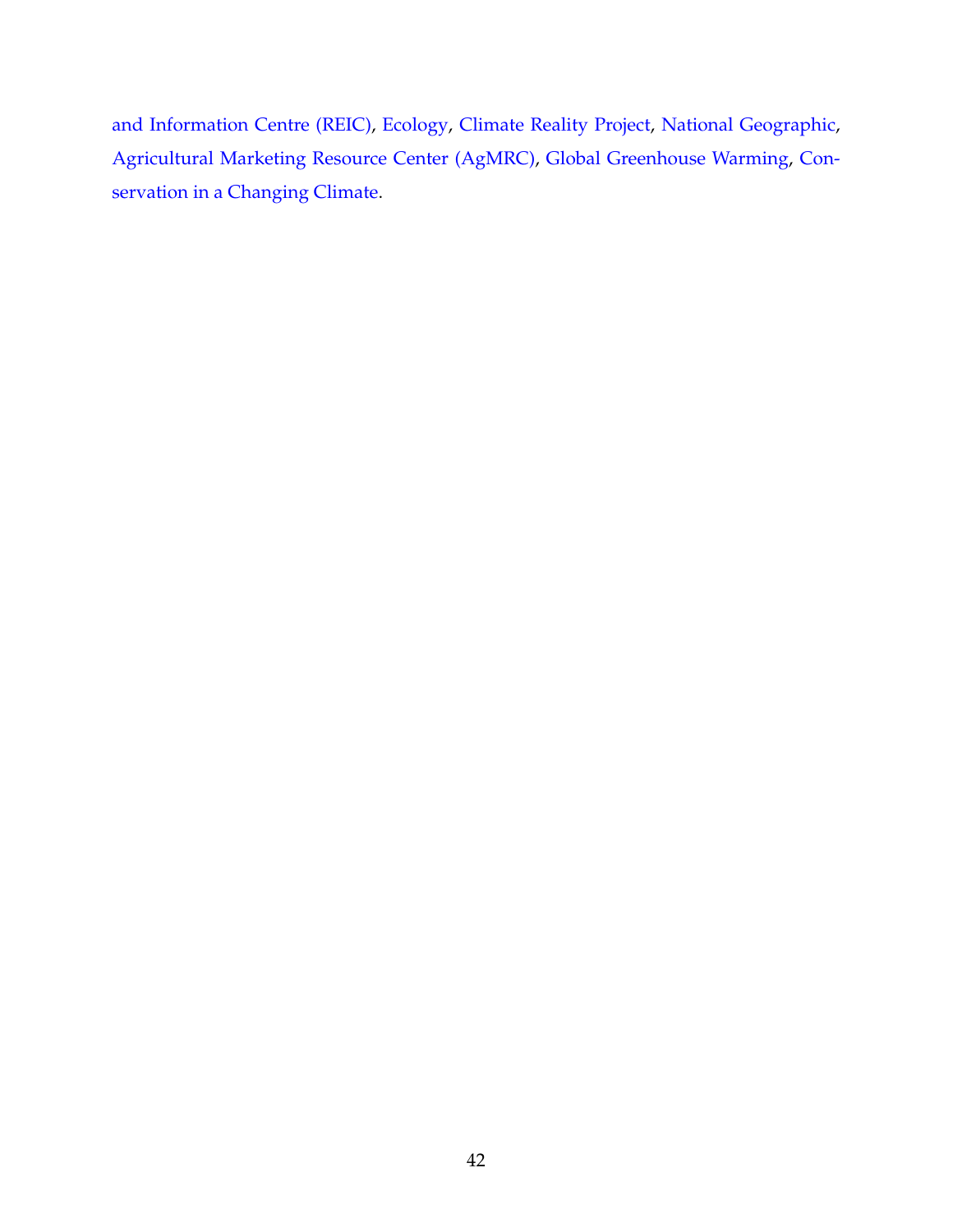and Information Centre (REIC), Ecology, Climate Reality Project, National Geographic, Agricultural Marketing Resource Center (AgMRC), Global Greenhouse Warming, Conservation in a Changing Climate.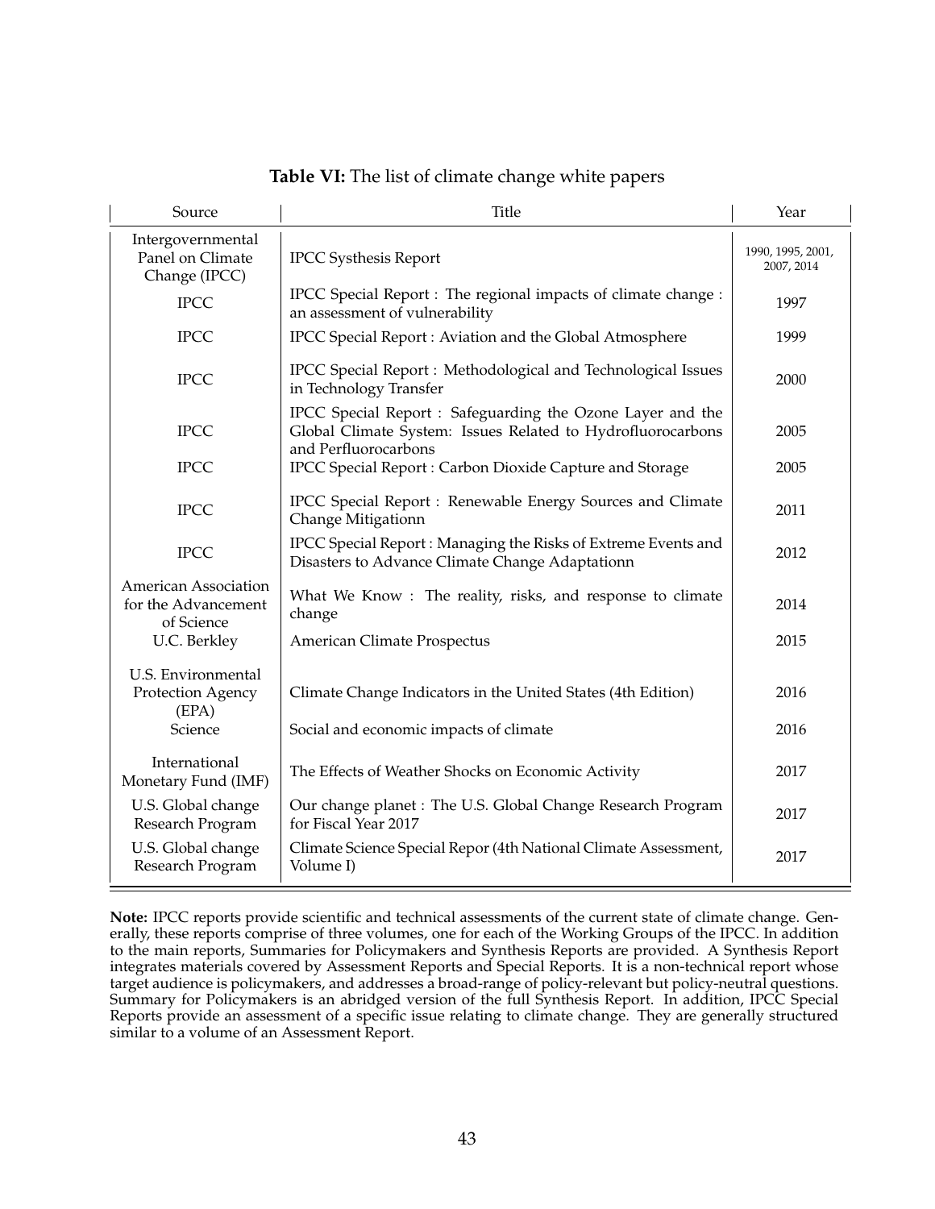**Table VI:** The list of climate change white papers

| Source | Title | Year |
|---|---|---|
| Intergovernmental Panel on Climate Change (IPCC) | IPCC Systhesis Report | 1990, 1995, 2001, 2007, 2014 |
| IPCC | IPCC Special Report : The regional impacts of climate change : an assessment of vulnerability | 1997 |
| IPCC | IPCC Special Report : Aviation and the Global Atmosphere | 1999 |
| IPCC | IPCC Special Report : Methodological and Technological Issues in Technology Transfer | 2000 |
| IPCC | IPCC Special Report : Safeguarding the Ozone Layer and the Global Climate System: Issues Related to Hydrofluorocarbons and Perfluorocarbons | 2005 |
| IPCC | IPCC Special Report : Carbon Dioxide Capture and Storage | 2005 |
| IPCC | IPCC Special Report : Renewable Energy Sources and Climate Change Mitigationn | 2011 |
| IPCC | IPCC Special Report : Managing the Risks of Extreme Events and Disasters to Advance Climate Change Adaptationn | 2012 |
| American Association for the Advancement of Science | What We Know : The reality, risks, and response to climate change | 2014 |
| U.C. Berkley | American Climate Prospectus | 2015 |
| U.S. Environmental Protection Agency (EPA) | Climate Change Indicators in the United States (4th Edition) | 2016 |
| Science | Social and economic impacts of climate | 2016 |
| International Monetary Fund (IMF) | The Effects of Weather Shocks on Economic Activity | 2017 |
| U.S. Global change Research Program | Our change planet : The U.S. Global Change Research Program for Fiscal Year 2017 | 2017 |
| U.S. Global change Research Program | Climate Science Special Repor (4th National Climate Assessment, Volume I) | 2017 |

**Note:** IPCC reports provide scientific and technical assessments of the current state of climate change. Generally, these reports comprise of three volumes, one for each of the Working Groups of the IPCC. In addition to the main reports, Summaries for Policymakers and Synthesis Reports are provided. A Synthesis Report integrates materials covered by Assessment Reports and Special Reports. It is a non-technical report whose target audience is policymakers, and addresses a broad-range of policy-relevant but policy-neutral questions. Summary for Policymakers is an abridged version of the full Synthesis Report. In addition, IPCC Special Reports provide an assessment of a specific issue relating to climate change. They are generally structured similar to a volume of an Assessment Report.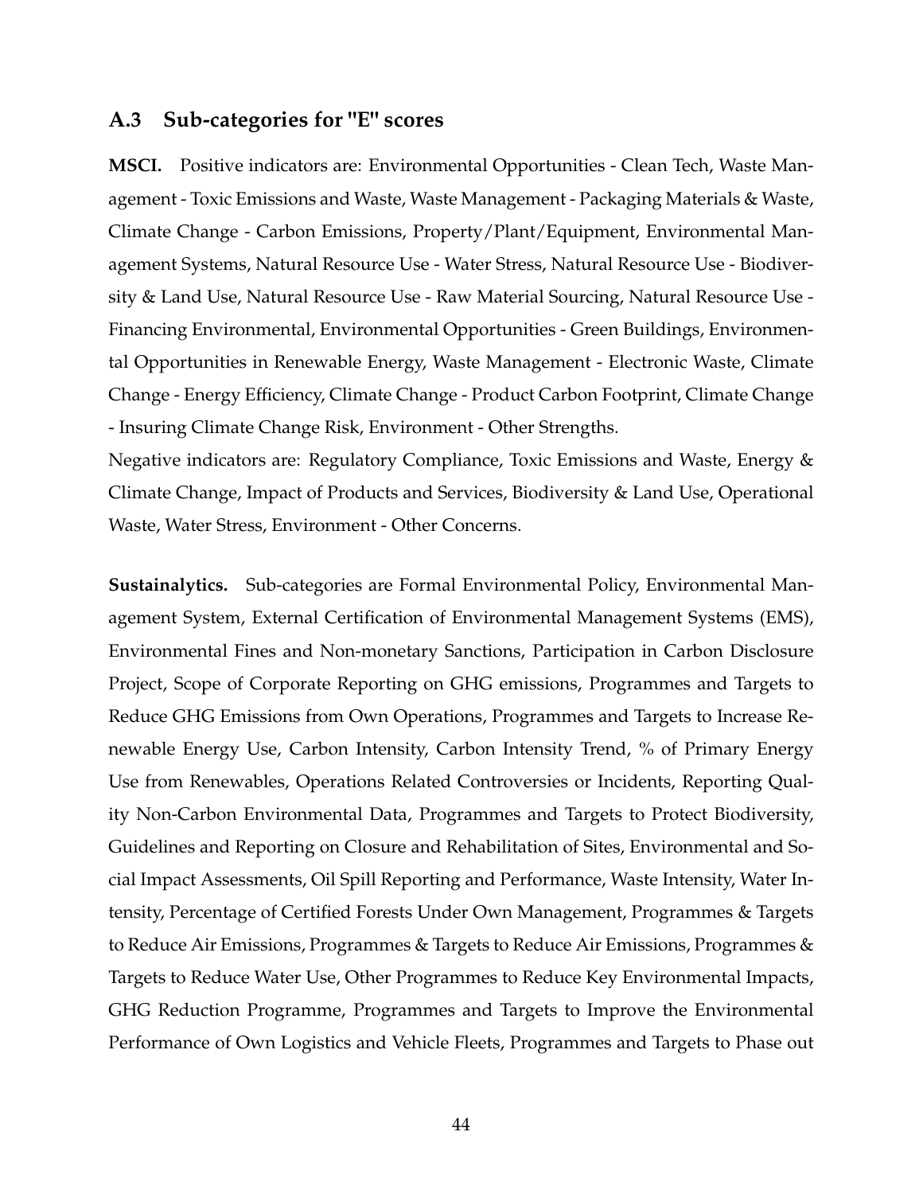## A.3 Sub-categories for "E" scores

**MSCI.** Positive indicators are: Environmental Opportunities - Clean Tech, Waste Management - Toxic Emissions and Waste, Waste Management - Packaging Materials & Waste, Climate Change - Carbon Emissions, Property/Plant/Equipment, Environmental Management Systems, Natural Resource Use - Water Stress, Natural Resource Use - Biodiversity & Land Use, Natural Resource Use - Raw Material Sourcing, Natural Resource Use - Financing Environmental, Environmental Opportunities - Green Buildings, Environmental Opportunities in Renewable Energy, Waste Management - Electronic Waste, Climate Change - Energy Efficiency, Climate Change - Product Carbon Footprint, Climate Change - Insuring Climate Change Risk, Environment - Other Strengths.

Negative indicators are: Regulatory Compliance, Toxic Emissions and Waste, Energy & Climate Change, Impact of Products and Services, Biodiversity & Land Use, Operational Waste, Water Stress, Environment - Other Concerns.

**Sustainalytics.** Sub-categories are Formal Environmental Policy, Environmental Management System, External Certification of Environmental Management Systems (EMS), Environmental Fines and Non-monetary Sanctions, Participation in Carbon Disclosure Project, Scope of Corporate Reporting on GHG emissions, Programmes and Targets to Reduce GHG Emissions from Own Operations, Programmes and Targets to Increase Renewable Energy Use, Carbon Intensity, Carbon Intensity Trend, % of Primary Energy Use from Renewables, Operations Related Controversies or Incidents, Reporting Quality Non-Carbon Environmental Data, Programmes and Targets to Protect Biodiversity, Guidelines and Reporting on Closure and Rehabilitation of Sites, Environmental and Social Impact Assessments, Oil Spill Reporting and Performance, Waste Intensity, Water Intensity, Percentage of Certified Forests Under Own Management, Programmes & Targets to Reduce Air Emissions, Programmes & Targets to Reduce Air Emissions, Programmes & Targets to Reduce Water Use, Other Programmes to Reduce Key Environmental Impacts, GHG Reduction Programme, Programmes and Targets to Improve the Environmental Performance of Own Logistics and Vehicle Fleets, Programmes and Targets to Phase out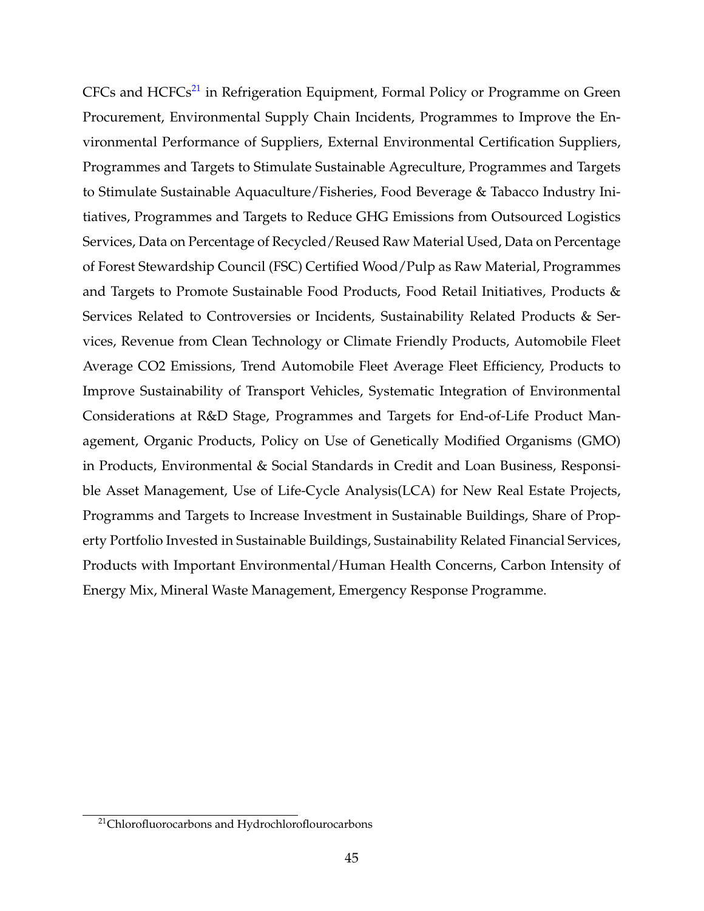CFCs and HCFCs[21] in Refrigeration Equipment, Formal Policy or Programme on Green Procurement, Environmental Supply Chain Incidents, Programmes to Improve the Environmental Performance of Suppliers, External Environmental Certification Suppliers, Programmes and Targets to Stimulate Sustainable Agreculture, Programmes and Targets to Stimulate Sustainable Aquaculture/Fisheries, Food Beverage & Tabacco Industry Initiatives, Programmes and Targets to Reduce GHG Emissions from Outsourced Logistics Services, Data on Percentage of Recycled/Reused Raw Material Used, Data on Percentage of Forest Stewardship Council (FSC) Certified Wood/Pulp as Raw Material, Programmes and Targets to Promote Sustainable Food Products, Food Retail Initiatives, Products & Services Related to Controversies or Incidents, Sustainability Related Products & Services, Revenue from Clean Technology or Climate Friendly Products, Automobile Fleet Average CO2 Emissions, Trend Automobile Fleet Average Fleet Efficiency, Products to Improve Sustainability of Transport Vehicles, Systematic Integration of Environmental Considerations at R&D Stage, Programmes and Targets for End-of-Life Product Management, Organic Products, Policy on Use of Genetically Modified Organisms (GMO) in Products, Environmental & Social Standards in Credit and Loan Business, Responsible Asset Management, Use of Life-Cycle Analysis(LCA) for New Real Estate Projects, Programms and Targets to Increase Investment in Sustainable Buildings, Share of Property Portfolio Invested in Sustainable Buildings, Sustainability Related Financial Services, Products with Important Environmental/Human Health Concerns, Carbon Intensity of Energy Mix, Mineral Waste Management, Emergency Response Programme.

[21]Chlorofluorocarbons and Hydrochloroflourocarbons